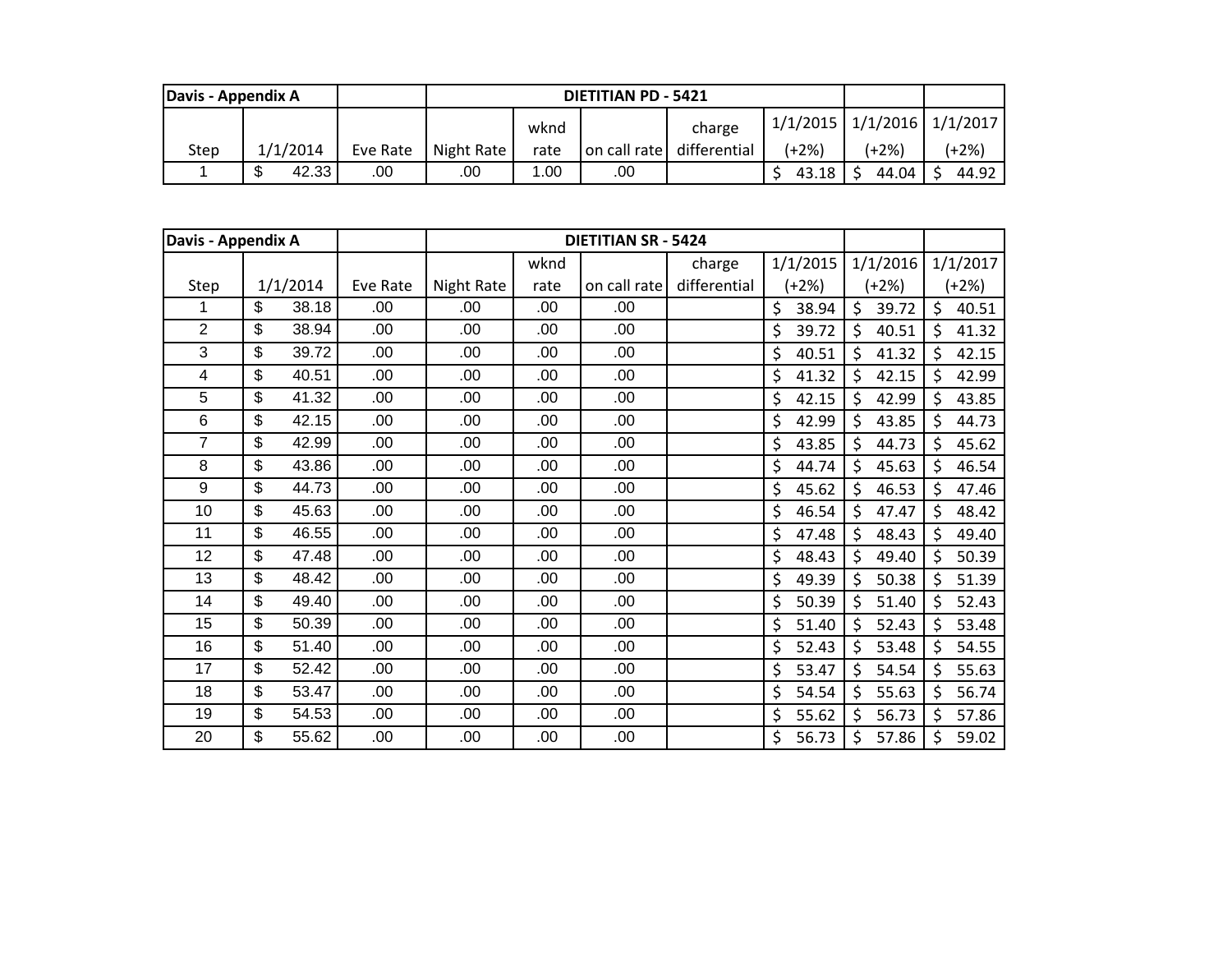| Davis - Appendix A | | | DIETITIAN PD - 5421 | | | | | | |
|---|---|---|---|---|---|---|---|---|---|
| Step | 1/1/2014 | Eve Rate | Night Rate | wknd rate | on call rate | charge differential | 1/1/2015 (+2%) | 1/1/2016 (+2%) | 1/1/2017 (+2%) |
| 1 | $ 42.33 | .00 | .00 | 1.00 | .00 | | $ 43.18 | $ 44.04 | $ 44.92 |

| Davis - Appendix A | | | DIETITIAN SR - 5424 | | | | | | |
|---|---|---|---|---|---|---|---|---|---|
| Step | 1/1/2014 | Eve Rate | Night Rate | wknd rate | on call rate | charge differential | 1/1/2015 (+2%) | 1/1/2016 (+2%) | 1/1/2017 (+2%) |
| 1 | $ 38.18 | .00 | .00 | .00 | .00 | | $ 38.94 | $ 39.72 | $ 40.51 |
| 2 | $ 38.94 | .00 | .00 | .00 | .00 | | $ 39.72 | $ 40.51 | $ 41.32 |
| 3 | $ 39.72 | .00 | .00 | .00 | .00 | | $ 40.51 | $ 41.32 | $ 42.15 |
| 4 | $ 40.51 | .00 | .00 | .00 | .00 | | $ 41.32 | $ 42.15 | $ 42.99 |
| 5 | $ 41.32 | .00 | .00 | .00 | .00 | | $ 42.15 | $ 42.99 | $ 43.85 |
| 6 | $ 42.15 | .00 | .00 | .00 | .00 | | $ 42.99 | $ 43.85 | $ 44.73 |
| 7 | $ 42.99 | .00 | .00 | .00 | .00 | | $ 43.85 | $ 44.73 | $ 45.62 |
| 8 | $ 43.86 | .00 | .00 | .00 | .00 | | $ 44.74 | $ 45.63 | $ 46.54 |
| 9 | $ 44.73 | .00 | .00 | .00 | .00 | | $ 45.62 | $ 46.53 | $ 47.46 |
| 10 | $ 45.63 | .00 | .00 | .00 | .00 | | $ 46.54 | $ 47.47 | $ 48.42 |
| 11 | $ 46.55 | .00 | .00 | .00 | .00 | | $ 47.48 | $ 48.43 | $ 49.40 |
| 12 | $ 47.48 | .00 | .00 | .00 | .00 | | $ 48.43 | $ 49.40 | $ 50.39 |
| 13 | $ 48.42 | .00 | .00 | .00 | .00 | | $ 49.39 | $ 50.38 | $ 51.39 |
| 14 | $ 49.40 | .00 | .00 | .00 | .00 | | $ 50.39 | $ 51.40 | $ 52.43 |
| 15 | $ 50.39 | .00 | .00 | .00 | .00 | | $ 51.40 | $ 52.43 | $ 53.48 |
| 16 | $ 51.40 | .00 | .00 | .00 | .00 | | $ 52.43 | $ 53.48 | $ 54.55 |
| 17 | $ 52.42 | .00 | .00 | .00 | .00 | | $ 53.47 | $ 54.54 | $ 55.63 |
| 18 | $ 53.47 | .00 | .00 | .00 | .00 | | $ 54.54 | $ 55.63 | $ 56.74 |
| 19 | $ 54.53 | .00 | .00 | .00 | .00 | | $ 55.62 | $ 56.73 | $ 57.86 |
| 20 | $ 55.62 | .00 | .00 | .00 | .00 | | $ 56.73 | $ 57.86 | $ 59.02 |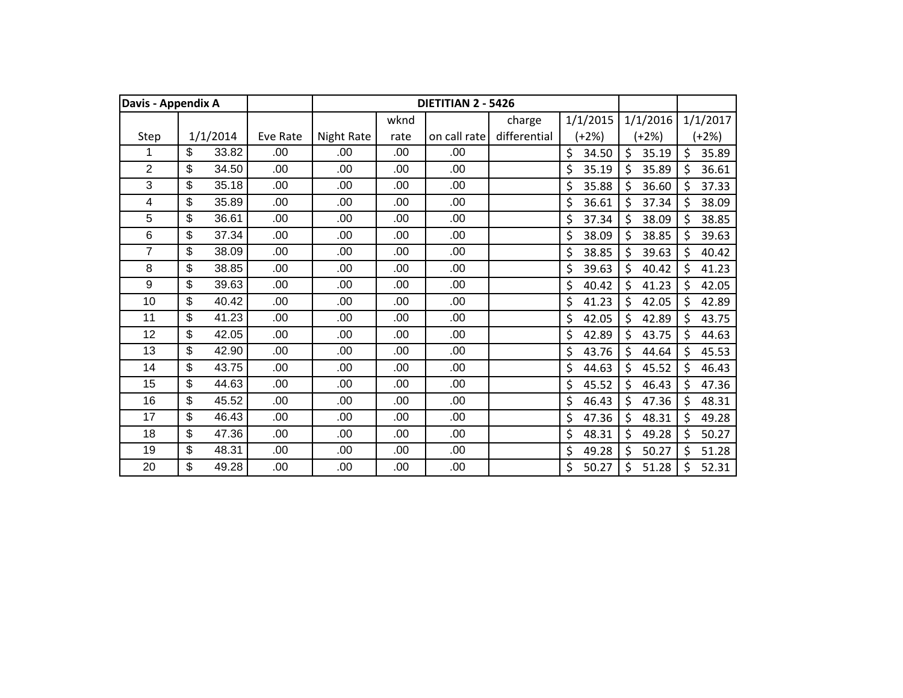| Davis - Appendix A | | | DIETITIAN 2 - 5426 | | | | | | |
|---|---|---|---|---|---|---|---|---|---|
| Step | 1/1/2014 | Eve Rate | Night Rate | wknd rate | on call rate | charge differential | 1/1/2015 (+2%) | 1/1/2016 (+2%) | 1/1/2017 (+2%) |
| 1 | $ 33.82 | .00 | .00 | .00 | .00 | | $ 34.50 | $ 35.19 | $ 35.89 |
| 2 | $ 34.50 | .00 | .00 | .00 | .00 | | $ 35.19 | $ 35.89 | $ 36.61 |
| 3 | $ 35.18 | .00 | .00 | .00 | .00 | | $ 35.88 | $ 36.60 | $ 37.33 |
| 4 | $ 35.89 | .00 | .00 | .00 | .00 | | $ 36.61 | $ 37.34 | $ 38.09 |
| 5 | $ 36.61 | .00 | .00 | .00 | .00 | | $ 37.34 | $ 38.09 | $ 38.85 |
| 6 | $ 37.34 | .00 | .00 | .00 | .00 | | $ 38.09 | $ 38.85 | $ 39.63 |
| 7 | $ 38.09 | .00 | .00 | .00 | .00 | | $ 38.85 | $ 39.63 | $ 40.42 |
| 8 | $ 38.85 | .00 | .00 | .00 | .00 | | $ 39.63 | $ 40.42 | $ 41.23 |
| 9 | $ 39.63 | .00 | .00 | .00 | .00 | | $ 40.42 | $ 41.23 | $ 42.05 |
| 10 | $ 40.42 | .00 | .00 | .00 | .00 | | $ 41.23 | $ 42.05 | $ 42.89 |
| 11 | $ 41.23 | .00 | .00 | .00 | .00 | | $ 42.05 | $ 42.89 | $ 43.75 |
| 12 | $ 42.05 | .00 | .00 | .00 | .00 | | $ 42.89 | $ 43.75 | $ 44.63 |
| 13 | $ 42.90 | .00 | .00 | .00 | .00 | | $ 43.76 | $ 44.64 | $ 45.53 |
| 14 | $ 43.75 | .00 | .00 | .00 | .00 | | $ 44.63 | $ 45.52 | $ 46.43 |
| 15 | $ 44.63 | .00 | .00 | .00 | .00 | | $ 45.52 | $ 46.43 | $ 47.36 |
| 16 | $ 45.52 | .00 | .00 | .00 | .00 | | $ 46.43 | $ 47.36 | $ 48.31 |
| 17 | $ 46.43 | .00 | .00 | .00 | .00 | | $ 47.36 | $ 48.31 | $ 49.28 |
| 18 | $ 47.36 | .00 | .00 | .00 | .00 | | $ 48.31 | $ 49.28 | $ 50.27 |
| 19 | $ 48.31 | .00 | .00 | .00 | .00 | | $ 49.28 | $ 50.27 | $ 51.28 |
| 20 | $ 49.28 | .00 | .00 | .00 | .00 | | $ 50.27 | $ 51.28 | $ 52.31 |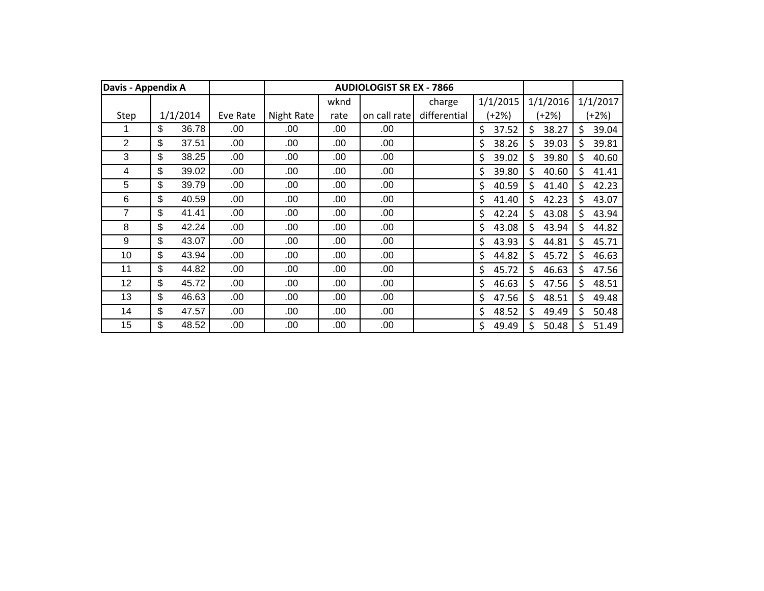| Davis - Appendix A | | | AUDIOLOGIST SR EX - 7866 | | | | | | |
|---|---|---|---|---|---|---|---|---|---|
| Step | 1/1/2014 | Eve Rate | Night Rate | wknd rate | on call rate | charge differential | 1/1/2015 (+2%) | 1/1/2016 (+2%) | 1/1/2017 (+2%) |
| 1 | $ 36.78 | .00 | .00 | .00 | .00 | | $ 37.52 | $ 38.27 | $ 39.04 |
| 2 | $ 37.51 | .00 | .00 | .00 | .00 | | $ 38.26 | $ 39.03 | $ 39.81 |
| 3 | $ 38.25 | .00 | .00 | .00 | .00 | | $ 39.02 | $ 39.80 | $ 40.60 |
| 4 | $ 39.02 | .00 | .00 | .00 | .00 | | $ 39.80 | $ 40.60 | $ 41.41 |
| 5 | $ 39.79 | .00 | .00 | .00 | .00 | | $ 40.59 | $ 41.40 | $ 42.23 |
| 6 | $ 40.59 | .00 | .00 | .00 | .00 | | $ 41.40 | $ 42.23 | $ 43.07 |
| 7 | $ 41.41 | .00 | .00 | .00 | .00 | | $ 42.24 | $ 43.08 | $ 43.94 |
| 8 | $ 42.24 | .00 | .00 | .00 | .00 | | $ 43.08 | $ 43.94 | $ 44.82 |
| 9 | $ 43.07 | .00 | .00 | .00 | .00 | | $ 43.93 | $ 44.81 | $ 45.71 |
| 10 | $ 43.94 | .00 | .00 | .00 | .00 | | $ 44.82 | $ 45.72 | $ 46.63 |
| 11 | $ 44.82 | .00 | .00 | .00 | .00 | | $ 45.72 | $ 46.63 | $ 47.56 |
| 12 | $ 45.72 | .00 | .00 | .00 | .00 | | $ 46.63 | $ 47.56 | $ 48.51 |
| 13 | $ 46.63 | .00 | .00 | .00 | .00 | | $ 47.56 | $ 48.51 | $ 49.48 |
| 14 | $ 47.57 | .00 | .00 | .00 | .00 | | $ 48.52 | $ 49.49 | $ 50.48 |
| 15 | $ 48.52 | .00 | .00 | .00 | .00 | | $ 49.49 | $ 50.48 | $ 51.49 |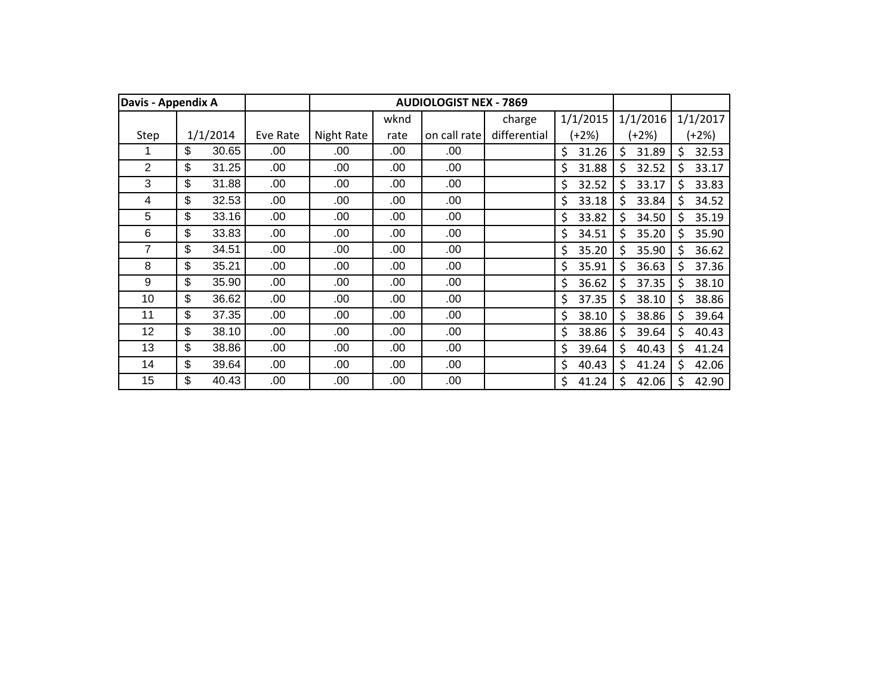| Davis - Appendix A | | | AUDIOLOGIST NEX - 7869 | | | | | | |
|---|---|---|---|---|---|---|---|---|---|
| Step | 1/1/2014 | Eve Rate | Night Rate | wknd rate | on call rate | charge differential | 1/1/2015 (+2%) | 1/1/2016 (+2%) | 1/1/2017 (+2%) |
| 1 | $ 30.65 | .00 | .00 | .00 | .00 | | $ 31.26 | $ 31.89 | $ 32.53 |
| 2 | $ 31.25 | .00 | .00 | .00 | .00 | | $ 31.88 | $ 32.52 | $ 33.17 |
| 3 | $ 31.88 | .00 | .00 | .00 | .00 | | $ 32.52 | $ 33.17 | $ 33.83 |
| 4 | $ 32.53 | .00 | .00 | .00 | .00 | | $ 33.18 | $ 33.84 | $ 34.52 |
| 5 | $ 33.16 | .00 | .00 | .00 | .00 | | $ 33.82 | $ 34.50 | $ 35.19 |
| 6 | $ 33.83 | .00 | .00 | .00 | .00 | | $ 34.51 | $ 35.20 | $ 35.90 |
| 7 | $ 34.51 | .00 | .00 | .00 | .00 | | $ 35.20 | $ 35.90 | $ 36.62 |
| 8 | $ 35.21 | .00 | .00 | .00 | .00 | | $ 35.91 | $ 36.63 | $ 37.36 |
| 9 | $ 35.90 | .00 | .00 | .00 | .00 | | $ 36.62 | $ 37.35 | $ 38.10 |
| 10 | $ 36.62 | .00 | .00 | .00 | .00 | | $ 37.35 | $ 38.10 | $ 38.86 |
| 11 | $ 37.35 | .00 | .00 | .00 | .00 | | $ 38.10 | $ 38.86 | $ 39.64 |
| 12 | $ 38.10 | .00 | .00 | .00 | .00 | | $ 38.86 | $ 39.64 | $ 40.43 |
| 13 | $ 38.86 | .00 | .00 | .00 | .00 | | $ 39.64 | $ 40.43 | $ 41.24 |
| 14 | $ 39.64 | .00 | .00 | .00 | .00 | | $ 40.43 | $ 41.24 | $ 42.06 |
| 15 | $ 40.43 | .00 | .00 | .00 | .00 | | $ 41.24 | $ 42.06 | $ 42.90 |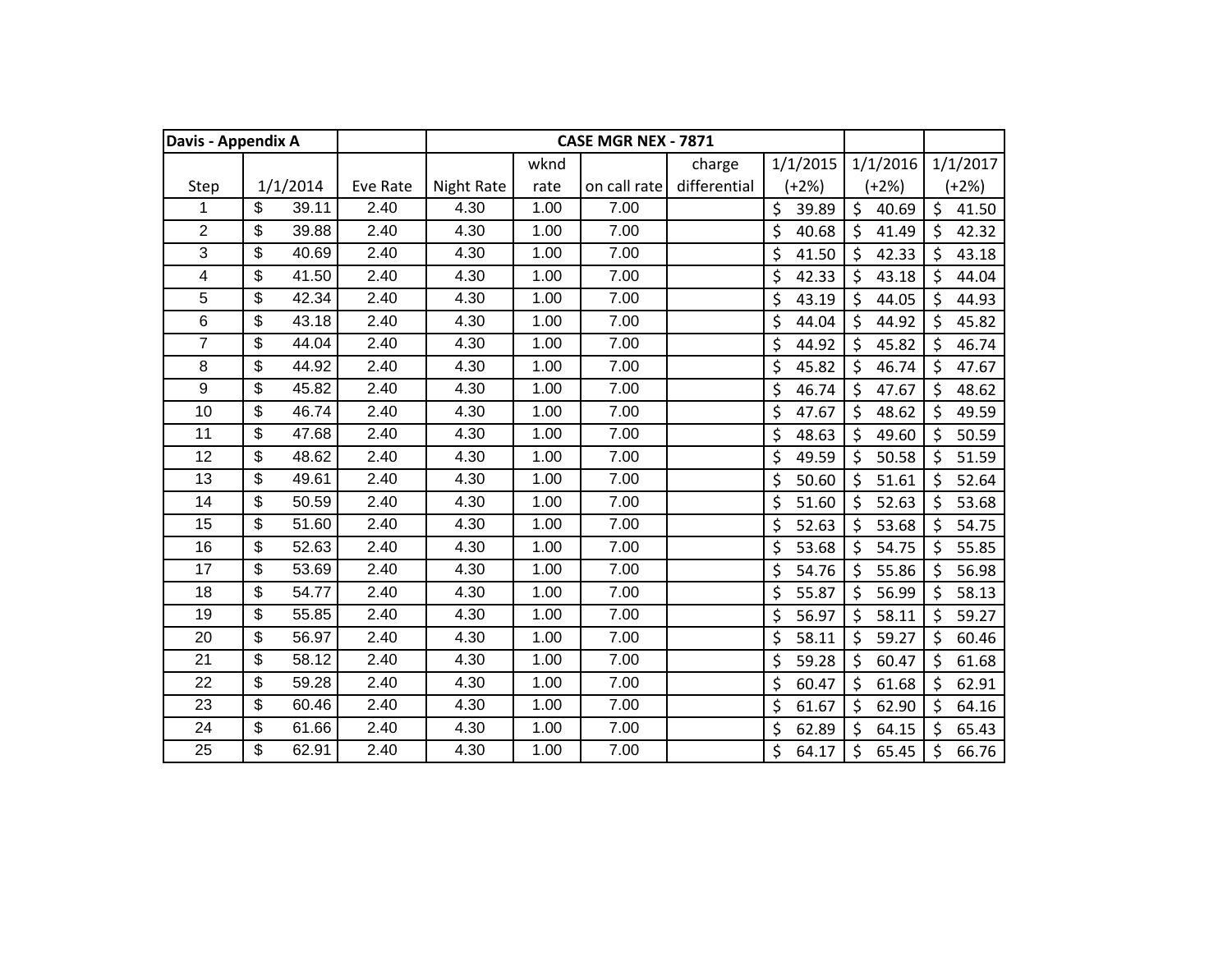| Davis - Appendix A | | | CASE MGR NEX - 7871 | | | | | | |
|---|---|---|---|---|---|---|---|---|---|
| Step | 1/1/2014 | Eve Rate | Night Rate | wknd rate | on call rate | charge differential | 1/1/2015 (+2%) | 1/1/2016 (+2%) | 1/1/2017 (+2%) |
| 1 | $ 39.11 | 2.40 | 4.30 | 1.00 | 7.00 | | $ 39.89 | $ 40.69 | $ 41.50 |
| 2 | $ 39.88 | 2.40 | 4.30 | 1.00 | 7.00 | | $ 40.68 | $ 41.49 | $ 42.32 |
| 3 | $ 40.69 | 2.40 | 4.30 | 1.00 | 7.00 | | $ 41.50 | $ 42.33 | $ 43.18 |
| 4 | $ 41.50 | 2.40 | 4.30 | 1.00 | 7.00 | | $ 42.33 | $ 43.18 | $ 44.04 |
| 5 | $ 42.34 | 2.40 | 4.30 | 1.00 | 7.00 | | $ 43.19 | $ 44.05 | $ 44.93 |
| 6 | $ 43.18 | 2.40 | 4.30 | 1.00 | 7.00 | | $ 44.04 | $ 44.92 | $ 45.82 |
| 7 | $ 44.04 | 2.40 | 4.30 | 1.00 | 7.00 | | $ 44.92 | $ 45.82 | $ 46.74 |
| 8 | $ 44.92 | 2.40 | 4.30 | 1.00 | 7.00 | | $ 45.82 | $ 46.74 | $ 47.67 |
| 9 | $ 45.82 | 2.40 | 4.30 | 1.00 | 7.00 | | $ 46.74 | $ 47.67 | $ 48.62 |
| 10 | $ 46.74 | 2.40 | 4.30 | 1.00 | 7.00 | | $ 47.67 | $ 48.62 | $ 49.59 |
| 11 | $ 47.68 | 2.40 | 4.30 | 1.00 | 7.00 | | $ 48.63 | $ 49.60 | $ 50.59 |
| 12 | $ 48.62 | 2.40 | 4.30 | 1.00 | 7.00 | | $ 49.59 | $ 50.58 | $ 51.59 |
| 13 | $ 49.61 | 2.40 | 4.30 | 1.00 | 7.00 | | $ 50.60 | $ 51.61 | $ 52.64 |
| 14 | $ 50.59 | 2.40 | 4.30 | 1.00 | 7.00 | | $ 51.60 | $ 52.63 | $ 53.68 |
| 15 | $ 51.60 | 2.40 | 4.30 | 1.00 | 7.00 | | $ 52.63 | $ 53.68 | $ 54.75 |
| 16 | $ 52.63 | 2.40 | 4.30 | 1.00 | 7.00 | | $ 53.68 | $ 54.75 | $ 55.85 |
| 17 | $ 53.69 | 2.40 | 4.30 | 1.00 | 7.00 | | $ 54.76 | $ 55.86 | $ 56.98 |
| 18 | $ 54.77 | 2.40 | 4.30 | 1.00 | 7.00 | | $ 55.87 | $ 56.99 | $ 58.13 |
| 19 | $ 55.85 | 2.40 | 4.30 | 1.00 | 7.00 | | $ 56.97 | $ 58.11 | $ 59.27 |
| 20 | $ 56.97 | 2.40 | 4.30 | 1.00 | 7.00 | | $ 58.11 | $ 59.27 | $ 60.46 |
| 21 | $ 58.12 | 2.40 | 4.30 | 1.00 | 7.00 | | $ 59.28 | $ 60.47 | $ 61.68 |
| 22 | $ 59.28 | 2.40 | 4.30 | 1.00 | 7.00 | | $ 60.47 | $ 61.68 | $ 62.91 |
| 23 | $ 60.46 | 2.40 | 4.30 | 1.00 | 7.00 | | $ 61.67 | $ 62.90 | $ 64.16 |
| 24 | $ 61.66 | 2.40 | 4.30 | 1.00 | 7.00 | | $ 62.89 | $ 64.15 | $ 65.43 |
| 25 | $ 62.91 | 2.40 | 4.30 | 1.00 | 7.00 | | $ 64.17 | $ 65.45 | $ 66.76 |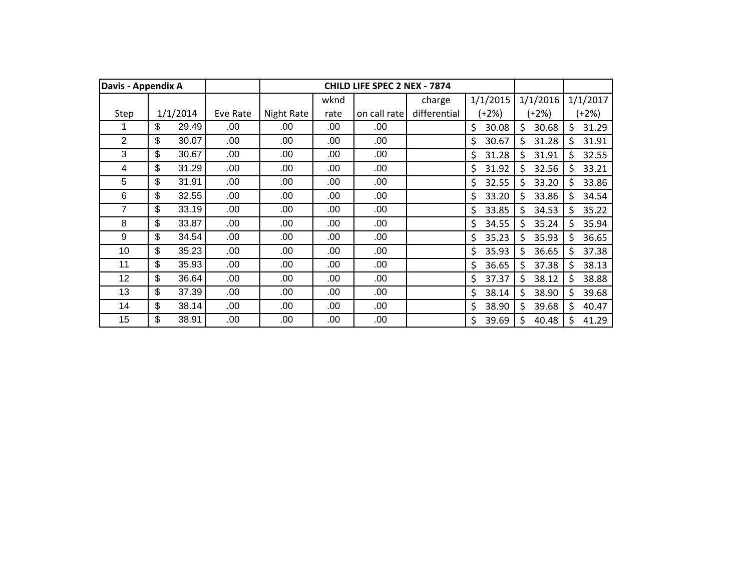| Davis - Appendix A | | | CHILD LIFE SPEC 2 NEX - 7874 | | | | | | |
|---|---|---|---|---|---|---|---|---|---|
| Step | 1/1/2014 | Eve Rate | Night Rate | wknd rate | on call rate | charge differential | 1/1/2015 (+2%) | 1/1/2016 (+2%) | 1/1/2017 (+2%) |
| 1 | $ 29.49 | .00 | .00 | .00 | .00 | | $ 30.08 | $ 30.68 | $ 31.29 |
| 2 | $ 30.07 | .00 | .00 | .00 | .00 | | $ 30.67 | $ 31.28 | $ 31.91 |
| 3 | $ 30.67 | .00 | .00 | .00 | .00 | | $ 31.28 | $ 31.91 | $ 32.55 |
| 4 | $ 31.29 | .00 | .00 | .00 | .00 | | $ 31.92 | $ 32.56 | $ 33.21 |
| 5 | $ 31.91 | .00 | .00 | .00 | .00 | | $ 32.55 | $ 33.20 | $ 33.86 |
| 6 | $ 32.55 | .00 | .00 | .00 | .00 | | $ 33.20 | $ 33.86 | $ 34.54 |
| 7 | $ 33.19 | .00 | .00 | .00 | .00 | | $ 33.85 | $ 34.53 | $ 35.22 |
| 8 | $ 33.87 | .00 | .00 | .00 | .00 | | $ 34.55 | $ 35.24 | $ 35.94 |
| 9 | $ 34.54 | .00 | .00 | .00 | .00 | | $ 35.23 | $ 35.93 | $ 36.65 |
| 10 | $ 35.23 | .00 | .00 | .00 | .00 | | $ 35.93 | $ 36.65 | $ 37.38 |
| 11 | $ 35.93 | .00 | .00 | .00 | .00 | | $ 36.65 | $ 37.38 | $ 38.13 |
| 12 | $ 36.64 | .00 | .00 | .00 | .00 | | $ 37.37 | $ 38.12 | $ 38.88 |
| 13 | $ 37.39 | .00 | .00 | .00 | .00 | | $ 38.14 | $ 38.90 | $ 39.68 |
| 14 | $ 38.14 | .00 | .00 | .00 | .00 | | $ 38.90 | $ 39.68 | $ 40.47 |
| 15 | $ 38.91 | .00 | .00 | .00 | .00 | | $ 39.69 | $ 40.48 | $ 41.29 |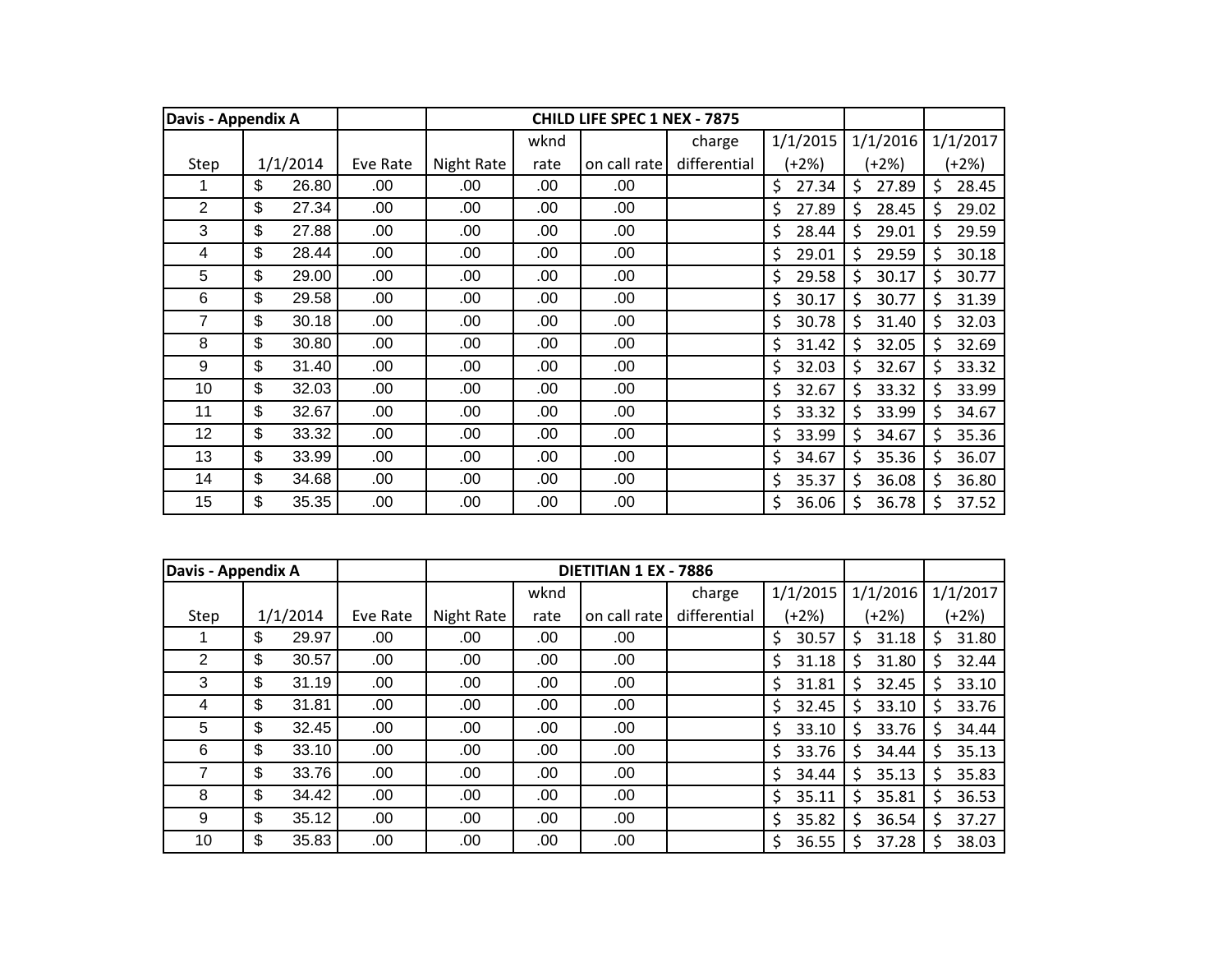| Davis - Appendix A | | | CHILD LIFE SPEC 1 NEX - 7875 | | | | | | |
|---|---|---|---|---|---|---|---|---|---|
| Step | 1/1/2014 | Eve Rate | Night Rate | wknd rate | on call rate | charge differential | 1/1/2015 (+2%) | 1/1/2016 (+2%) | 1/1/2017 (+2%) |
| 1 | $ 26.80 | .00 | .00 | .00 | .00 | | $ 27.34 | $ 27.89 | $ 28.45 |
| 2 | $ 27.34 | .00 | .00 | .00 | .00 | | $ 27.89 | $ 28.45 | $ 29.02 |
| 3 | $ 27.88 | .00 | .00 | .00 | .00 | | $ 28.44 | $ 29.01 | $ 29.59 |
| 4 | $ 28.44 | .00 | .00 | .00 | .00 | | $ 29.01 | $ 29.59 | $ 30.18 |
| 5 | $ 29.00 | .00 | .00 | .00 | .00 | | $ 29.58 | $ 30.17 | $ 30.77 |
| 6 | $ 29.58 | .00 | .00 | .00 | .00 | | $ 30.17 | $ 30.77 | $ 31.39 |
| 7 | $ 30.18 | .00 | .00 | .00 | .00 | | $ 30.78 | $ 31.40 | $ 32.03 |
| 8 | $ 30.80 | .00 | .00 | .00 | .00 | | $ 31.42 | $ 32.05 | $ 32.69 |
| 9 | $ 31.40 | .00 | .00 | .00 | .00 | | $ 32.03 | $ 32.67 | $ 33.32 |
| 10 | $ 32.03 | .00 | .00 | .00 | .00 | | $ 32.67 | $ 33.32 | $ 33.99 |
| 11 | $ 32.67 | .00 | .00 | .00 | .00 | | $ 33.32 | $ 33.99 | $ 34.67 |
| 12 | $ 33.32 | .00 | .00 | .00 | .00 | | $ 33.99 | $ 34.67 | $ 35.36 |
| 13 | $ 33.99 | .00 | .00 | .00 | .00 | | $ 34.67 | $ 35.36 | $ 36.07 |
| 14 | $ 34.68 | .00 | .00 | .00 | .00 | | $ 35.37 | $ 36.08 | $ 36.80 |
| 15 | $ 35.35 | .00 | .00 | .00 | .00 | | $ 36.06 | $ 36.78 | $ 37.52 |

| Davis - Appendix A | | | DIETITIAN 1 EX - 7886 | | | | | | |
|---|---|---|---|---|---|---|---|---|---|
| Step | 1/1/2014 | Eve Rate | Night Rate | wknd rate | on call rate | charge differential | 1/1/2015 (+2%) | 1/1/2016 (+2%) | 1/1/2017 (+2%) |
| 1 | $ 29.97 | .00 | .00 | .00 | .00 | | $ 30.57 | $ 31.18 | $ 31.80 |
| 2 | $ 30.57 | .00 | .00 | .00 | .00 | | $ 31.18 | $ 31.80 | $ 32.44 |
| 3 | $ 31.19 | .00 | .00 | .00 | .00 | | $ 31.81 | $ 32.45 | $ 33.10 |
| 4 | $ 31.81 | .00 | .00 | .00 | .00 | | $ 32.45 | $ 33.10 | $ 33.76 |
| 5 | $ 32.45 | .00 | .00 | .00 | .00 | | $ 33.10 | $ 33.76 | $ 34.44 |
| 6 | $ 33.10 | .00 | .00 | .00 | .00 | | $ 33.76 | $ 34.44 | $ 35.13 |
| 7 | $ 33.76 | .00 | .00 | .00 | .00 | | $ 34.44 | $ 35.13 | $ 35.83 |
| 8 | $ 34.42 | .00 | .00 | .00 | .00 | | $ 35.11 | $ 35.81 | $ 36.53 |
| 9 | $ 35.12 | .00 | .00 | .00 | .00 | | $ 35.82 | $ 36.54 | $ 37.27 |
| 10 | $ 35.83 | .00 | .00 | .00 | .00 | | $ 36.55 | $ 37.28 | $ 38.03 |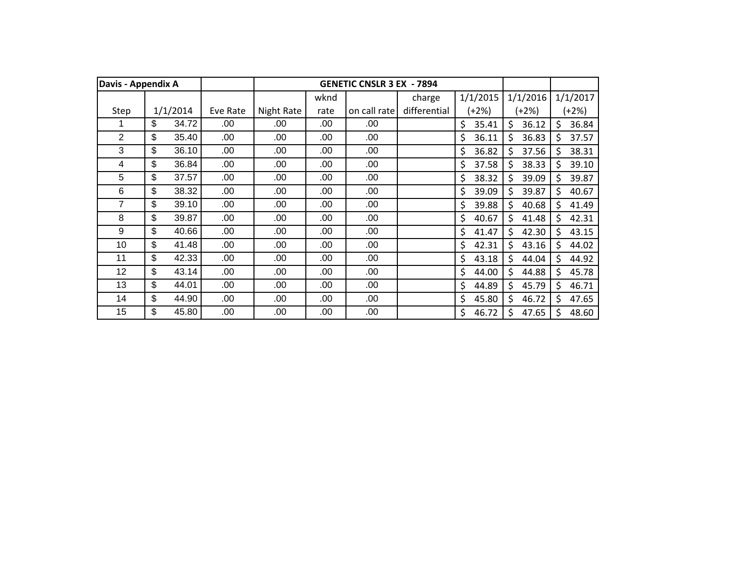| Davis - Appendix A | | | GENETIC CNSLR 3 EX - 7894 | | | | | | | |
|---|---|---|---|---|---|---|---|---|---|---|
| Step | 1/1/2014 | Eve Rate | Night Rate | wknd rate | on call rate | charge differential | 1/1/2015 (+2%) | 1/1/2016 (+2%) | 1/1/2017 (+2%) |
| 1 | $ 34.72 | .00 | .00 | .00 | .00 | | $ 35.41 | $ 36.12 | $ 36.84 |
| 2 | $ 35.40 | .00 | .00 | .00 | .00 | | $ 36.11 | $ 36.83 | $ 37.57 |
| 3 | $ 36.10 | .00 | .00 | .00 | .00 | | $ 36.82 | $ 37.56 | $ 38.31 |
| 4 | $ 36.84 | .00 | .00 | .00 | .00 | | $ 37.58 | $ 38.33 | $ 39.10 |
| 5 | $ 37.57 | .00 | .00 | .00 | .00 | | $ 38.32 | $ 39.09 | $ 39.87 |
| 6 | $ 38.32 | .00 | .00 | .00 | .00 | | $ 39.09 | $ 39.87 | $ 40.67 |
| 7 | $ 39.10 | .00 | .00 | .00 | .00 | | $ 39.88 | $ 40.68 | $ 41.49 |
| 8 | $ 39.87 | .00 | .00 | .00 | .00 | | $ 40.67 | $ 41.48 | $ 42.31 |
| 9 | $ 40.66 | .00 | .00 | .00 | .00 | | $ 41.47 | $ 42.30 | $ 43.15 |
| 10 | $ 41.48 | .00 | .00 | .00 | .00 | | $ 42.31 | $ 43.16 | $ 44.02 |
| 11 | $ 42.33 | .00 | .00 | .00 | .00 | | $ 43.18 | $ 44.04 | $ 44.92 |
| 12 | $ 43.14 | .00 | .00 | .00 | .00 | | $ 44.00 | $ 44.88 | $ 45.78 |
| 13 | $ 44.01 | .00 | .00 | .00 | .00 | | $ 44.89 | $ 45.79 | $ 46.71 |
| 14 | $ 44.90 | .00 | .00 | .00 | .00 | | $ 45.80 | $ 46.72 | $ 47.65 |
| 15 | $ 45.80 | .00 | .00 | .00 | .00 | | $ 46.72 | $ 47.65 | $ 48.60 |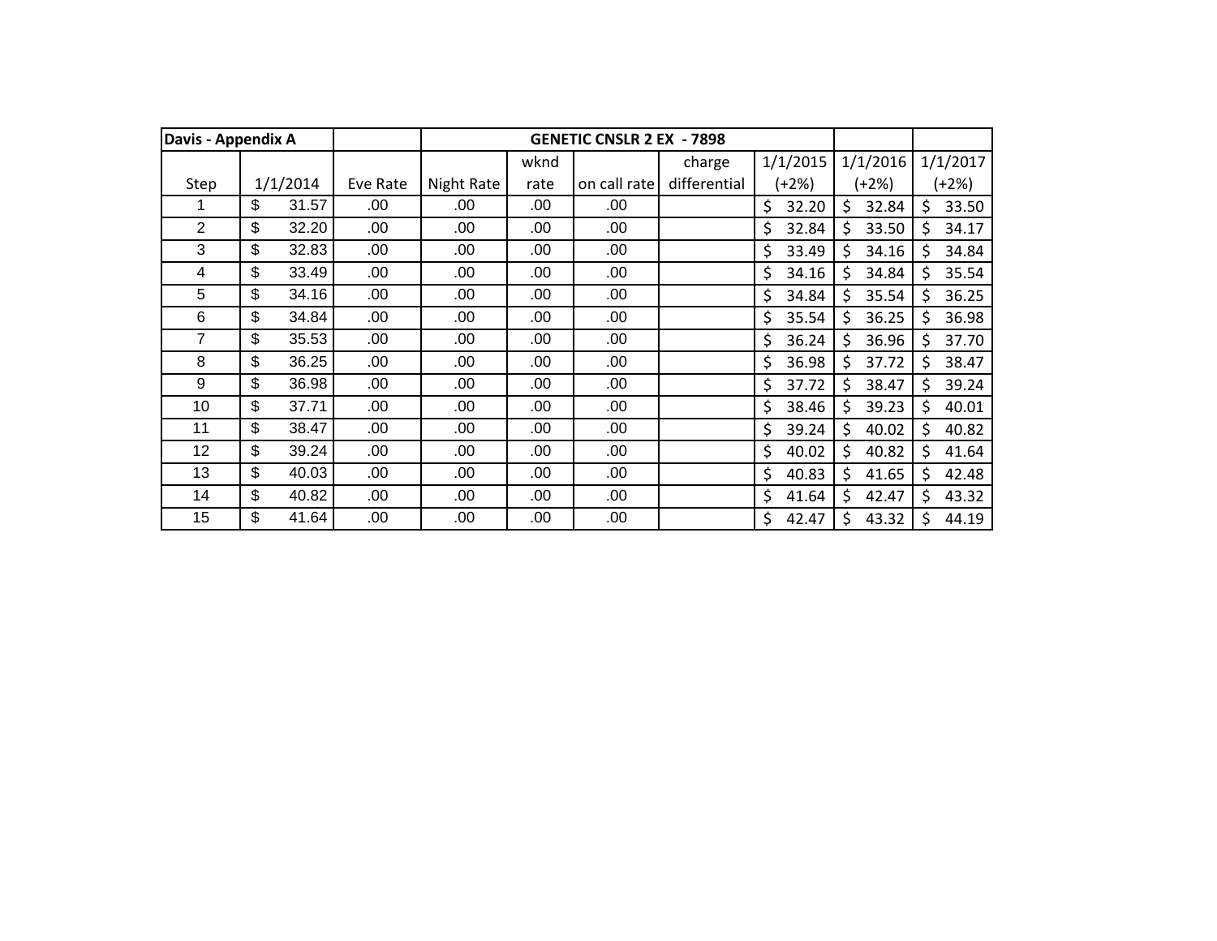| Davis - Appendix A | | | GENETIC CNSLR 2 EX - 7898 | | | | | | |
|---|---|---|---|---|---|---|---|---|---|
| Step | 1/1/2014 | Eve Rate | Night Rate | wknd rate | on call rate | charge differential | 1/1/2015 (+2%) | 1/1/2016 (+2%) | 1/1/2017 (+2%) |
| 1 | $ 31.57 | .00 | .00 | .00 | .00 | | $ 32.20 | $ 32.84 | $ 33.50 |
| 2 | $ 32.20 | .00 | .00 | .00 | .00 | | $ 32.84 | $ 33.50 | $ 34.17 |
| 3 | $ 32.83 | .00 | .00 | .00 | .00 | | $ 33.49 | $ 34.16 | $ 34.84 |
| 4 | $ 33.49 | .00 | .00 | .00 | .00 | | $ 34.16 | $ 34.84 | $ 35.54 |
| 5 | $ 34.16 | .00 | .00 | .00 | .00 | | $ 34.84 | $ 35.54 | $ 36.25 |
| 6 | $ 34.84 | .00 | .00 | .00 | .00 | | $ 35.54 | $ 36.25 | $ 36.98 |
| 7 | $ 35.53 | .00 | .00 | .00 | .00 | | $ 36.24 | $ 36.96 | $ 37.70 |
| 8 | $ 36.25 | .00 | .00 | .00 | .00 | | $ 36.98 | $ 37.72 | $ 38.47 |
| 9 | $ 36.98 | .00 | .00 | .00 | .00 | | $ 37.72 | $ 38.47 | $ 39.24 |
| 10 | $ 37.71 | .00 | .00 | .00 | .00 | | $ 38.46 | $ 39.23 | $ 40.01 |
| 11 | $ 38.47 | .00 | .00 | .00 | .00 | | $ 39.24 | $ 40.02 | $ 40.82 |
| 12 | $ 39.24 | .00 | .00 | .00 | .00 | | $ 40.02 | $ 40.82 | $ 41.64 |
| 13 | $ 40.03 | .00 | .00 | .00 | .00 | | $ 40.83 | $ 41.65 | $ 42.48 |
| 14 | $ 40.82 | .00 | .00 | .00 | .00 | | $ 41.64 | $ 42.47 | $ 43.32 |
| 15 | $ 41.64 | .00 | .00 | .00 | .00 | | $ 42.47 | $ 43.32 | $ 44.19 |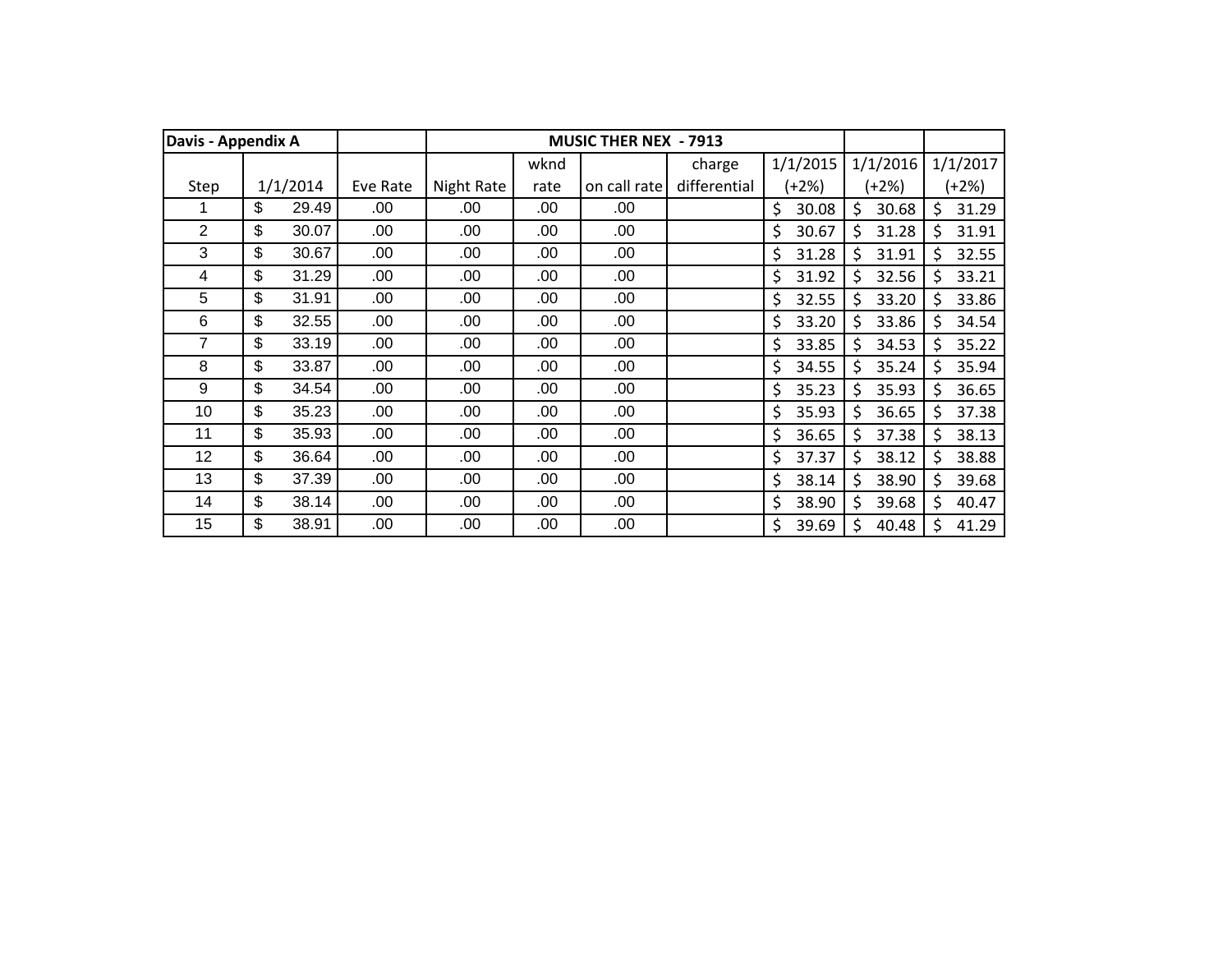| Davis - Appendix A | | | MUSIC THER NEX - 7913 | | | | | | |
|---|---|---|---|---|---|---|---|---|---|
| Step | 1/1/2014 | Eve Rate | Night Rate | wknd rate | on call rate | charge differential | 1/1/2015 (+2%) | 1/1/2016 (+2%) | 1/1/2017 (+2%) |
| 1 | $ 29.49 | .00 | .00 | .00 | .00 | | $ 30.08 | $ 30.68 | $ 31.29 |
| 2 | $ 30.07 | .00 | .00 | .00 | .00 | | $ 30.67 | $ 31.28 | $ 31.91 |
| 3 | $ 30.67 | .00 | .00 | .00 | .00 | | $ 31.28 | $ 31.91 | $ 32.55 |
| 4 | $ 31.29 | .00 | .00 | .00 | .00 | | $ 31.92 | $ 32.56 | $ 33.21 |
| 5 | $ 31.91 | .00 | .00 | .00 | .00 | | $ 32.55 | $ 33.20 | $ 33.86 |
| 6 | $ 32.55 | .00 | .00 | .00 | .00 | | $ 33.20 | $ 33.86 | $ 34.54 |
| 7 | $ 33.19 | .00 | .00 | .00 | .00 | | $ 33.85 | $ 34.53 | $ 35.22 |
| 8 | $ 33.87 | .00 | .00 | .00 | .00 | | $ 34.55 | $ 35.24 | $ 35.94 |
| 9 | $ 34.54 | .00 | .00 | .00 | .00 | | $ 35.23 | $ 35.93 | $ 36.65 |
| 10 | $ 35.23 | .00 | .00 | .00 | .00 | | $ 35.93 | $ 36.65 | $ 37.38 |
| 11 | $ 35.93 | .00 | .00 | .00 | .00 | | $ 36.65 | $ 37.38 | $ 38.13 |
| 12 | $ 36.64 | .00 | .00 | .00 | .00 | | $ 37.37 | $ 38.12 | $ 38.88 |
| 13 | $ 37.39 | .00 | .00 | .00 | .00 | | $ 38.14 | $ 38.90 | $ 39.68 |
| 14 | $ 38.14 | .00 | .00 | .00 | .00 | | $ 38.90 | $ 39.68 | $ 40.47 |
| 15 | $ 38.91 | .00 | .00 | .00 | .00 | | $ 39.69 | $ 40.48 | $ 41.29 |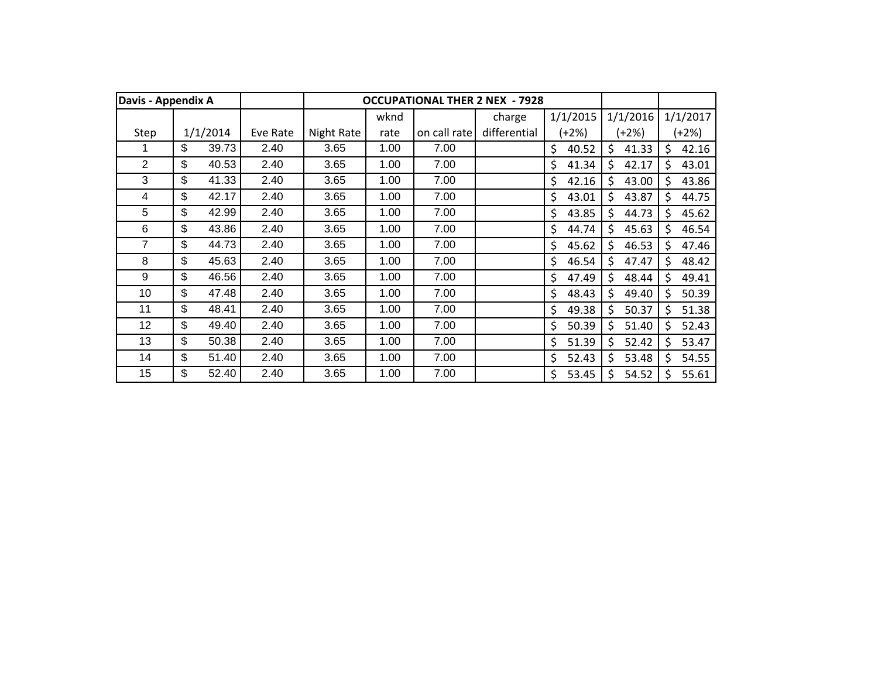| Davis - Appendix A | | | OCCUPATIONAL THER 2 NEX - 7928 | | | | | | |
|---|---|---|---|---|---|---|---|---|---|
| Step | 1/1/2014 | Eve Rate | Night Rate | wknd rate | on call rate | charge differential | 1/1/2015 (+2%) | 1/1/2016 (+2%) | 1/1/2017 (+2%) |
| 1 | $ 39.73 | 2.40 | 3.65 | 1.00 | 7.00 | | $ 40.52 | $ 41.33 | $ 42.16 |
| 2 | $ 40.53 | 2.40 | 3.65 | 1.00 | 7.00 | | $ 41.34 | $ 42.17 | $ 43.01 |
| 3 | $ 41.33 | 2.40 | 3.65 | 1.00 | 7.00 | | $ 42.16 | $ 43.00 | $ 43.86 |
| 4 | $ 42.17 | 2.40 | 3.65 | 1.00 | 7.00 | | $ 43.01 | $ 43.87 | $ 44.75 |
| 5 | $ 42.99 | 2.40 | 3.65 | 1.00 | 7.00 | | $ 43.85 | $ 44.73 | $ 45.62 |
| 6 | $ 43.86 | 2.40 | 3.65 | 1.00 | 7.00 | | $ 44.74 | $ 45.63 | $ 46.54 |
| 7 | $ 44.73 | 2.40 | 3.65 | 1.00 | 7.00 | | $ 45.62 | $ 46.53 | $ 47.46 |
| 8 | $ 45.63 | 2.40 | 3.65 | 1.00 | 7.00 | | $ 46.54 | $ 47.47 | $ 48.42 |
| 9 | $ 46.56 | 2.40 | 3.65 | 1.00 | 7.00 | | $ 47.49 | $ 48.44 | $ 49.41 |
| 10 | $ 47.48 | 2.40 | 3.65 | 1.00 | 7.00 | | $ 48.43 | $ 49.40 | $ 50.39 |
| 11 | $ 48.41 | 2.40 | 3.65 | 1.00 | 7.00 | | $ 49.38 | $ 50.37 | $ 51.38 |
| 12 | $ 49.40 | 2.40 | 3.65 | 1.00 | 7.00 | | $ 50.39 | $ 51.40 | $ 52.43 |
| 13 | $ 50.38 | 2.40 | 3.65 | 1.00 | 7.00 | | $ 51.39 | $ 52.42 | $ 53.47 |
| 14 | $ 51.40 | 2.40 | 3.65 | 1.00 | 7.00 | | $ 52.43 | $ 53.48 | $ 54.55 |
| 15 | $ 52.40 | 2.40 | 3.65 | 1.00 | 7.00 | | $ 53.45 | $ 54.52 | $ 55.61 |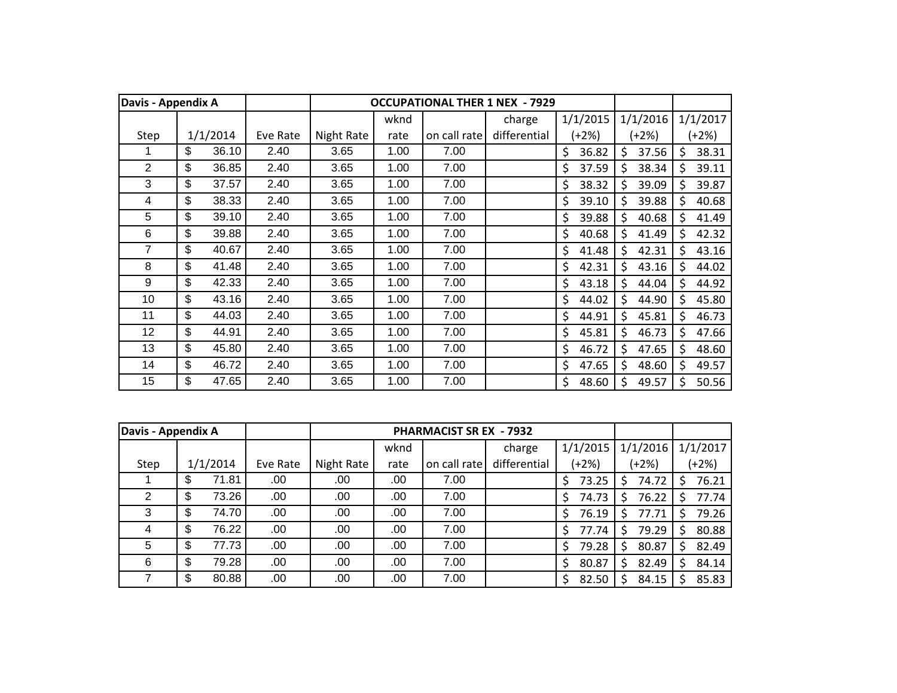| Davis - Appendix A | | | OCCUPATIONAL THER 1 NEX - 7929 | | | | | | |
|---|---|---|---|---|---|---|---|---|---|
| Step | 1/1/2014 | Eve Rate | Night Rate | wknd rate | on call rate | charge differential | 1/1/2015 (+2%) | 1/1/2016 (+2%) | 1/1/2017 (+2%) |
| 1 | $ 36.10 | 2.40 | 3.65 | 1.00 | 7.00 | | $ 36.82 | $ 37.56 | $ 38.31 |
| 2 | $ 36.85 | 2.40 | 3.65 | 1.00 | 7.00 | | $ 37.59 | $ 38.34 | $ 39.11 |
| 3 | $ 37.57 | 2.40 | 3.65 | 1.00 | 7.00 | | $ 38.32 | $ 39.09 | $ 39.87 |
| 4 | $ 38.33 | 2.40 | 3.65 | 1.00 | 7.00 | | $ 39.10 | $ 39.88 | $ 40.68 |
| 5 | $ 39.10 | 2.40 | 3.65 | 1.00 | 7.00 | | $ 39.88 | $ 40.68 | $ 41.49 |
| 6 | $ 39.88 | 2.40 | 3.65 | 1.00 | 7.00 | | $ 40.68 | $ 41.49 | $ 42.32 |
| 7 | $ 40.67 | 2.40 | 3.65 | 1.00 | 7.00 | | $ 41.48 | $ 42.31 | $ 43.16 |
| 8 | $ 41.48 | 2.40 | 3.65 | 1.00 | 7.00 | | $ 42.31 | $ 43.16 | $ 44.02 |
| 9 | $ 42.33 | 2.40 | 3.65 | 1.00 | 7.00 | | $ 43.18 | $ 44.04 | $ 44.92 |
| 10 | $ 43.16 | 2.40 | 3.65 | 1.00 | 7.00 | | $ 44.02 | $ 44.90 | $ 45.80 |
| 11 | $ 44.03 | 2.40 | 3.65 | 1.00 | 7.00 | | $ 44.91 | $ 45.81 | $ 46.73 |
| 12 | $ 44.91 | 2.40 | 3.65 | 1.00 | 7.00 | | $ 45.81 | $ 46.73 | $ 47.66 |
| 13 | $ 45.80 | 2.40 | 3.65 | 1.00 | 7.00 | | $ 46.72 | $ 47.65 | $ 48.60 |
| 14 | $ 46.72 | 2.40 | 3.65 | 1.00 | 7.00 | | $ 47.65 | $ 48.60 | $ 49.57 |
| 15 | $ 47.65 | 2.40 | 3.65 | 1.00 | 7.00 | | $ 48.60 | $ 49.57 | $ 50.56 |

| Davis - Appendix A | | | PHARMACIST SR EX - 7932 | | | | | | |
|---|---|---|---|---|---|---|---|---|---|
| Step | 1/1/2014 | Eve Rate | Night Rate | wknd rate | on call rate | charge differential | 1/1/2015 (+2%) | 1/1/2016 (+2%) | 1/1/2017 (+2%) |
| 1 | $ 71.81 | .00 | .00 | .00 | 7.00 | | $ 73.25 | $ 74.72 | $ 76.21 |
| 2 | $ 73.26 | .00 | .00 | .00 | 7.00 | | $ 74.73 | $ 76.22 | $ 77.74 |
| 3 | $ 74.70 | .00 | .00 | .00 | 7.00 | | $ 76.19 | $ 77.71 | $ 79.26 |
| 4 | $ 76.22 | .00 | .00 | .00 | 7.00 | | $ 77.74 | $ 79.29 | $ 80.88 |
| 5 | $ 77.73 | .00 | .00 | .00 | 7.00 | | $ 79.28 | $ 80.87 | $ 82.49 |
| 6 | $ 79.28 | .00 | .00 | .00 | 7.00 | | $ 80.87 | $ 82.49 | $ 84.14 |
| 7 | $ 80.88 | .00 | .00 | .00 | 7.00 | | $ 82.50 | $ 84.15 | $ 85.83 |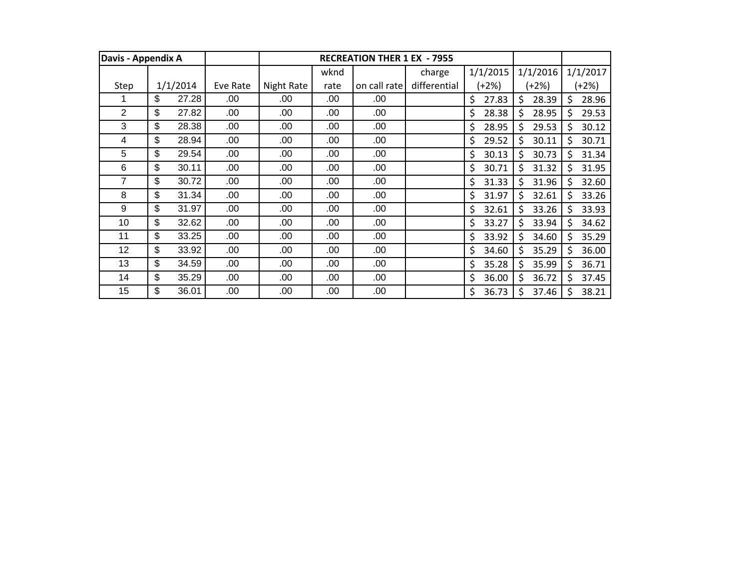| Davis - Appendix A | | | RECREATION THER 1 EX - 7955 | | | | | | |
|---|---|---|---|---|---|---|---|---|---|
| Step | 1/1/2014 | Eve Rate | Night Rate | wknd rate | on call rate | charge differential | 1/1/2015 (+2%) | 1/1/2016 (+2%) | 1/1/2017 (+2%) |
| 1 | $ 27.28 | .00 | .00 | .00 | .00 | | $ 27.83 | $ 28.39 | $ 28.96 |
| 2 | $ 27.82 | .00 | .00 | .00 | .00 | | $ 28.38 | $ 28.95 | $ 29.53 |
| 3 | $ 28.38 | .00 | .00 | .00 | .00 | | $ 28.95 | $ 29.53 | $ 30.12 |
| 4 | $ 28.94 | .00 | .00 | .00 | .00 | | $ 29.52 | $ 30.11 | $ 30.71 |
| 5 | $ 29.54 | .00 | .00 | .00 | .00 | | $ 30.13 | $ 30.73 | $ 31.34 |
| 6 | $ 30.11 | .00 | .00 | .00 | .00 | | $ 30.71 | $ 31.32 | $ 31.95 |
| 7 | $ 30.72 | .00 | .00 | .00 | .00 | | $ 31.33 | $ 31.96 | $ 32.60 |
| 8 | $ 31.34 | .00 | .00 | .00 | .00 | | $ 31.97 | $ 32.61 | $ 33.26 |
| 9 | $ 31.97 | .00 | .00 | .00 | .00 | | $ 32.61 | $ 33.26 | $ 33.93 |
| 10 | $ 32.62 | .00 | .00 | .00 | .00 | | $ 33.27 | $ 33.94 | $ 34.62 |
| 11 | $ 33.25 | .00 | .00 | .00 | .00 | | $ 33.92 | $ 34.60 | $ 35.29 |
| 12 | $ 33.92 | .00 | .00 | .00 | .00 | | $ 34.60 | $ 35.29 | $ 36.00 |
| 13 | $ 34.59 | .00 | .00 | .00 | .00 | | $ 35.28 | $ 35.99 | $ 36.71 |
| 14 | $ 35.29 | .00 | .00 | .00 | .00 | | $ 36.00 | $ 36.72 | $ 37.45 |
| 15 | $ 36.01 | .00 | .00 | .00 | .00 | | $ 36.73 | $ 37.46 | $ 38.21 |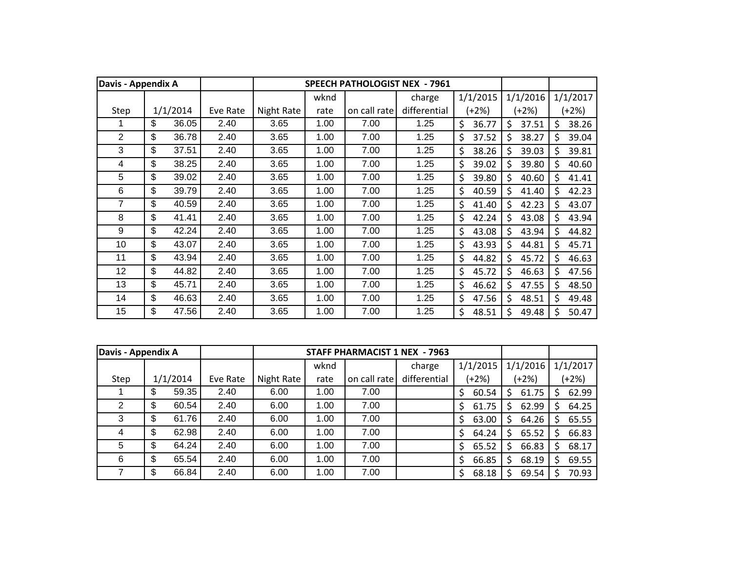| Davis - Appendix A | | | SPEECH PATHOLOGIST NEX - 7961 | | | | | | |
|---|---|---|---|---|---|---|---|---|---|
| Step | 1/1/2014 | Eve Rate | Night Rate | wknd rate | on call rate | charge differential | 1/1/2015 (+2%) | 1/1/2016 (+2%) | 1/1/2017 (+2%) |
| 1 | $ 36.05 | 2.40 | 3.65 | 1.00 | 7.00 | 1.25 | $ 36.77 | $ 37.51 | $ 38.26 |
| 2 | $ 36.78 | 2.40 | 3.65 | 1.00 | 7.00 | 1.25 | $ 37.52 | $ 38.27 | $ 39.04 |
| 3 | $ 37.51 | 2.40 | 3.65 | 1.00 | 7.00 | 1.25 | $ 38.26 | $ 39.03 | $ 39.81 |
| 4 | $ 38.25 | 2.40 | 3.65 | 1.00 | 7.00 | 1.25 | $ 39.02 | $ 39.80 | $ 40.60 |
| 5 | $ 39.02 | 2.40 | 3.65 | 1.00 | 7.00 | 1.25 | $ 39.80 | $ 40.60 | $ 41.41 |
| 6 | $ 39.79 | 2.40 | 3.65 | 1.00 | 7.00 | 1.25 | $ 40.59 | $ 41.40 | $ 42.23 |
| 7 | $ 40.59 | 2.40 | 3.65 | 1.00 | 7.00 | 1.25 | $ 41.40 | $ 42.23 | $ 43.07 |
| 8 | $ 41.41 | 2.40 | 3.65 | 1.00 | 7.00 | 1.25 | $ 42.24 | $ 43.08 | $ 43.94 |
| 9 | $ 42.24 | 2.40 | 3.65 | 1.00 | 7.00 | 1.25 | $ 43.08 | $ 43.94 | $ 44.82 |
| 10 | $ 43.07 | 2.40 | 3.65 | 1.00 | 7.00 | 1.25 | $ 43.93 | $ 44.81 | $ 45.71 |
| 11 | $ 43.94 | 2.40 | 3.65 | 1.00 | 7.00 | 1.25 | $ 44.82 | $ 45.72 | $ 46.63 |
| 12 | $ 44.82 | 2.40 | 3.65 | 1.00 | 7.00 | 1.25 | $ 45.72 | $ 46.63 | $ 47.56 |
| 13 | $ 45.71 | 2.40 | 3.65 | 1.00 | 7.00 | 1.25 | $ 46.62 | $ 47.55 | $ 48.50 |
| 14 | $ 46.63 | 2.40 | 3.65 | 1.00 | 7.00 | 1.25 | $ 47.56 | $ 48.51 | $ 49.48 |
| 15 | $ 47.56 | 2.40 | 3.65 | 1.00 | 7.00 | 1.25 | $ 48.51 | $ 49.48 | $ 50.47 |

| Davis - Appendix A | | | STAFF PHARMACIST 1 NEX - 7963 | | | | | | |
|---|---|---|---|---|---|---|---|---|---|
| Step | 1/1/2014 | Eve Rate | Night Rate | wknd rate | on call rate | charge differential | 1/1/2015 (+2%) | 1/1/2016 (+2%) | 1/1/2017 (+2%) |
| 1 | $ 59.35 | 2.40 | 6.00 | 1.00 | 7.00 | | $ 60.54 | $ 61.75 | $ 62.99 |
| 2 | $ 60.54 | 2.40 | 6.00 | 1.00 | 7.00 | | $ 61.75 | $ 62.99 | $ 64.25 |
| 3 | $ 61.76 | 2.40 | 6.00 | 1.00 | 7.00 | | $ 63.00 | $ 64.26 | $ 65.55 |
| 4 | $ 62.98 | 2.40 | 6.00 | 1.00 | 7.00 | | $ 64.24 | $ 65.52 | $ 66.83 |
| 5 | $ 64.24 | 2.40 | 6.00 | 1.00 | 7.00 | | $ 65.52 | $ 66.83 | $ 68.17 |
| 6 | $ 65.54 | 2.40 | 6.00 | 1.00 | 7.00 | | $ 66.85 | $ 68.19 | $ 69.55 |
| 7 | $ 66.84 | 2.40 | 6.00 | 1.00 | 7.00 | | $ 68.18 | $ 69.54 | $ 70.93 |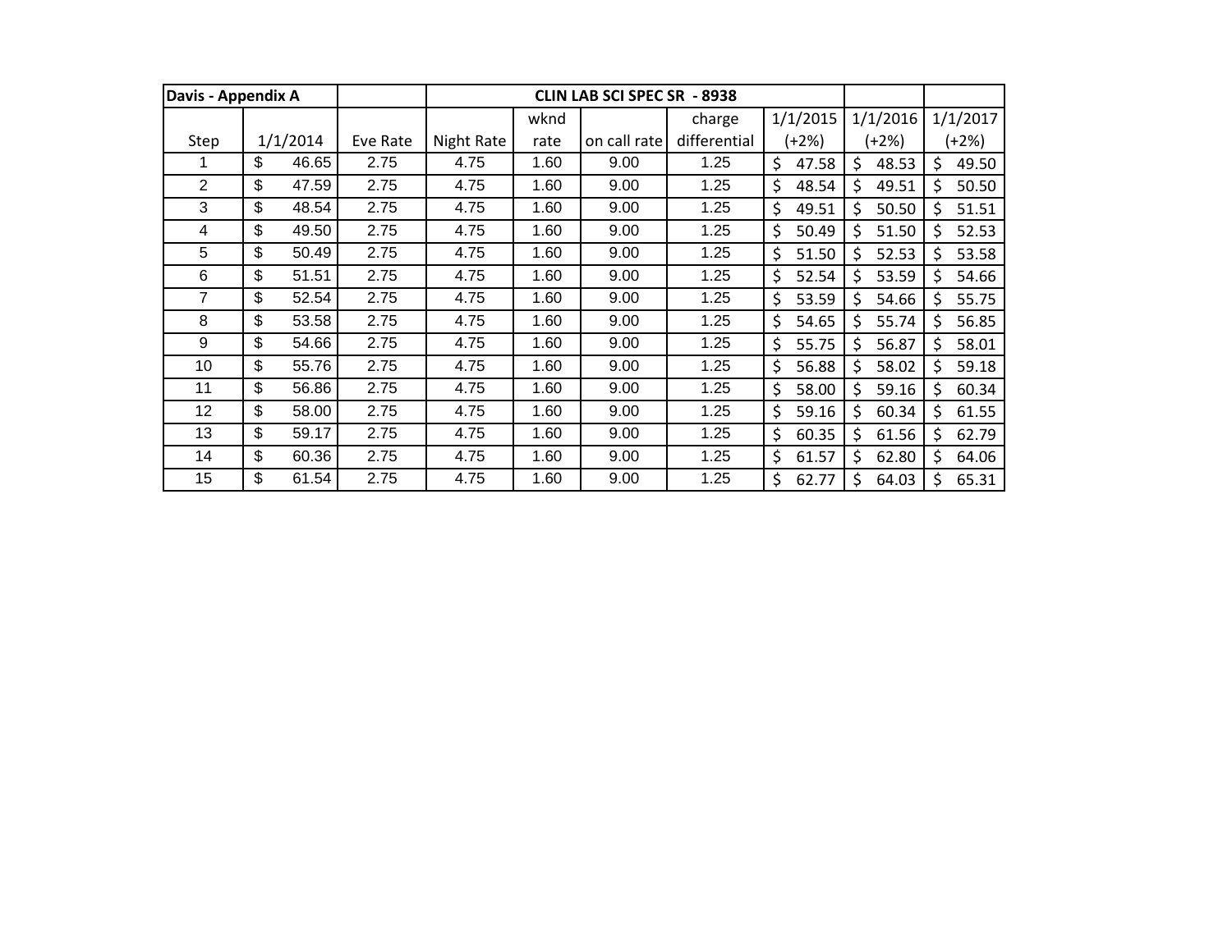| Davis - Appendix A | | | CLIN LAB SCI SPEC SR - 8938 | | | | | | |
|---|---|---|---|---|---|---|---|---|---|
| Step | 1/1/2014 | Eve Rate | Night Rate | wknd rate | on call rate | charge differential | 1/1/2015 (+2%) | 1/1/2016 (+2%) | 1/1/2017 (+2%) |
| 1 | $ 46.65 | 2.75 | 4.75 | 1.60 | 9.00 | 1.25 | $ 47.58 | $ 48.53 | $ 49.50 |
| 2 | $ 47.59 | 2.75 | 4.75 | 1.60 | 9.00 | 1.25 | $ 48.54 | $ 49.51 | $ 50.50 |
| 3 | $ 48.54 | 2.75 | 4.75 | 1.60 | 9.00 | 1.25 | $ 49.51 | $ 50.50 | $ 51.51 |
| 4 | $ 49.50 | 2.75 | 4.75 | 1.60 | 9.00 | 1.25 | $ 50.49 | $ 51.50 | $ 52.53 |
| 5 | $ 50.49 | 2.75 | 4.75 | 1.60 | 9.00 | 1.25 | $ 51.50 | $ 52.53 | $ 53.58 |
| 6 | $ 51.51 | 2.75 | 4.75 | 1.60 | 9.00 | 1.25 | $ 52.54 | $ 53.59 | $ 54.66 |
| 7 | $ 52.54 | 2.75 | 4.75 | 1.60 | 9.00 | 1.25 | $ 53.59 | $ 54.66 | $ 55.75 |
| 8 | $ 53.58 | 2.75 | 4.75 | 1.60 | 9.00 | 1.25 | $ 54.65 | $ 55.74 | $ 56.85 |
| 9 | $ 54.66 | 2.75 | 4.75 | 1.60 | 9.00 | 1.25 | $ 55.75 | $ 56.87 | $ 58.01 |
| 10 | $ 55.76 | 2.75 | 4.75 | 1.60 | 9.00 | 1.25 | $ 56.88 | $ 58.02 | $ 59.18 |
| 11 | $ 56.86 | 2.75 | 4.75 | 1.60 | 9.00 | 1.25 | $ 58.00 | $ 59.16 | $ 60.34 |
| 12 | $ 58.00 | 2.75 | 4.75 | 1.60 | 9.00 | 1.25 | $ 59.16 | $ 60.34 | $ 61.55 |
| 13 | $ 59.17 | 2.75 | 4.75 | 1.60 | 9.00 | 1.25 | $ 60.35 | $ 61.56 | $ 62.79 |
| 14 | $ 60.36 | 2.75 | 4.75 | 1.60 | 9.00 | 1.25 | $ 61.57 | $ 62.80 | $ 64.06 |
| 15 | $ 61.54 | 2.75 | 4.75 | 1.60 | 9.00 | 1.25 | $ 62.77 | $ 64.03 | $ 65.31 |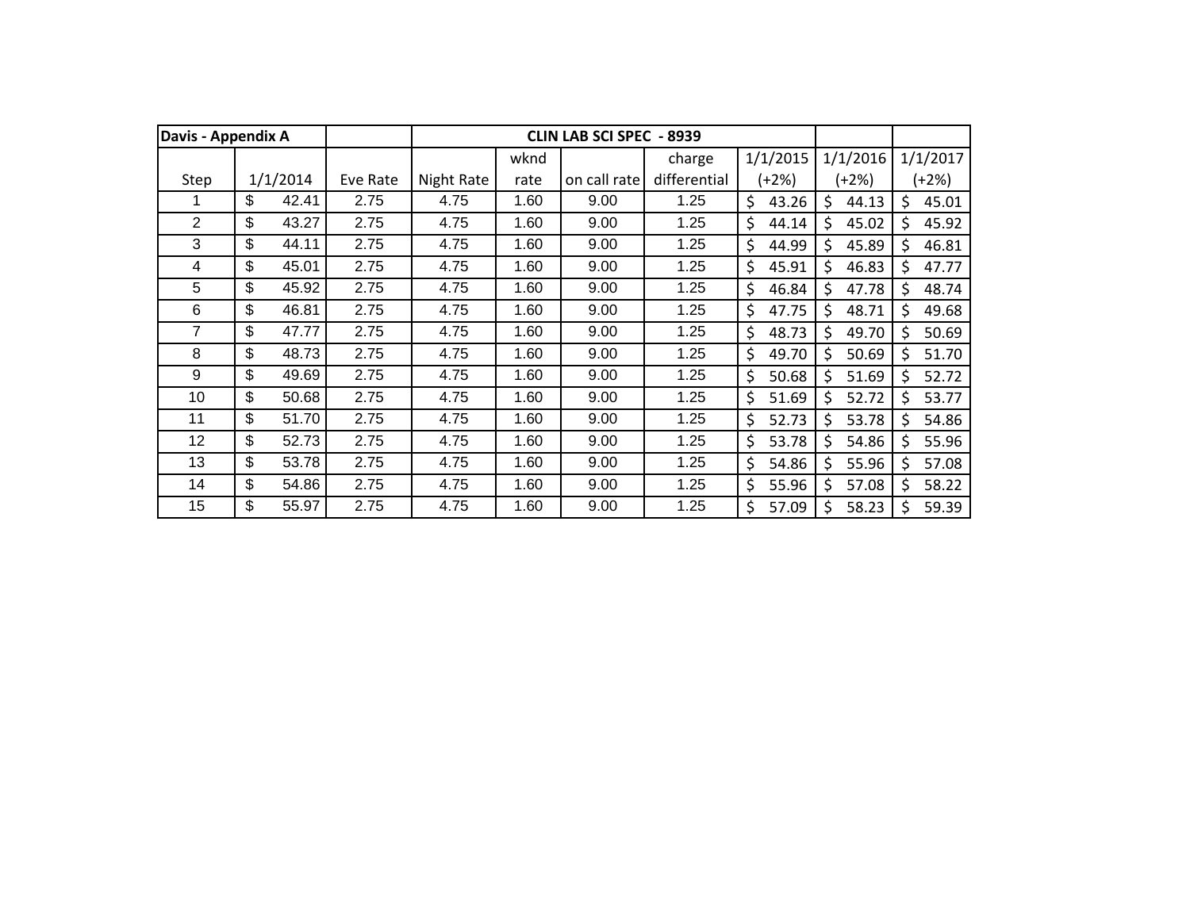| Davis - Appendix A | | | CLIN LAB SCI SPEC - 8939 | | | | | | | |
|---|---|---|---|---|---|---|---|---|---|---|
| Step | 1/1/2014 | Eve Rate | Night Rate | wknd rate | on call rate | charge differential | 1/1/2015 (+2%) | 1/1/2016 (+2%) | 1/1/2017 (+2%) |
| 1 | $ 42.41 | 2.75 | 4.75 | 1.60 | 9.00 | 1.25 | $ 43.26 | $ 44.13 | $ 45.01 |
| 2 | $ 43.27 | 2.75 | 4.75 | 1.60 | 9.00 | 1.25 | $ 44.14 | $ 45.02 | $ 45.92 |
| 3 | $ 44.11 | 2.75 | 4.75 | 1.60 | 9.00 | 1.25 | $ 44.99 | $ 45.89 | $ 46.81 |
| 4 | $ 45.01 | 2.75 | 4.75 | 1.60 | 9.00 | 1.25 | $ 45.91 | $ 46.83 | $ 47.77 |
| 5 | $ 45.92 | 2.75 | 4.75 | 1.60 | 9.00 | 1.25 | $ 46.84 | $ 47.78 | $ 48.74 |
| 6 | $ 46.81 | 2.75 | 4.75 | 1.60 | 9.00 | 1.25 | $ 47.75 | $ 48.71 | $ 49.68 |
| 7 | $ 47.77 | 2.75 | 4.75 | 1.60 | 9.00 | 1.25 | $ 48.73 | $ 49.70 | $ 50.69 |
| 8 | $ 48.73 | 2.75 | 4.75 | 1.60 | 9.00 | 1.25 | $ 49.70 | $ 50.69 | $ 51.70 |
| 9 | $ 49.69 | 2.75 | 4.75 | 1.60 | 9.00 | 1.25 | $ 50.68 | $ 51.69 | $ 52.72 |
| 10 | $ 50.68 | 2.75 | 4.75 | 1.60 | 9.00 | 1.25 | $ 51.69 | $ 52.72 | $ 53.77 |
| 11 | $ 51.70 | 2.75 | 4.75 | 1.60 | 9.00 | 1.25 | $ 52.73 | $ 53.78 | $ 54.86 |
| 12 | $ 52.73 | 2.75 | 4.75 | 1.60 | 9.00 | 1.25 | $ 53.78 | $ 54.86 | $ 55.96 |
| 13 | $ 53.78 | 2.75 | 4.75 | 1.60 | 9.00 | 1.25 | $ 54.86 | $ 55.96 | $ 57.08 |
| 14 | $ 54.86 | 2.75 | 4.75 | 1.60 | 9.00 | 1.25 | $ 55.96 | $ 57.08 | $ 58.22 |
| 15 | $ 55.97 | 2.75 | 4.75 | 1.60 | 9.00 | 1.25 | $ 57.09 | $ 58.23 | $ 59.39 |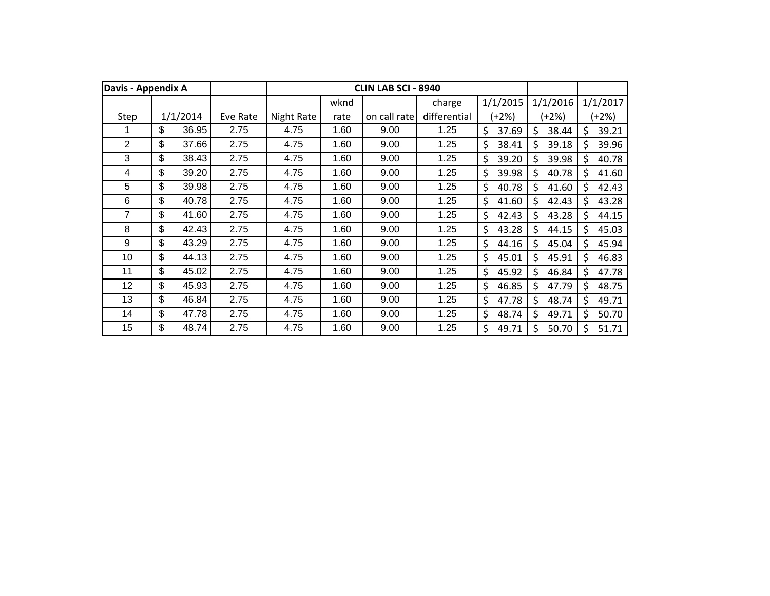| Davis - Appendix A | | | CLIN LAB SCI - 8940 | | | | | | |
|---|---|---|---|---|---|---|---|---|---|
| Step | 1/1/2014 | Eve Rate | Night Rate | wknd rate | on call rate | charge differential | 1/1/2015 (+2%) | 1/1/2016 (+2%) | 1/1/2017 (+2%) |
| 1 | $ 36.95 | 2.75 | 4.75 | 1.60 | 9.00 | 1.25 | $ 37.69 | $ 38.44 | $ 39.21 |
| 2 | $ 37.66 | 2.75 | 4.75 | 1.60 | 9.00 | 1.25 | $ 38.41 | $ 39.18 | $ 39.96 |
| 3 | $ 38.43 | 2.75 | 4.75 | 1.60 | 9.00 | 1.25 | $ 39.20 | $ 39.98 | $ 40.78 |
| 4 | $ 39.20 | 2.75 | 4.75 | 1.60 | 9.00 | 1.25 | $ 39.98 | $ 40.78 | $ 41.60 |
| 5 | $ 39.98 | 2.75 | 4.75 | 1.60 | 9.00 | 1.25 | $ 40.78 | $ 41.60 | $ 42.43 |
| 6 | $ 40.78 | 2.75 | 4.75 | 1.60 | 9.00 | 1.25 | $ 41.60 | $ 42.43 | $ 43.28 |
| 7 | $ 41.60 | 2.75 | 4.75 | 1.60 | 9.00 | 1.25 | $ 42.43 | $ 43.28 | $ 44.15 |
| 8 | $ 42.43 | 2.75 | 4.75 | 1.60 | 9.00 | 1.25 | $ 43.28 | $ 44.15 | $ 45.03 |
| 9 | $ 43.29 | 2.75 | 4.75 | 1.60 | 9.00 | 1.25 | $ 44.16 | $ 45.04 | $ 45.94 |
| 10 | $ 44.13 | 2.75 | 4.75 | 1.60 | 9.00 | 1.25 | $ 45.01 | $ 45.91 | $ 46.83 |
| 11 | $ 45.02 | 2.75 | 4.75 | 1.60 | 9.00 | 1.25 | $ 45.92 | $ 46.84 | $ 47.78 |
| 12 | $ 45.93 | 2.75 | 4.75 | 1.60 | 9.00 | 1.25 | $ 46.85 | $ 47.79 | $ 48.75 |
| 13 | $ 46.84 | 2.75 | 4.75 | 1.60 | 9.00 | 1.25 | $ 47.78 | $ 48.74 | $ 49.71 |
| 14 | $ 47.78 | 2.75 | 4.75 | 1.60 | 9.00 | 1.25 | $ 48.74 | $ 49.71 | $ 50.70 |
| 15 | $ 48.74 | 2.75 | 4.75 | 1.60 | 9.00 | 1.25 | $ 49.71 | $ 50.70 | $ 51.71 |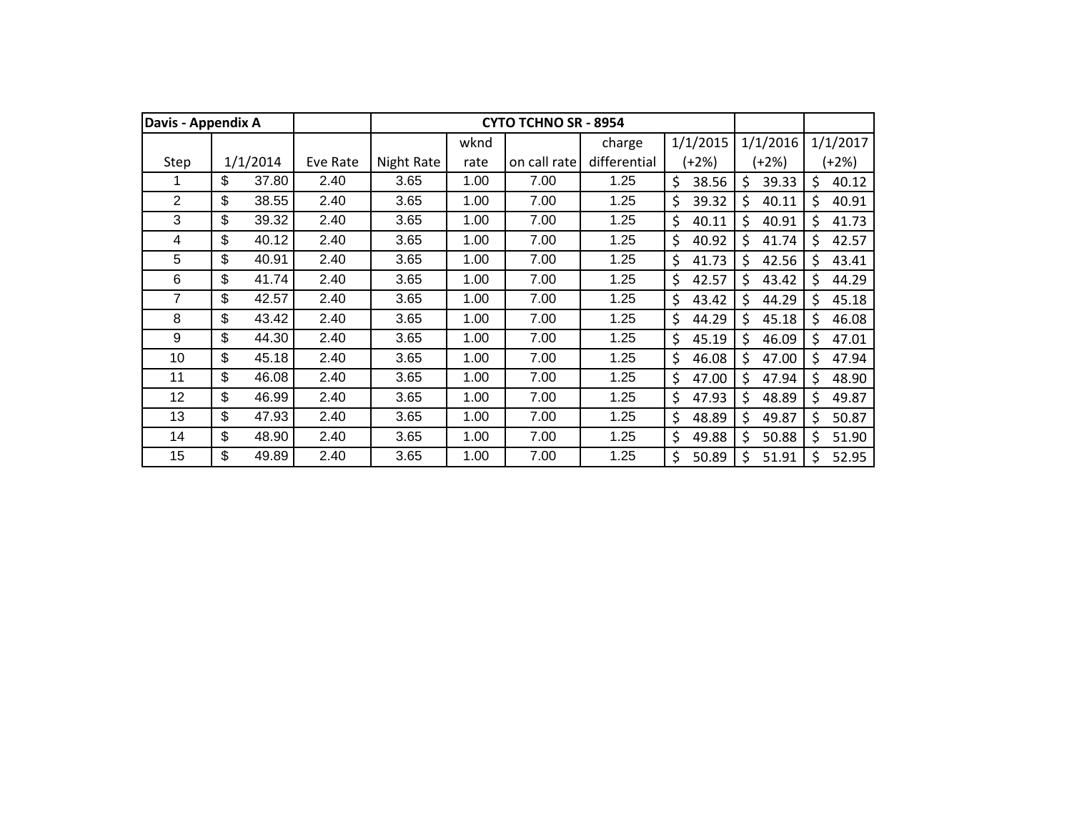| Davis - Appendix A | | | CYTO TCHNO SR - 8954 | | | | | | |
|---|---|---|---|---|---|---|---|---|---|
| Step | 1/1/2014 | Eve Rate | Night Rate | wknd rate | on call rate | charge differential | 1/1/2015 (+2%) | 1/1/2016 (+2%) | 1/1/2017 (+2%) |
| 1 | $ 37.80 | 2.40 | 3.65 | 1.00 | 7.00 | 1.25 | $ 38.56 | $ 39.33 | $ 40.12 |
| 2 | $ 38.55 | 2.40 | 3.65 | 1.00 | 7.00 | 1.25 | $ 39.32 | $ 40.11 | $ 40.91 |
| 3 | $ 39.32 | 2.40 | 3.65 | 1.00 | 7.00 | 1.25 | $ 40.11 | $ 40.91 | $ 41.73 |
| 4 | $ 40.12 | 2.40 | 3.65 | 1.00 | 7.00 | 1.25 | $ 40.92 | $ 41.74 | $ 42.57 |
| 5 | $ 40.91 | 2.40 | 3.65 | 1.00 | 7.00 | 1.25 | $ 41.73 | $ 42.56 | $ 43.41 |
| 6 | $ 41.74 | 2.40 | 3.65 | 1.00 | 7.00 | 1.25 | $ 42.57 | $ 43.42 | $ 44.29 |
| 7 | $ 42.57 | 2.40 | 3.65 | 1.00 | 7.00 | 1.25 | $ 43.42 | $ 44.29 | $ 45.18 |
| 8 | $ 43.42 | 2.40 | 3.65 | 1.00 | 7.00 | 1.25 | $ 44.29 | $ 45.18 | $ 46.08 |
| 9 | $ 44.30 | 2.40 | 3.65 | 1.00 | 7.00 | 1.25 | $ 45.19 | $ 46.09 | $ 47.01 |
| 10 | $ 45.18 | 2.40 | 3.65 | 1.00 | 7.00 | 1.25 | $ 46.08 | $ 47.00 | $ 47.94 |
| 11 | $ 46.08 | 2.40 | 3.65 | 1.00 | 7.00 | 1.25 | $ 47.00 | $ 47.94 | $ 48.90 |
| 12 | $ 46.99 | 2.40 | 3.65 | 1.00 | 7.00 | 1.25 | $ 47.93 | $ 48.89 | $ 49.87 |
| 13 | $ 47.93 | 2.40 | 3.65 | 1.00 | 7.00 | 1.25 | $ 48.89 | $ 49.87 | $ 50.87 |
| 14 | $ 48.90 | 2.40 | 3.65 | 1.00 | 7.00 | 1.25 | $ 49.88 | $ 50.88 | $ 51.90 |
| 15 | $ 49.89 | 2.40 | 3.65 | 1.00 | 7.00 | 1.25 | $ 50.89 | $ 51.91 | $ 52.95 |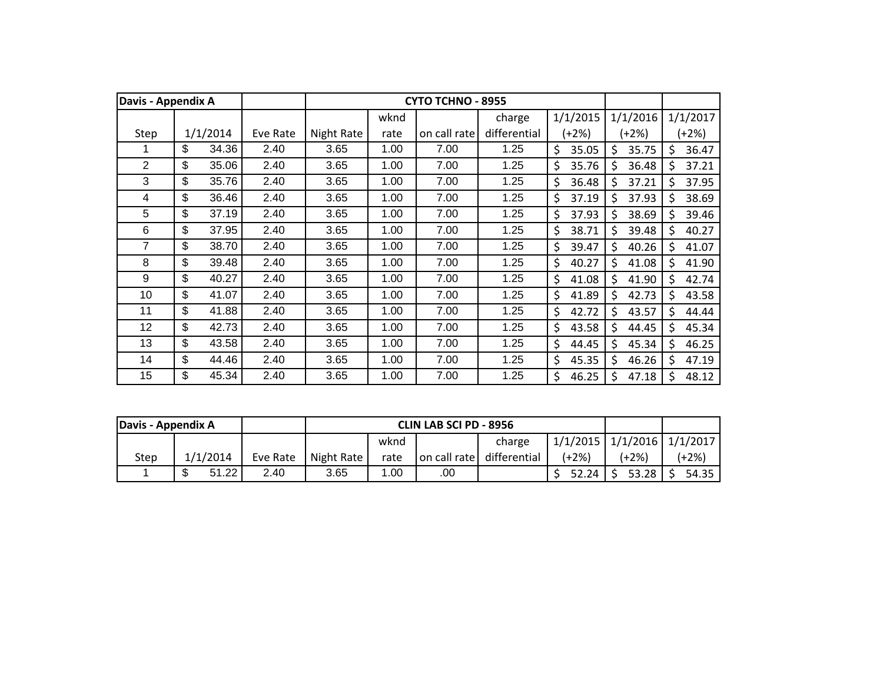| Davis - Appendix A | | | CYTO TCHNO - 8955 | | | | | | |
|---|---|---|---|---|---|---|---|---|---|
| Step | 1/1/2014 | Eve Rate | Night Rate | wknd rate | on call rate | charge differential | 1/1/2015 (+2%) | 1/1/2016 (+2%) | 1/1/2017 (+2%) |
| 1 | $ 34.36 | 2.40 | 3.65 | 1.00 | 7.00 | 1.25 | $ 35.05 | $ 35.75 | $ 36.47 |
| 2 | $ 35.06 | 2.40 | 3.65 | 1.00 | 7.00 | 1.25 | $ 35.76 | $ 36.48 | $ 37.21 |
| 3 | $ 35.76 | 2.40 | 3.65 | 1.00 | 7.00 | 1.25 | $ 36.48 | $ 37.21 | $ 37.95 |
| 4 | $ 36.46 | 2.40 | 3.65 | 1.00 | 7.00 | 1.25 | $ 37.19 | $ 37.93 | $ 38.69 |
| 5 | $ 37.19 | 2.40 | 3.65 | 1.00 | 7.00 | 1.25 | $ 37.93 | $ 38.69 | $ 39.46 |
| 6 | $ 37.95 | 2.40 | 3.65 | 1.00 | 7.00 | 1.25 | $ 38.71 | $ 39.48 | $ 40.27 |
| 7 | $ 38.70 | 2.40 | 3.65 | 1.00 | 7.00 | 1.25 | $ 39.47 | $ 40.26 | $ 41.07 |
| 8 | $ 39.48 | 2.40 | 3.65 | 1.00 | 7.00 | 1.25 | $ 40.27 | $ 41.08 | $ 41.90 |
| 9 | $ 40.27 | 2.40 | 3.65 | 1.00 | 7.00 | 1.25 | $ 41.08 | $ 41.90 | $ 42.74 |
| 10 | $ 41.07 | 2.40 | 3.65 | 1.00 | 7.00 | 1.25 | $ 41.89 | $ 42.73 | $ 43.58 |
| 11 | $ 41.88 | 2.40 | 3.65 | 1.00 | 7.00 | 1.25 | $ 42.72 | $ 43.57 | $ 44.44 |
| 12 | $ 42.73 | 2.40 | 3.65 | 1.00 | 7.00 | 1.25 | $ 43.58 | $ 44.45 | $ 45.34 |
| 13 | $ 43.58 | 2.40 | 3.65 | 1.00 | 7.00 | 1.25 | $ 44.45 | $ 45.34 | $ 46.25 |
| 14 | $ 44.46 | 2.40 | 3.65 | 1.00 | 7.00 | 1.25 | $ 45.35 | $ 46.26 | $ 47.19 |
| 15 | $ 45.34 | 2.40 | 3.65 | 1.00 | 7.00 | 1.25 | $ 46.25 | $ 47.18 | $ 48.12 |

| Davis - Appendix A | | | CLIN LAB SCI PD - 8956 | | | | | | |
|---|---|---|---|---|---|---|---|---|---|
| Step | 1/1/2014 | Eve Rate | Night Rate | wknd rate | on call rate | charge differential | 1/1/2015 (+2%) | 1/1/2016 (+2%) | 1/1/2017 (+2%) |
| 1 | $ 51.22 | 2.40 | 3.65 | 1.00 | .00 | | $ 52.24 | $ 53.28 | $ 54.35 |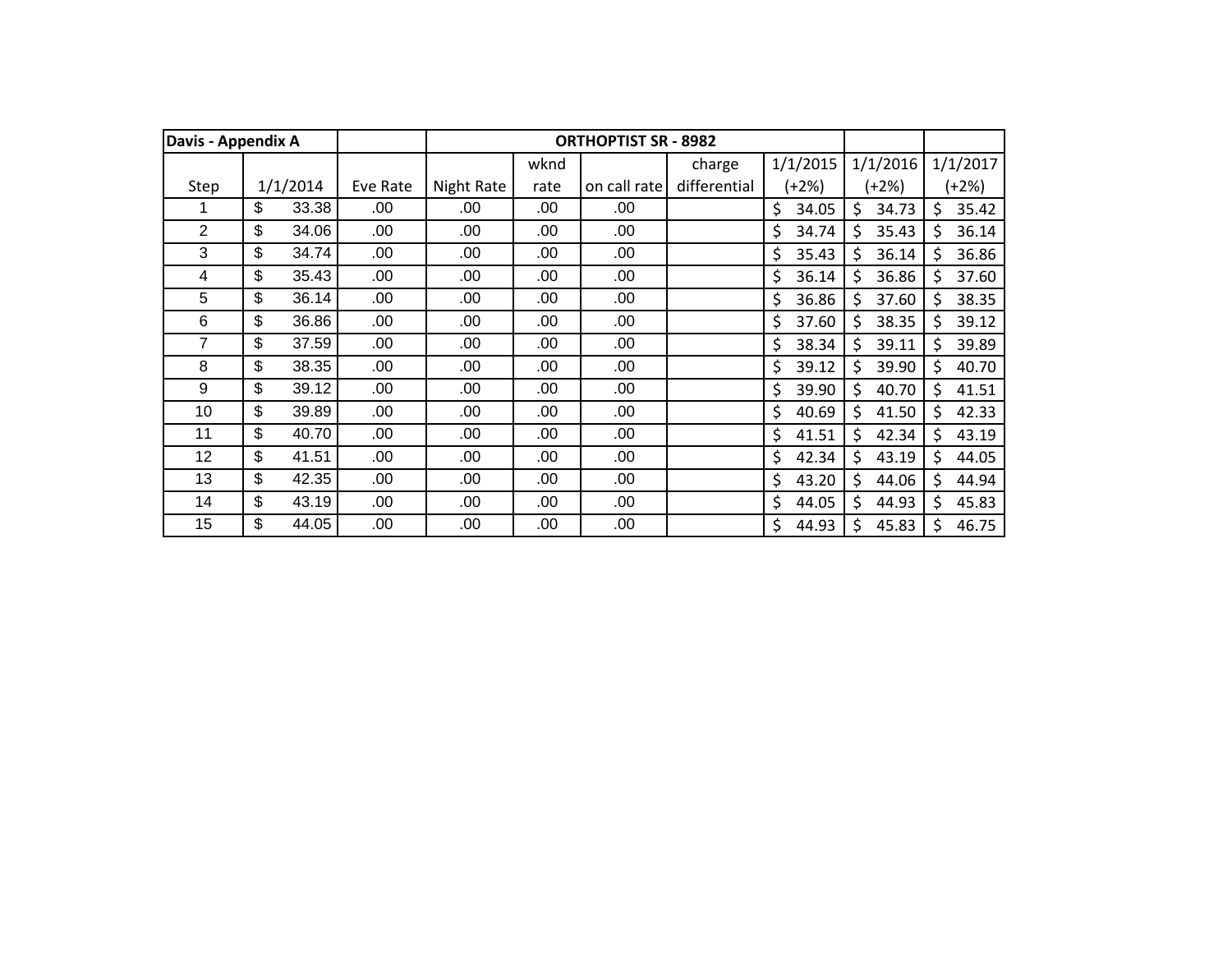| Davis - Appendix A | | | ORTHOPTIST SR - 8982 | | | | | | |
|---|---|---|---|---|---|---|---|---|---|
| Step | 1/1/2014 | Eve Rate | Night Rate | wknd rate | on call rate | charge differential | 1/1/2015 (+2%) | 1/1/2016 (+2%) | 1/1/2017 (+2%) |
| 1 | $ 33.38 | .00 | .00 | .00 | .00 | | $ 34.05 | $ 34.73 | $ 35.42 |
| 2 | $ 34.06 | .00 | .00 | .00 | .00 | | $ 34.74 | $ 35.43 | $ 36.14 |
| 3 | $ 34.74 | .00 | .00 | .00 | .00 | | $ 35.43 | $ 36.14 | $ 36.86 |
| 4 | $ 35.43 | .00 | .00 | .00 | .00 | | $ 36.14 | $ 36.86 | $ 37.60 |
| 5 | $ 36.14 | .00 | .00 | .00 | .00 | | $ 36.86 | $ 37.60 | $ 38.35 |
| 6 | $ 36.86 | .00 | .00 | .00 | .00 | | $ 37.60 | $ 38.35 | $ 39.12 |
| 7 | $ 37.59 | .00 | .00 | .00 | .00 | | $ 38.34 | $ 39.11 | $ 39.89 |
| 8 | $ 38.35 | .00 | .00 | .00 | .00 | | $ 39.12 | $ 39.90 | $ 40.70 |
| 9 | $ 39.12 | .00 | .00 | .00 | .00 | | $ 39.90 | $ 40.70 | $ 41.51 |
| 10 | $ 39.89 | .00 | .00 | .00 | .00 | | $ 40.69 | $ 41.50 | $ 42.33 |
| 11 | $ 40.70 | .00 | .00 | .00 | .00 | | $ 41.51 | $ 42.34 | $ 43.19 |
| 12 | $ 41.51 | .00 | .00 | .00 | .00 | | $ 42.34 | $ 43.19 | $ 44.05 |
| 13 | $ 42.35 | .00 | .00 | .00 | .00 | | $ 43.20 | $ 44.06 | $ 44.94 |
| 14 | $ 43.19 | .00 | .00 | .00 | .00 | | $ 44.05 | $ 44.93 | $ 45.83 |
| 15 | $ 44.05 | .00 | .00 | .00 | .00 | | $ 44.93 | $ 45.83 | $ 46.75 |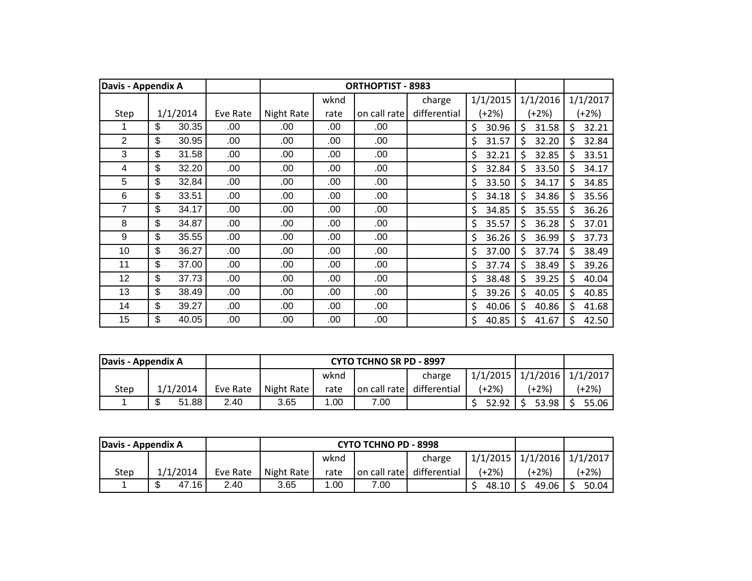| Davis - Appendix A | | | ORTHOPTIST - 8983 | | | | | | |
|---|---|---|---|---|---|---|---|---|---|
| Step | 1/1/2014 | Eve Rate | Night Rate | wknd rate | on call rate | charge differential | 1/1/2015 (+2%) | 1/1/2016 (+2%) | 1/1/2017 (+2%) |
| 1 | $ 30.35 | .00 | .00 | .00 | .00 | | $ 30.96 | $ 31.58 | $ 32.21 |
| 2 | $ 30.95 | .00 | .00 | .00 | .00 | | $ 31.57 | $ 32.20 | $ 32.84 |
| 3 | $ 31.58 | .00 | .00 | .00 | .00 | | $ 32.21 | $ 32.85 | $ 33.51 |
| 4 | $ 32.20 | .00 | .00 | .00 | .00 | | $ 32.84 | $ 33.50 | $ 34.17 |
| 5 | $ 32.84 | .00 | .00 | .00 | .00 | | $ 33.50 | $ 34.17 | $ 34.85 |
| 6 | $ 33.51 | .00 | .00 | .00 | .00 | | $ 34.18 | $ 34.86 | $ 35.56 |
| 7 | $ 34.17 | .00 | .00 | .00 | .00 | | $ 34.85 | $ 35.55 | $ 36.26 |
| 8 | $ 34.87 | .00 | .00 | .00 | .00 | | $ 35.57 | $ 36.28 | $ 37.01 |
| 9 | $ 35.55 | .00 | .00 | .00 | .00 | | $ 36.26 | $ 36.99 | $ 37.73 |
| 10 | $ 36.27 | .00 | .00 | .00 | .00 | | $ 37.00 | $ 37.74 | $ 38.49 |
| 11 | $ 37.00 | .00 | .00 | .00 | .00 | | $ 37.74 | $ 38.49 | $ 39.26 |
| 12 | $ 37.73 | .00 | .00 | .00 | .00 | | $ 38.48 | $ 39.25 | $ 40.04 |
| 13 | $ 38.49 | .00 | .00 | .00 | .00 | | $ 39.26 | $ 40.05 | $ 40.85 |
| 14 | $ 39.27 | .00 | .00 | .00 | .00 | | $ 40.06 | $ 40.86 | $ 41.68 |
| 15 | $ 40.05 | .00 | .00 | .00 | .00 | | $ 40.85 | $ 41.67 | $ 42.50 |

| Davis - Appendix A | | | CYTO TCHNO SR PD - 8997 | | | | | | |
|---|---|---|---|---|---|---|---|---|---|
| Step | 1/1/2014 | Eve Rate | Night Rate | wknd rate | on call rate | charge differential | 1/1/2015 (+2%) | 1/1/2016 (+2%) | 1/1/2017 (+2%) |
| 1 | $ 51.88 | 2.40 | 3.65 | 1.00 | 7.00 | | $ 52.92 | $ 53.98 | $ 55.06 |

| Davis - Appendix A | | | CYTO TCHNO PD - 8998 | | | | | | |
|---|---|---|---|---|---|---|---|---|---|
| Step | 1/1/2014 | Eve Rate | Night Rate | wknd rate | on call rate | charge differential | 1/1/2015 (+2%) | 1/1/2016 (+2%) | 1/1/2017 (+2%) |
| 1 | $ 47.16 | 2.40 | 3.65 | 1.00 | 7.00 | | $ 48.10 | $ 49.06 | $ 50.04 |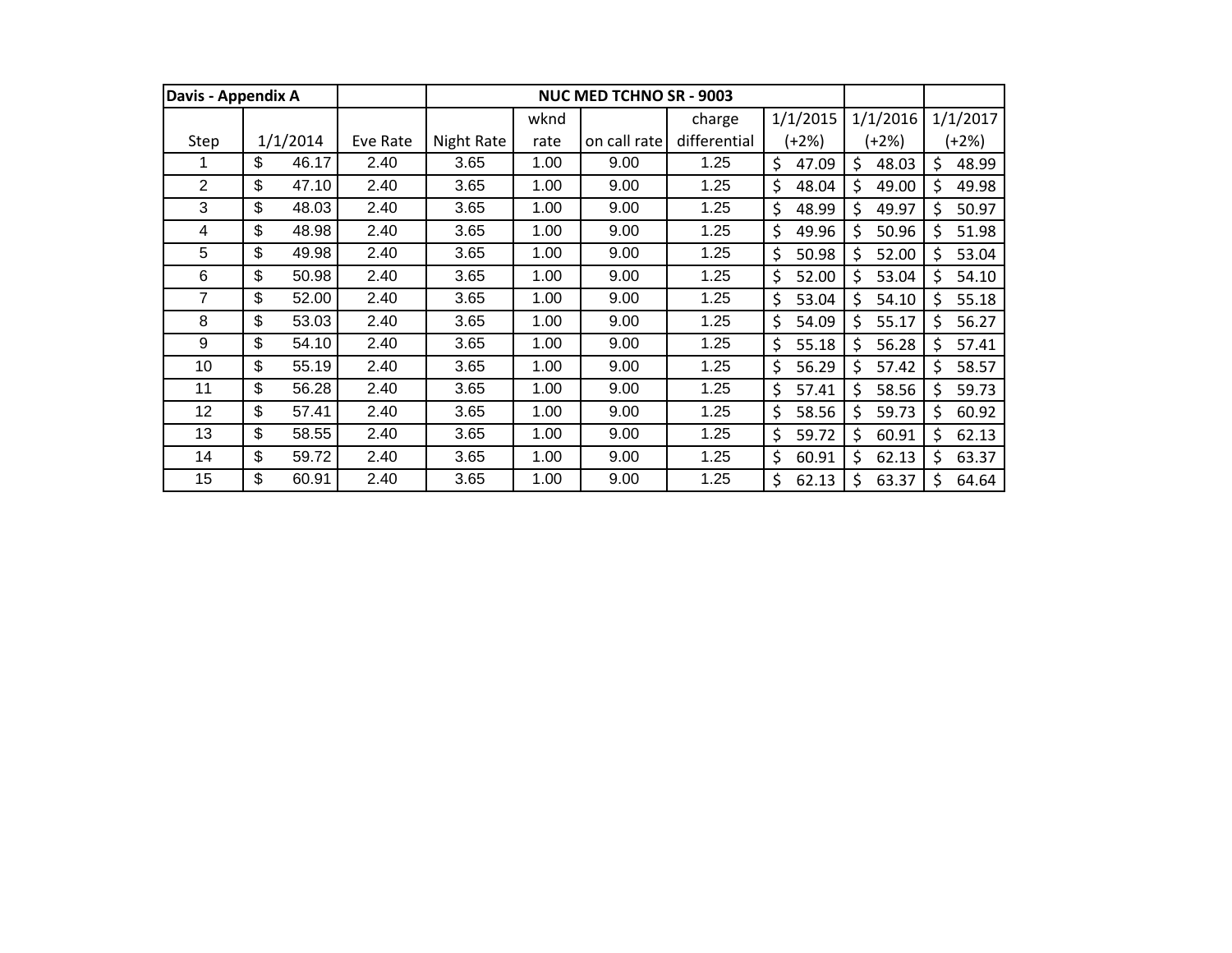| Davis - Appendix A | | | NUC MED TCHNO SR - 9003 | | | | | | |
|---|---|---|---|---|---|---|---|---|---|
| Step | 1/1/2014 | Eve Rate | Night Rate | wknd rate | on call rate | charge differential | 1/1/2015 (+2%) | 1/1/2016 (+2%) | 1/1/2017 (+2%) |
| 1 | $ 46.17 | 2.40 | 3.65 | 1.00 | 9.00 | 1.25 | $ 47.09 | $ 48.03 | $ 48.99 |
| 2 | $ 47.10 | 2.40 | 3.65 | 1.00 | 9.00 | 1.25 | $ 48.04 | $ 49.00 | $ 49.98 |
| 3 | $ 48.03 | 2.40 | 3.65 | 1.00 | 9.00 | 1.25 | $ 48.99 | $ 49.97 | $ 50.97 |
| 4 | $ 48.98 | 2.40 | 3.65 | 1.00 | 9.00 | 1.25 | $ 49.96 | $ 50.96 | $ 51.98 |
| 5 | $ 49.98 | 2.40 | 3.65 | 1.00 | 9.00 | 1.25 | $ 50.98 | $ 52.00 | $ 53.04 |
| 6 | $ 50.98 | 2.40 | 3.65 | 1.00 | 9.00 | 1.25 | $ 52.00 | $ 53.04 | $ 54.10 |
| 7 | $ 52.00 | 2.40 | 3.65 | 1.00 | 9.00 | 1.25 | $ 53.04 | $ 54.10 | $ 55.18 |
| 8 | $ 53.03 | 2.40 | 3.65 | 1.00 | 9.00 | 1.25 | $ 54.09 | $ 55.17 | $ 56.27 |
| 9 | $ 54.10 | 2.40 | 3.65 | 1.00 | 9.00 | 1.25 | $ 55.18 | $ 56.28 | $ 57.41 |
| 10 | $ 55.19 | 2.40 | 3.65 | 1.00 | 9.00 | 1.25 | $ 56.29 | $ 57.42 | $ 58.57 |
| 11 | $ 56.28 | 2.40 | 3.65 | 1.00 | 9.00 | 1.25 | $ 57.41 | $ 58.56 | $ 59.73 |
| 12 | $ 57.41 | 2.40 | 3.65 | 1.00 | 9.00 | 1.25 | $ 58.56 | $ 59.73 | $ 60.92 |
| 13 | $ 58.55 | 2.40 | 3.65 | 1.00 | 9.00 | 1.25 | $ 59.72 | $ 60.91 | $ 62.13 |
| 14 | $ 59.72 | 2.40 | 3.65 | 1.00 | 9.00 | 1.25 | $ 60.91 | $ 62.13 | $ 63.37 |
| 15 | $ 60.91 | 2.40 | 3.65 | 1.00 | 9.00 | 1.25 | $ 62.13 | $ 63.37 | $ 64.64 |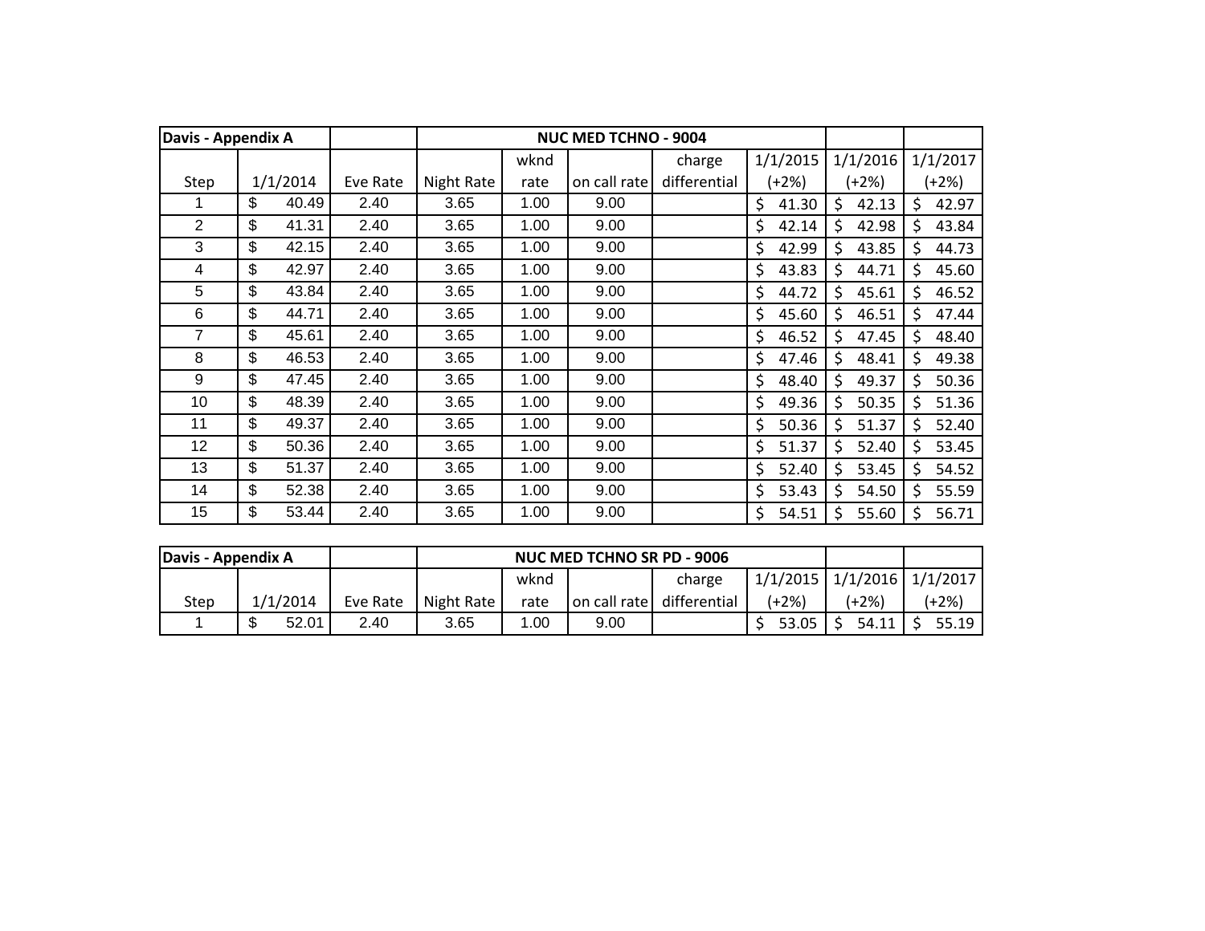| Davis - Appendix A | | | NUC MED TCHNO - 9004 | | | | | | |
|---|---|---|---|---|---|---|---|---|---|
| Step | 1/1/2014 | Eve Rate | Night Rate | wknd rate | on call rate | charge differential | 1/1/2015 (+2%) | 1/1/2016 (+2%) | 1/1/2017 (+2%) |
| 1 | $ 40.49 | 2.40 | 3.65 | 1.00 | 9.00 | | $ 41.30 | $ 42.13 | $ 42.97 |
| 2 | $ 41.31 | 2.40 | 3.65 | 1.00 | 9.00 | | $ 42.14 | $ 42.98 | $ 43.84 |
| 3 | $ 42.15 | 2.40 | 3.65 | 1.00 | 9.00 | | $ 42.99 | $ 43.85 | $ 44.73 |
| 4 | $ 42.97 | 2.40 | 3.65 | 1.00 | 9.00 | | $ 43.83 | $ 44.71 | $ 45.60 |
| 5 | $ 43.84 | 2.40 | 3.65 | 1.00 | 9.00 | | $ 44.72 | $ 45.61 | $ 46.52 |
| 6 | $ 44.71 | 2.40 | 3.65 | 1.00 | 9.00 | | $ 45.60 | $ 46.51 | $ 47.44 |
| 7 | $ 45.61 | 2.40 | 3.65 | 1.00 | 9.00 | | $ 46.52 | $ 47.45 | $ 48.40 |
| 8 | $ 46.53 | 2.40 | 3.65 | 1.00 | 9.00 | | $ 47.46 | $ 48.41 | $ 49.38 |
| 9 | $ 47.45 | 2.40 | 3.65 | 1.00 | 9.00 | | $ 48.40 | $ 49.37 | $ 50.36 |
| 10 | $ 48.39 | 2.40 | 3.65 | 1.00 | 9.00 | | $ 49.36 | $ 50.35 | $ 51.36 |
| 11 | $ 49.37 | 2.40 | 3.65 | 1.00 | 9.00 | | $ 50.36 | $ 51.37 | $ 52.40 |
| 12 | $ 50.36 | 2.40 | 3.65 | 1.00 | 9.00 | | $ 51.37 | $ 52.40 | $ 53.45 |
| 13 | $ 51.37 | 2.40 | 3.65 | 1.00 | 9.00 | | $ 52.40 | $ 53.45 | $ 54.52 |
| 14 | $ 52.38 | 2.40 | 3.65 | 1.00 | 9.00 | | $ 53.43 | $ 54.50 | $ 55.59 |
| 15 | $ 53.44 | 2.40 | 3.65 | 1.00 | 9.00 | | $ 54.51 | $ 55.60 | $ 56.71 |

| Davis - Appendix A | | | NUC MED TCHNO SR PD - 9006 | | | | | | |
|---|---|---|---|---|---|---|---|---|---|
| Step | 1/1/2014 | Eve Rate | Night Rate | wknd rate | on call rate | charge differential | 1/1/2015 (+2%) | 1/1/2016 (+2%) | 1/1/2017 (+2%) |
| 1 | $ 52.01 | 2.40 | 3.65 | 1.00 | 9.00 | | $ 53.05 | $ 54.11 | $ 55.19 |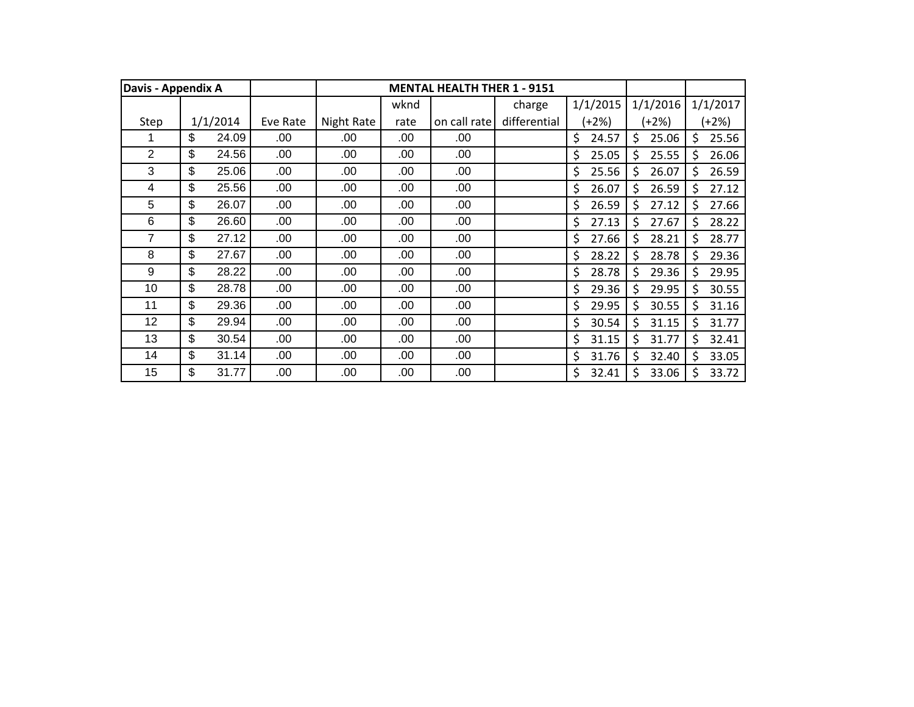| Davis - Appendix A | | | MENTAL HEALTH THER 1 - 9151 | | | | | | |
|---|---|---|---|---|---|---|---|---|---|
| Step | 1/1/2014 | Eve Rate | Night Rate | wknd rate | on call rate | charge differential | 1/1/2015 (+2%) | 1/1/2016 (+2%) | 1/1/2017 (+2%) |
| 1 | $ 24.09 | .00 | .00 | .00 | .00 | | $ 24.57 | $ 25.06 | $ 25.56 |
| 2 | $ 24.56 | .00 | .00 | .00 | .00 | | $ 25.05 | $ 25.55 | $ 26.06 |
| 3 | $ 25.06 | .00 | .00 | .00 | .00 | | $ 25.56 | $ 26.07 | $ 26.59 |
| 4 | $ 25.56 | .00 | .00 | .00 | .00 | | $ 26.07 | $ 26.59 | $ 27.12 |
| 5 | $ 26.07 | .00 | .00 | .00 | .00 | | $ 26.59 | $ 27.12 | $ 27.66 |
| 6 | $ 26.60 | .00 | .00 | .00 | .00 | | $ 27.13 | $ 27.67 | $ 28.22 |
| 7 | $ 27.12 | .00 | .00 | .00 | .00 | | $ 27.66 | $ 28.21 | $ 28.77 |
| 8 | $ 27.67 | .00 | .00 | .00 | .00 | | $ 28.22 | $ 28.78 | $ 29.36 |
| 9 | $ 28.22 | .00 | .00 | .00 | .00 | | $ 28.78 | $ 29.36 | $ 29.95 |
| 10 | $ 28.78 | .00 | .00 | .00 | .00 | | $ 29.36 | $ 29.95 | $ 30.55 |
| 11 | $ 29.36 | .00 | .00 | .00 | .00 | | $ 29.95 | $ 30.55 | $ 31.16 |
| 12 | $ 29.94 | .00 | .00 | .00 | .00 | | $ 30.54 | $ 31.15 | $ 31.77 |
| 13 | $ 30.54 | .00 | .00 | .00 | .00 | | $ 31.15 | $ 31.77 | $ 32.41 |
| 14 | $ 31.14 | .00 | .00 | .00 | .00 | | $ 31.76 | $ 32.40 | $ 33.05 |
| 15 | $ 31.77 | .00 | .00 | .00 | .00 | | $ 32.41 | $ 33.06 | $ 33.72 |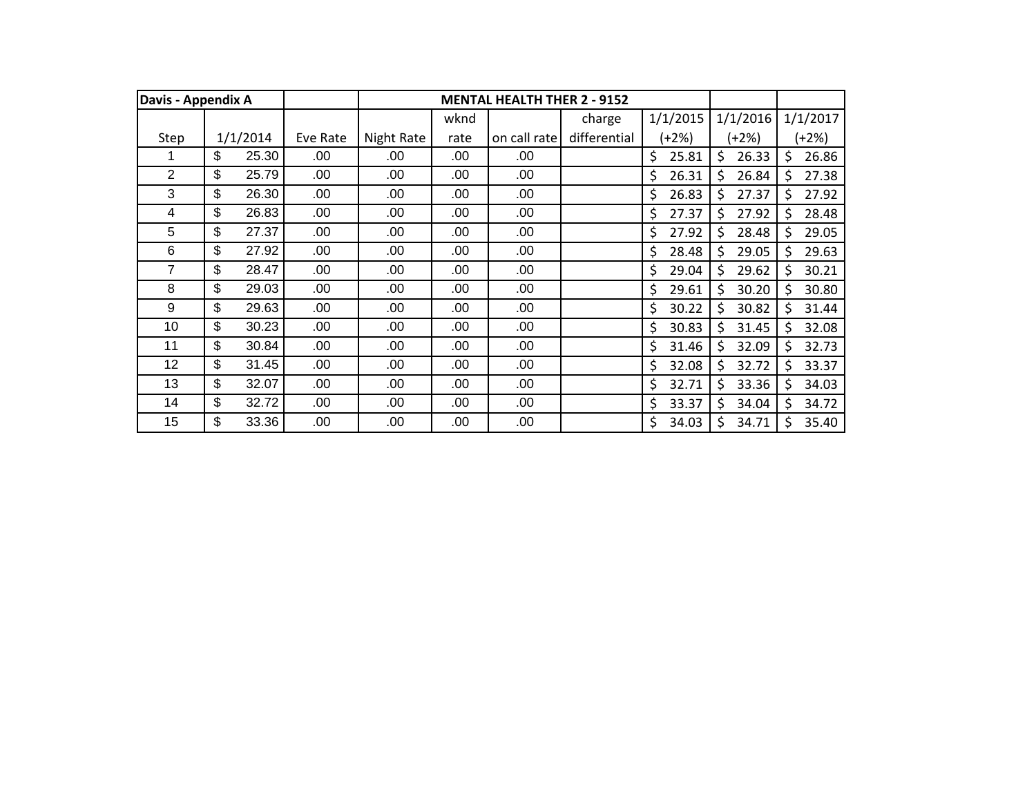| Davis - Appendix A | | | MENTAL HEALTH THER 2 - 9152 | | | | | | |
|---|---|---|---|---|---|---|---|---|---|
| Step | 1/1/2014 | Eve Rate | Night Rate | wknd rate | on call rate | charge differential | 1/1/2015 (+2%) | 1/1/2016 (+2%) | 1/1/2017 (+2%) |
| 1 | $ 25.30 | .00 | .00 | .00 | .00 | | $ 25.81 | $ 26.33 | $ 26.86 |
| 2 | $ 25.79 | .00 | .00 | .00 | .00 | | $ 26.31 | $ 26.84 | $ 27.38 |
| 3 | $ 26.30 | .00 | .00 | .00 | .00 | | $ 26.83 | $ 27.37 | $ 27.92 |
| 4 | $ 26.83 | .00 | .00 | .00 | .00 | | $ 27.37 | $ 27.92 | $ 28.48 |
| 5 | $ 27.37 | .00 | .00 | .00 | .00 | | $ 27.92 | $ 28.48 | $ 29.05 |
| 6 | $ 27.92 | .00 | .00 | .00 | .00 | | $ 28.48 | $ 29.05 | $ 29.63 |
| 7 | $ 28.47 | .00 | .00 | .00 | .00 | | $ 29.04 | $ 29.62 | $ 30.21 |
| 8 | $ 29.03 | .00 | .00 | .00 | .00 | | $ 29.61 | $ 30.20 | $ 30.80 |
| 9 | $ 29.63 | .00 | .00 | .00 | .00 | | $ 30.22 | $ 30.82 | $ 31.44 |
| 10 | $ 30.23 | .00 | .00 | .00 | .00 | | $ 30.83 | $ 31.45 | $ 32.08 |
| 11 | $ 30.84 | .00 | .00 | .00 | .00 | | $ 31.46 | $ 32.09 | $ 32.73 |
| 12 | $ 31.45 | .00 | .00 | .00 | .00 | | $ 32.08 | $ 32.72 | $ 33.37 |
| 13 | $ 32.07 | .00 | .00 | .00 | .00 | | $ 32.71 | $ 33.36 | $ 34.03 |
| 14 | $ 32.72 | .00 | .00 | .00 | .00 | | $ 33.37 | $ 34.04 | $ 34.72 |
| 15 | $ 33.36 | .00 | .00 | .00 | .00 | | $ 34.03 | $ 34.71 | $ 35.40 |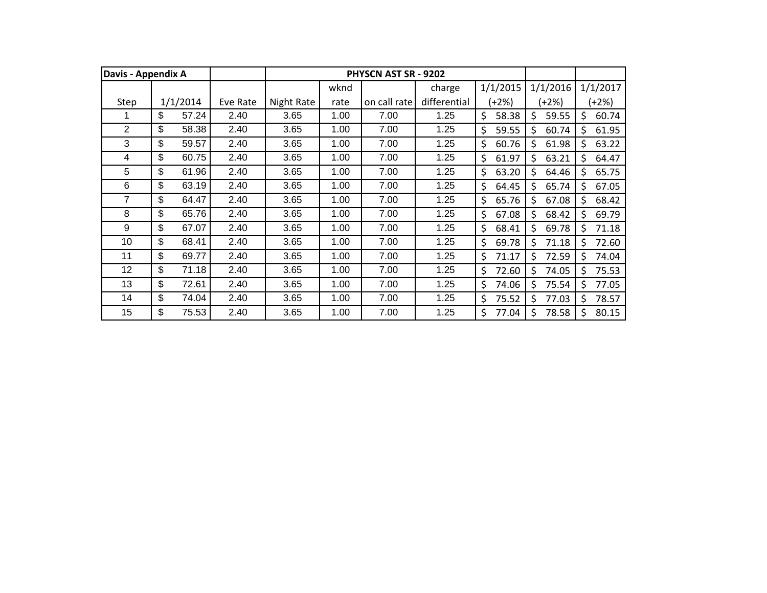| Davis - Appendix A | | | PHYSCN AST SR - 9202 | | | | | | |
|---|---|---|---|---|---|---|---|---|---|
| Step | 1/1/2014 | Eve Rate | Night Rate | wknd rate | on call rate | charge differential | 1/1/2015 (+2%) | 1/1/2016 (+2%) | 1/1/2017 (+2%) |
| 1 | $ 57.24 | 2.40 | 3.65 | 1.00 | 7.00 | 1.25 | $ 58.38 | $ 59.55 | $ 60.74 |
| 2 | $ 58.38 | 2.40 | 3.65 | 1.00 | 7.00 | 1.25 | $ 59.55 | $ 60.74 | $ 61.95 |
| 3 | $ 59.57 | 2.40 | 3.65 | 1.00 | 7.00 | 1.25 | $ 60.76 | $ 61.98 | $ 63.22 |
| 4 | $ 60.75 | 2.40 | 3.65 | 1.00 | 7.00 | 1.25 | $ 61.97 | $ 63.21 | $ 64.47 |
| 5 | $ 61.96 | 2.40 | 3.65 | 1.00 | 7.00 | 1.25 | $ 63.20 | $ 64.46 | $ 65.75 |
| 6 | $ 63.19 | 2.40 | 3.65 | 1.00 | 7.00 | 1.25 | $ 64.45 | $ 65.74 | $ 67.05 |
| 7 | $ 64.47 | 2.40 | 3.65 | 1.00 | 7.00 | 1.25 | $ 65.76 | $ 67.08 | $ 68.42 |
| 8 | $ 65.76 | 2.40 | 3.65 | 1.00 | 7.00 | 1.25 | $ 67.08 | $ 68.42 | $ 69.79 |
| 9 | $ 67.07 | 2.40 | 3.65 | 1.00 | 7.00 | 1.25 | $ 68.41 | $ 69.78 | $ 71.18 |
| 10 | $ 68.41 | 2.40 | 3.65 | 1.00 | 7.00 | 1.25 | $ 69.78 | $ 71.18 | $ 72.60 |
| 11 | $ 69.77 | 2.40 | 3.65 | 1.00 | 7.00 | 1.25 | $ 71.17 | $ 72.59 | $ 74.04 |
| 12 | $ 71.18 | 2.40 | 3.65 | 1.00 | 7.00 | 1.25 | $ 72.60 | $ 74.05 | $ 75.53 |
| 13 | $ 72.61 | 2.40 | 3.65 | 1.00 | 7.00 | 1.25 | $ 74.06 | $ 75.54 | $ 77.05 |
| 14 | $ 74.04 | 2.40 | 3.65 | 1.00 | 7.00 | 1.25 | $ 75.52 | $ 77.03 | $ 78.57 |
| 15 | $ 75.53 | 2.40 | 3.65 | 1.00 | 7.00 | 1.25 | $ 77.04 | $ 78.58 | $ 80.15 |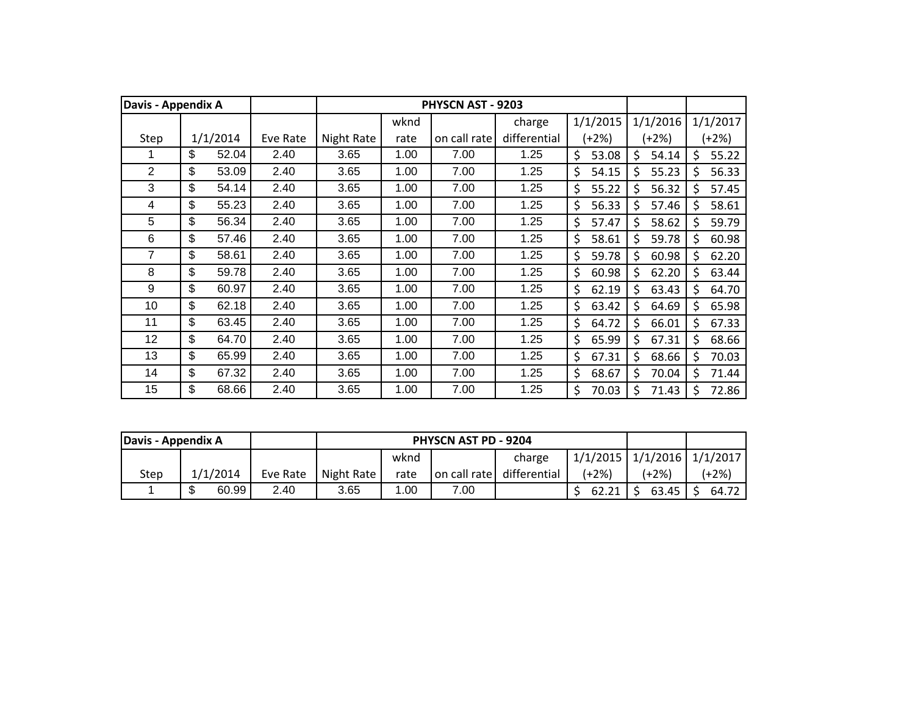| Davis - Appendix A | | | PHYSCN AST - 9203 | | | | | | |
|---|---|---|---|---|---|---|---|---|---|
| Step | 1/1/2014 | Eve Rate | Night Rate | wknd rate | on call rate | charge differential | 1/1/2015 (+2%) | 1/1/2016 (+2%) | 1/1/2017 (+2%) |
| 1 | $ 52.04 | 2.40 | 3.65 | 1.00 | 7.00 | 1.25 | $ 53.08 | $ 54.14 | $ 55.22 |
| 2 | $ 53.09 | 2.40 | 3.65 | 1.00 | 7.00 | 1.25 | $ 54.15 | $ 55.23 | $ 56.33 |
| 3 | $ 54.14 | 2.40 | 3.65 | 1.00 | 7.00 | 1.25 | $ 55.22 | $ 56.32 | $ 57.45 |
| 4 | $ 55.23 | 2.40 | 3.65 | 1.00 | 7.00 | 1.25 | $ 56.33 | $ 57.46 | $ 58.61 |
| 5 | $ 56.34 | 2.40 | 3.65 | 1.00 | 7.00 | 1.25 | $ 57.47 | $ 58.62 | $ 59.79 |
| 6 | $ 57.46 | 2.40 | 3.65 | 1.00 | 7.00 | 1.25 | $ 58.61 | $ 59.78 | $ 60.98 |
| 7 | $ 58.61 | 2.40 | 3.65 | 1.00 | 7.00 | 1.25 | $ 59.78 | $ 60.98 | $ 62.20 |
| 8 | $ 59.78 | 2.40 | 3.65 | 1.00 | 7.00 | 1.25 | $ 60.98 | $ 62.20 | $ 63.44 |
| 9 | $ 60.97 | 2.40 | 3.65 | 1.00 | 7.00 | 1.25 | $ 62.19 | $ 63.43 | $ 64.70 |
| 10 | $ 62.18 | 2.40 | 3.65 | 1.00 | 7.00 | 1.25 | $ 63.42 | $ 64.69 | $ 65.98 |
| 11 | $ 63.45 | 2.40 | 3.65 | 1.00 | 7.00 | 1.25 | $ 64.72 | $ 66.01 | $ 67.33 |
| 12 | $ 64.70 | 2.40 | 3.65 | 1.00 | 7.00 | 1.25 | $ 65.99 | $ 67.31 | $ 68.66 |
| 13 | $ 65.99 | 2.40 | 3.65 | 1.00 | 7.00 | 1.25 | $ 67.31 | $ 68.66 | $ 70.03 |
| 14 | $ 67.32 | 2.40 | 3.65 | 1.00 | 7.00 | 1.25 | $ 68.67 | $ 70.04 | $ 71.44 |
| 15 | $ 68.66 | 2.40 | 3.65 | 1.00 | 7.00 | 1.25 | $ 70.03 | $ 71.43 | $ 72.86 |

| Davis - Appendix A | | | PHYSCN AST PD - 9204 | | | | | | |
|---|---|---|---|---|---|---|---|---|---|
| Step | 1/1/2014 | Eve Rate | Night Rate | wknd rate | on call rate | charge differential | 1/1/2015 (+2%) | 1/1/2016 (+2%) | 1/1/2017 (+2%) |
| 1 | $ 60.99 | 2.40 | 3.65 | 1.00 | 7.00 | | $ 62.21 | $ 63.45 | $ 64.72 |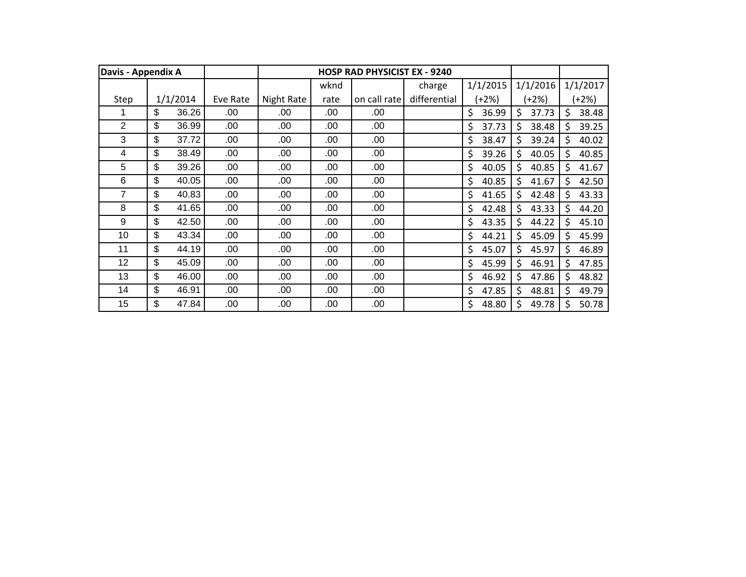| Davis - Appendix A | | HOSP RAD PHYSICIST EX - 9240 | | | | | | | |
|---|---|---|---|---|---|---|---|---|---|
| Step | 1/1/2014 | Eve Rate | Night Rate | wknd rate | on call rate | charge differential | 1/1/2015 (+2%) | 1/1/2016 (+2%) | 1/1/2017 (+2%) |
| 1 | $ 36.26 | .00 | .00 | .00 | .00 | | $ 36.99 | $ 37.73 | $ 38.48 |
| 2 | $ 36.99 | .00 | .00 | .00 | .00 | | $ 37.73 | $ 38.48 | $ 39.25 |
| 3 | $ 37.72 | .00 | .00 | .00 | .00 | | $ 38.47 | $ 39.24 | $ 40.02 |
| 4 | $ 38.49 | .00 | .00 | .00 | .00 | | $ 39.26 | $ 40.05 | $ 40.85 |
| 5 | $ 39.26 | .00 | .00 | .00 | .00 | | $ 40.05 | $ 40.85 | $ 41.67 |
| 6 | $ 40.05 | .00 | .00 | .00 | .00 | | $ 40.85 | $ 41.67 | $ 42.50 |
| 7 | $ 40.83 | .00 | .00 | .00 | .00 | | $ 41.65 | $ 42.48 | $ 43.33 |
| 8 | $ 41.65 | .00 | .00 | .00 | .00 | | $ 42.48 | $ 43.33 | $ 44.20 |
| 9 | $ 42.50 | .00 | .00 | .00 | .00 | | $ 43.35 | $ 44.22 | $ 45.10 |
| 10 | $ 43.34 | .00 | .00 | .00 | .00 | | $ 44.21 | $ 45.09 | $ 45.99 |
| 11 | $ 44.19 | .00 | .00 | .00 | .00 | | $ 45.07 | $ 45.97 | $ 46.89 |
| 12 | $ 45.09 | .00 | .00 | .00 | .00 | | $ 45.99 | $ 46.91 | $ 47.85 |
| 13 | $ 46.00 | .00 | .00 | .00 | .00 | | $ 46.92 | $ 47.86 | $ 48.82 |
| 14 | $ 46.91 | .00 | .00 | .00 | .00 | | $ 47.85 | $ 48.81 | $ 49.79 |
| 15 | $ 47.84 | .00 | .00 | .00 | .00 | | $ 48.80 | $ 49.78 | $ 50.78 |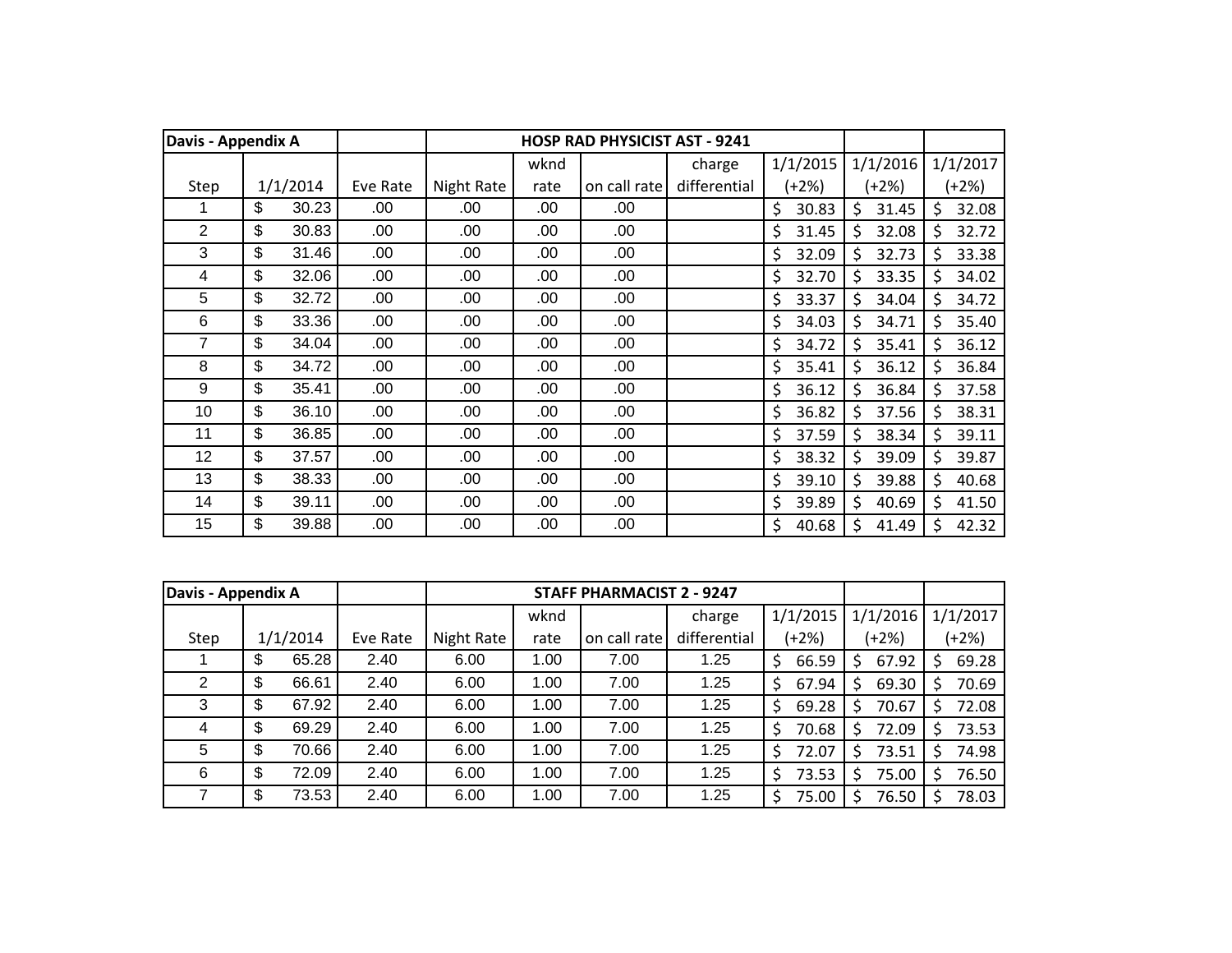| Davis - Appendix A | | | HOSP RAD PHYSICIST AST - 9241 | | | | | | |
|---|---|---|---|---|---|---|---|---|---|
| Step | 1/1/2014 | Eve Rate | Night Rate | wknd rate | on call rate | charge differential | 1/1/2015 (+2%) | 1/1/2016 (+2%) | 1/1/2017 (+2%) |
| 1 | $ 30.23 | .00 | .00 | .00 | .00 | | $ 30.83 | $ 31.45 | $ 32.08 |
| 2 | $ 30.83 | .00 | .00 | .00 | .00 | | $ 31.45 | $ 32.08 | $ 32.72 |
| 3 | $ 31.46 | .00 | .00 | .00 | .00 | | $ 32.09 | $ 32.73 | $ 33.38 |
| 4 | $ 32.06 | .00 | .00 | .00 | .00 | | $ 32.70 | $ 33.35 | $ 34.02 |
| 5 | $ 32.72 | .00 | .00 | .00 | .00 | | $ 33.37 | $ 34.04 | $ 34.72 |
| 6 | $ 33.36 | .00 | .00 | .00 | .00 | | $ 34.03 | $ 34.71 | $ 35.40 |
| 7 | $ 34.04 | .00 | .00 | .00 | .00 | | $ 34.72 | $ 35.41 | $ 36.12 |
| 8 | $ 34.72 | .00 | .00 | .00 | .00 | | $ 35.41 | $ 36.12 | $ 36.84 |
| 9 | $ 35.41 | .00 | .00 | .00 | .00 | | $ 36.12 | $ 36.84 | $ 37.58 |
| 10 | $ 36.10 | .00 | .00 | .00 | .00 | | $ 36.82 | $ 37.56 | $ 38.31 |
| 11 | $ 36.85 | .00 | .00 | .00 | .00 | | $ 37.59 | $ 38.34 | $ 39.11 |
| 12 | $ 37.57 | .00 | .00 | .00 | .00 | | $ 38.32 | $ 39.09 | $ 39.87 |
| 13 | $ 38.33 | .00 | .00 | .00 | .00 | | $ 39.10 | $ 39.88 | $ 40.68 |
| 14 | $ 39.11 | .00 | .00 | .00 | .00 | | $ 39.89 | $ 40.69 | $ 41.50 |
| 15 | $ 39.88 | .00 | .00 | .00 | .00 | | $ 40.68 | $ 41.49 | $ 42.32 |

| Davis - Appendix A | | | STAFF PHARMACIST 2 - 9247 | | | | | | |
|---|---|---|---|---|---|---|---|---|---|
| Step | 1/1/2014 | Eve Rate | Night Rate | wknd rate | on call rate | charge differential | 1/1/2015 (+2%) | 1/1/2016 (+2%) | 1/1/2017 (+2%) |
| 1 | $ 65.28 | 2.40 | 6.00 | 1.00 | 7.00 | 1.25 | $ 66.59 | $ 67.92 | $ 69.28 |
| 2 | $ 66.61 | 2.40 | 6.00 | 1.00 | 7.00 | 1.25 | $ 67.94 | $ 69.30 | $ 70.69 |
| 3 | $ 67.92 | 2.40 | 6.00 | 1.00 | 7.00 | 1.25 | $ 69.28 | $ 70.67 | $ 72.08 |
| 4 | $ 69.29 | 2.40 | 6.00 | 1.00 | 7.00 | 1.25 | $ 70.68 | $ 72.09 | $ 73.53 |
| 5 | $ 70.66 | 2.40 | 6.00 | 1.00 | 7.00 | 1.25 | $ 72.07 | $ 73.51 | $ 74.98 |
| 6 | $ 72.09 | 2.40 | 6.00 | 1.00 | 7.00 | 1.25 | $ 73.53 | $ 75.00 | $ 76.50 |
| 7 | $ 73.53 | 2.40 | 6.00 | 1.00 | 7.00 | 1.25 | $ 75.00 | $ 76.50 | $ 78.03 |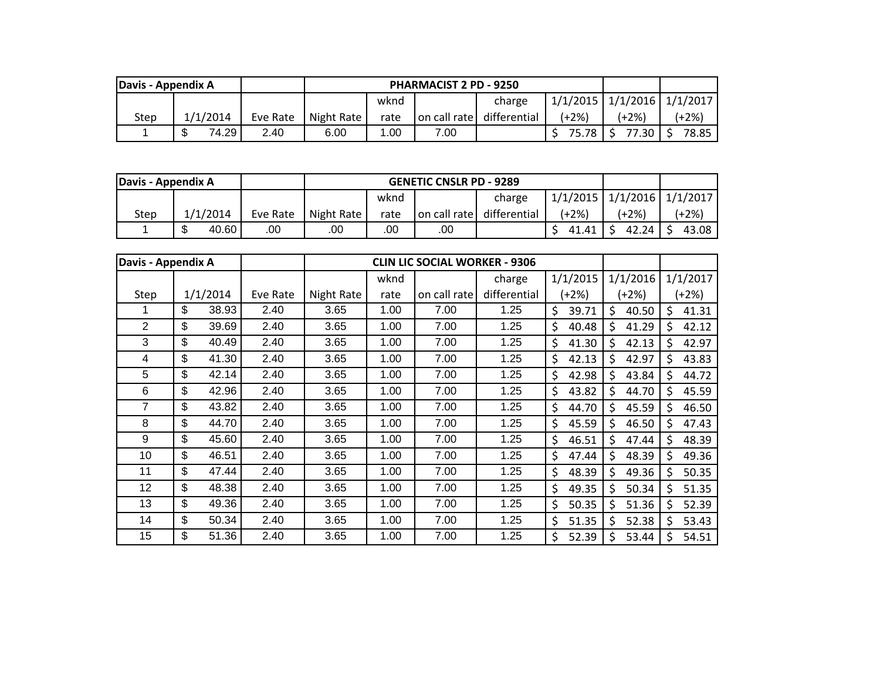| Davis - Appendix A | | | PHARMACIST 2 PD - 9250 | | | | | | |
|---|---|---|---|---|---|---|---|---|---|
| Step | 1/1/2014 | Eve Rate | Night Rate | wknd rate | on call rate | charge differential | 1/1/2015 (+2%) | 1/1/2016 (+2%) | 1/1/2017 (+2%) |
| 1 | $ 74.29 | 2.40 | 6.00 | 1.00 | 7.00 | | $ 75.78 | $ 77.30 | $ 78.85 |

| Davis - Appendix A | | | GENETIC CNSLR PD - 9289 | | | | | | |
|---|---|---|---|---|---|---|---|---|---|
| Step | 1/1/2014 | Eve Rate | Night Rate | wknd rate | on call rate | charge differential | 1/1/2015 (+2%) | 1/1/2016 (+2%) | 1/1/2017 (+2%) |
| 1 | $ 40.60 | .00 | .00 | .00 | .00 | | $ 41.41 | $ 42.24 | $ 43.08 |

| Davis - Appendix A | | | CLIN LIC SOCIAL WORKER - 9306 | | | | | | |
|---|---|---|---|---|---|---|---|---|---|
| Step | 1/1/2014 | Eve Rate | Night Rate | wknd rate | on call rate | charge differential | 1/1/2015 (+2%) | 1/1/2016 (+2%) | 1/1/2017 (+2%) |
| 1 | $ 38.93 | 2.40 | 3.65 | 1.00 | 7.00 | 1.25 | $ 39.71 | $ 40.50 | $ 41.31 |
| 2 | $ 39.69 | 2.40 | 3.65 | 1.00 | 7.00 | 1.25 | $ 40.48 | $ 41.29 | $ 42.12 |
| 3 | $ 40.49 | 2.40 | 3.65 | 1.00 | 7.00 | 1.25 | $ 41.30 | $ 42.13 | $ 42.97 |
| 4 | $ 41.30 | 2.40 | 3.65 | 1.00 | 7.00 | 1.25 | $ 42.13 | $ 42.97 | $ 43.83 |
| 5 | $ 42.14 | 2.40 | 3.65 | 1.00 | 7.00 | 1.25 | $ 42.98 | $ 43.84 | $ 44.72 |
| 6 | $ 42.96 | 2.40 | 3.65 | 1.00 | 7.00 | 1.25 | $ 43.82 | $ 44.70 | $ 45.59 |
| 7 | $ 43.82 | 2.40 | 3.65 | 1.00 | 7.00 | 1.25 | $ 44.70 | $ 45.59 | $ 46.50 |
| 8 | $ 44.70 | 2.40 | 3.65 | 1.00 | 7.00 | 1.25 | $ 45.59 | $ 46.50 | $ 47.43 |
| 9 | $ 45.60 | 2.40 | 3.65 | 1.00 | 7.00 | 1.25 | $ 46.51 | $ 47.44 | $ 48.39 |
| 10 | $ 46.51 | 2.40 | 3.65 | 1.00 | 7.00 | 1.25 | $ 47.44 | $ 48.39 | $ 49.36 |
| 11 | $ 47.44 | 2.40 | 3.65 | 1.00 | 7.00 | 1.25 | $ 48.39 | $ 49.36 | $ 50.35 |
| 12 | $ 48.38 | 2.40 | 3.65 | 1.00 | 7.00 | 1.25 | $ 49.35 | $ 50.34 | $ 51.35 |
| 13 | $ 49.36 | 2.40 | 3.65 | 1.00 | 7.00 | 1.25 | $ 50.35 | $ 51.36 | $ 52.39 |
| 14 | $ 50.34 | 2.40 | 3.65 | 1.00 | 7.00 | 1.25 | $ 51.35 | $ 52.38 | $ 53.43 |
| 15 | $ 51.36 | 2.40 | 3.65 | 1.00 | 7.00 | 1.25 | $ 52.39 | $ 53.44 | $ 54.51 |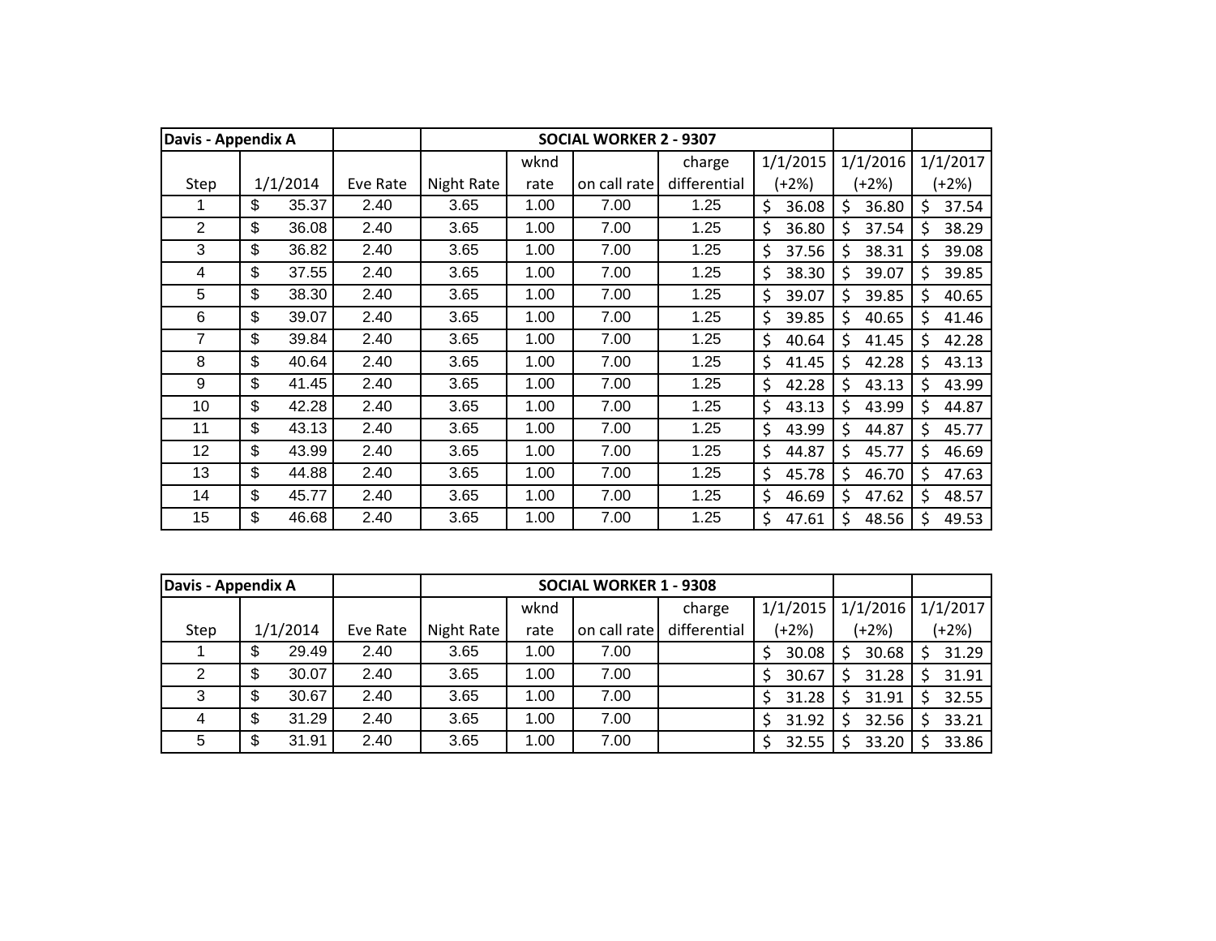| Davis - Appendix A | | | SOCIAL WORKER 2 - 9307 | | | | | | |
|---|---|---|---|---|---|---|---|---|---|
| Step | 1/1/2014 | Eve Rate | Night Rate | wknd rate | on call rate | charge differential | 1/1/2015 (+2%) | 1/1/2016 (+2%) | 1/1/2017 (+2%) |
| 1 | $ 35.37 | 2.40 | 3.65 | 1.00 | 7.00 | 1.25 | $ 36.08 | $ 36.80 | $ 37.54 |
| 2 | $ 36.08 | 2.40 | 3.65 | 1.00 | 7.00 | 1.25 | $ 36.80 | $ 37.54 | $ 38.29 |
| 3 | $ 36.82 | 2.40 | 3.65 | 1.00 | 7.00 | 1.25 | $ 37.56 | $ 38.31 | $ 39.08 |
| 4 | $ 37.55 | 2.40 | 3.65 | 1.00 | 7.00 | 1.25 | $ 38.30 | $ 39.07 | $ 39.85 |
| 5 | $ 38.30 | 2.40 | 3.65 | 1.00 | 7.00 | 1.25 | $ 39.07 | $ 39.85 | $ 40.65 |
| 6 | $ 39.07 | 2.40 | 3.65 | 1.00 | 7.00 | 1.25 | $ 39.85 | $ 40.65 | $ 41.46 |
| 7 | $ 39.84 | 2.40 | 3.65 | 1.00 | 7.00 | 1.25 | $ 40.64 | $ 41.45 | $ 42.28 |
| 8 | $ 40.64 | 2.40 | 3.65 | 1.00 | 7.00 | 1.25 | $ 41.45 | $ 42.28 | $ 43.13 |
| 9 | $ 41.45 | 2.40 | 3.65 | 1.00 | 7.00 | 1.25 | $ 42.28 | $ 43.13 | $ 43.99 |
| 10 | $ 42.28 | 2.40 | 3.65 | 1.00 | 7.00 | 1.25 | $ 43.13 | $ 43.99 | $ 44.87 |
| 11 | $ 43.13 | 2.40 | 3.65 | 1.00 | 7.00 | 1.25 | $ 43.99 | $ 44.87 | $ 45.77 |
| 12 | $ 43.99 | 2.40 | 3.65 | 1.00 | 7.00 | 1.25 | $ 44.87 | $ 45.77 | $ 46.69 |
| 13 | $ 44.88 | 2.40 | 3.65 | 1.00 | 7.00 | 1.25 | $ 45.78 | $ 46.70 | $ 47.63 |
| 14 | $ 45.77 | 2.40 | 3.65 | 1.00 | 7.00 | 1.25 | $ 46.69 | $ 47.62 | $ 48.57 |
| 15 | $ 46.68 | 2.40 | 3.65 | 1.00 | 7.00 | 1.25 | $ 47.61 | $ 48.56 | $ 49.53 |

| Davis - Appendix A | | | SOCIAL WORKER 1 - 9308 | | | | | | |
|---|---|---|---|---|---|---|---|---|---|
| Step | 1/1/2014 | Eve Rate | Night Rate | wknd rate | on call rate | charge differential | 1/1/2015 (+2%) | 1/1/2016 (+2%) | 1/1/2017 (+2%) |
| 1 | $ 29.49 | 2.40 | 3.65 | 1.00 | 7.00 | | $ 30.08 | $ 30.68 | $ 31.29 |
| 2 | $ 30.07 | 2.40 | 3.65 | 1.00 | 7.00 | | $ 30.67 | $ 31.28 | $ 31.91 |
| 3 | $ 30.67 | 2.40 | 3.65 | 1.00 | 7.00 | | $ 31.28 | $ 31.91 | $ 32.55 |
| 4 | $ 31.29 | 2.40 | 3.65 | 1.00 | 7.00 | | $ 31.92 | $ 32.56 | $ 33.21 |
| 5 | $ 31.91 | 2.40 | 3.65 | 1.00 | 7.00 | | $ 32.55 | $ 33.20 | $ 33.86 |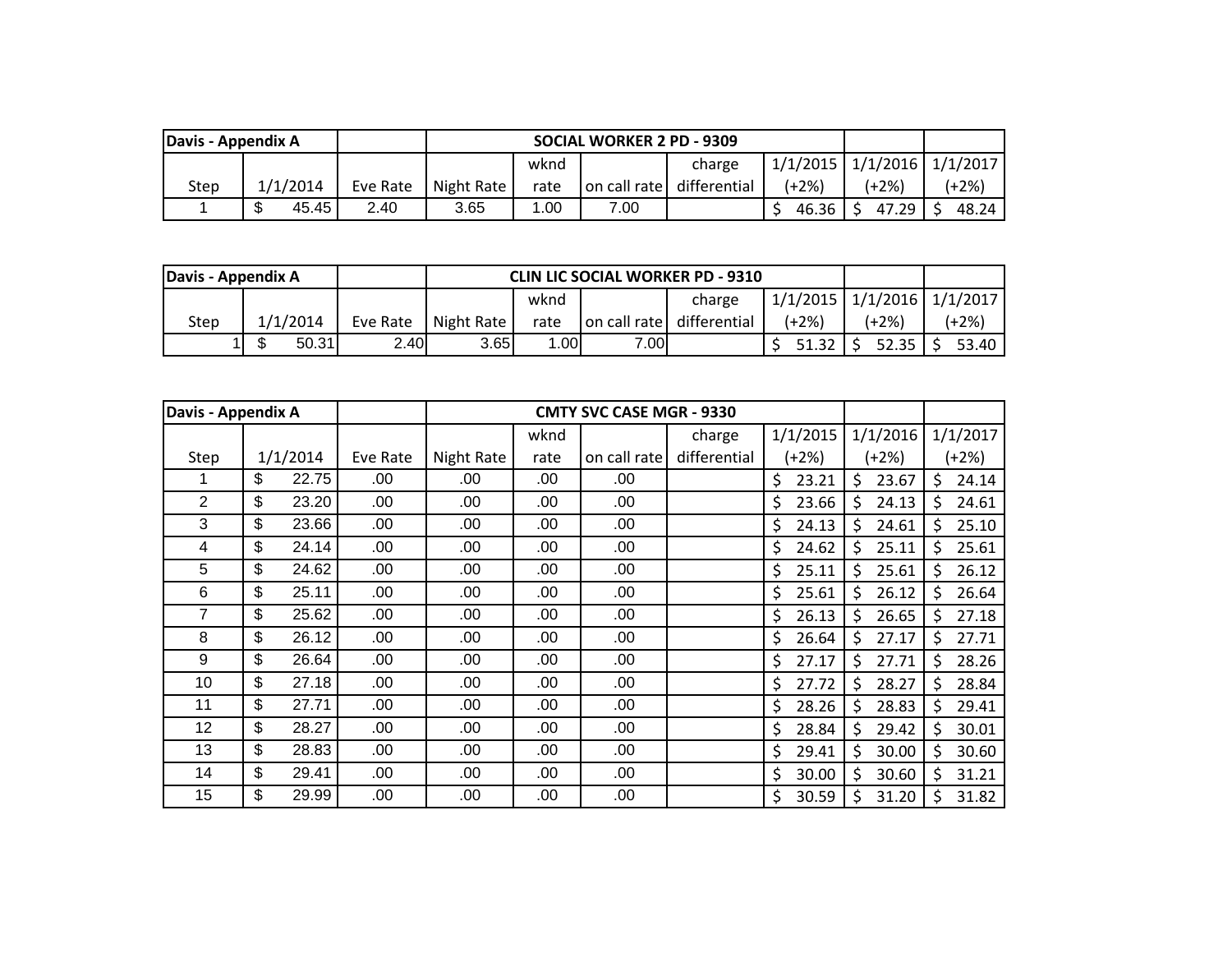| Davis - Appendix A | | | SOCIAL WORKER 2 PD - 9309 | | | | | | |
|---|---|---|---|---|---|---|---|---|---|
| Step | 1/1/2014 | Eve Rate | Night Rate | wknd rate | on call rate | charge differential | 1/1/2015 (+2%) | 1/1/2016 (+2%) | 1/1/2017 (+2%) |
| 1 | $ 45.45 | 2.40 | 3.65 | 1.00 | 7.00 | | $ 46.36 | $ 47.29 | $ 48.24 |

| Davis - Appendix A | | | CLIN LIC SOCIAL WORKER PD - 9310 | | | | | | |
|---|---|---|---|---|---|---|---|---|---|
| Step | 1/1/2014 | Eve Rate | Night Rate | wknd rate | on call rate | charge differential | 1/1/2015 (+2%) | 1/1/2016 (+2%) | 1/1/2017 (+2%) |
| 1 | $ 50.31 | 2.40 | 3.65 | 1.00 | 7.00 | | $ 51.32 | $ 52.35 | $ 53.40 |

| Davis - Appendix A | | | CMTY SVC CASE MGR - 9330 | | | | | | |
|---|---|---|---|---|---|---|---|---|---|
| Step | 1/1/2014 | Eve Rate | Night Rate | wknd rate | on call rate | charge differential | 1/1/2015 (+2%) | 1/1/2016 (+2%) | 1/1/2017 (+2%) |
| 1 | $ 22.75 | .00 | .00 | .00 | .00 | | $ 23.21 | $ 23.67 | $ 24.14 |
| 2 | $ 23.20 | .00 | .00 | .00 | .00 | | $ 23.66 | $ 24.13 | $ 24.61 |
| 3 | $ 23.66 | .00 | .00 | .00 | .00 | | $ 24.13 | $ 24.61 | $ 25.10 |
| 4 | $ 24.14 | .00 | .00 | .00 | .00 | | $ 24.62 | $ 25.11 | $ 25.61 |
| 5 | $ 24.62 | .00 | .00 | .00 | .00 | | $ 25.11 | $ 25.61 | $ 26.12 |
| 6 | $ 25.11 | .00 | .00 | .00 | .00 | | $ 25.61 | $ 26.12 | $ 26.64 |
| 7 | $ 25.62 | .00 | .00 | .00 | .00 | | $ 26.13 | $ 26.65 | $ 27.18 |
| 8 | $ 26.12 | .00 | .00 | .00 | .00 | | $ 26.64 | $ 27.17 | $ 27.71 |
| 9 | $ 26.64 | .00 | .00 | .00 | .00 | | $ 27.17 | $ 27.71 | $ 28.26 |
| 10 | $ 27.18 | .00 | .00 | .00 | .00 | | $ 27.72 | $ 28.27 | $ 28.84 |
| 11 | $ 27.71 | .00 | .00 | .00 | .00 | | $ 28.26 | $ 28.83 | $ 29.41 |
| 12 | $ 28.27 | .00 | .00 | .00 | .00 | | $ 28.84 | $ 29.42 | $ 30.01 |
| 13 | $ 28.83 | .00 | .00 | .00 | .00 | | $ 29.41 | $ 30.00 | $ 30.60 |
| 14 | $ 29.41 | .00 | .00 | .00 | .00 | | $ 30.00 | $ 30.60 | $ 31.21 |
| 15 | $ 29.99 | .00 | .00 | .00 | .00 | | $ 30.59 | $ 31.20 | $ 31.82 |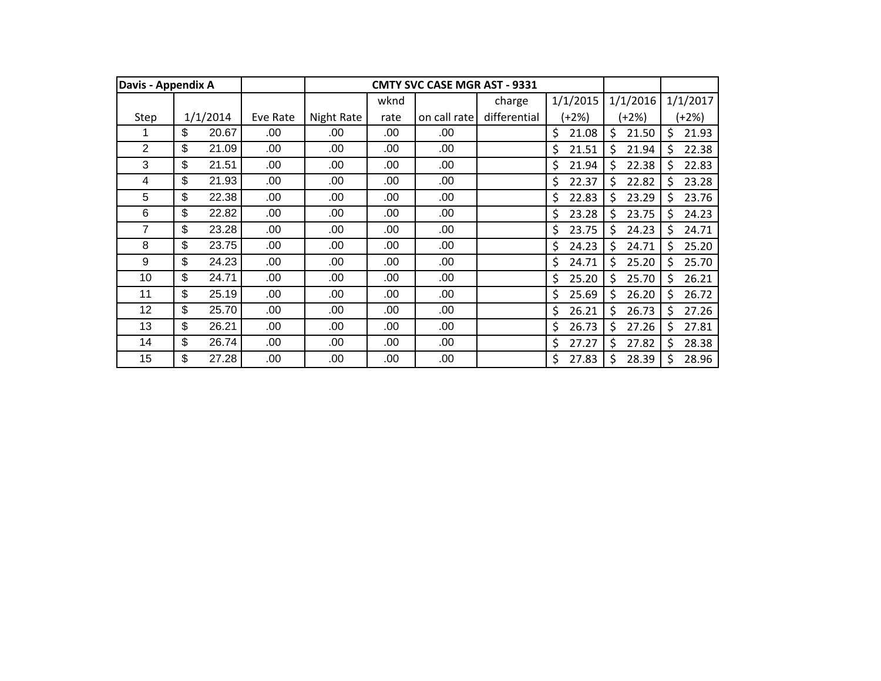| Davis - Appendix A | | | CMTY SVC CASE MGR AST - 9331 | | | | | | |
|---|---|---|---|---|---|---|---|---|---|
| Step | 1/1/2014 | Eve Rate | Night Rate | wknd rate | on call rate | charge differential | 1/1/2015 (+2%) | 1/1/2016 (+2%) | 1/1/2017 (+2%) |
| 1 | $ 20.67 | .00 | .00 | .00 | .00 | | $ 21.08 | $ 21.50 | $ 21.93 |
| 2 | $ 21.09 | .00 | .00 | .00 | .00 | | $ 21.51 | $ 21.94 | $ 22.38 |
| 3 | $ 21.51 | .00 | .00 | .00 | .00 | | $ 21.94 | $ 22.38 | $ 22.83 |
| 4 | $ 21.93 | .00 | .00 | .00 | .00 | | $ 22.37 | $ 22.82 | $ 23.28 |
| 5 | $ 22.38 | .00 | .00 | .00 | .00 | | $ 22.83 | $ 23.29 | $ 23.76 |
| 6 | $ 22.82 | .00 | .00 | .00 | .00 | | $ 23.28 | $ 23.75 | $ 24.23 |
| 7 | $ 23.28 | .00 | .00 | .00 | .00 | | $ 23.75 | $ 24.23 | $ 24.71 |
| 8 | $ 23.75 | .00 | .00 | .00 | .00 | | $ 24.23 | $ 24.71 | $ 25.20 |
| 9 | $ 24.23 | .00 | .00 | .00 | .00 | | $ 24.71 | $ 25.20 | $ 25.70 |
| 10 | $ 24.71 | .00 | .00 | .00 | .00 | | $ 25.20 | $ 25.70 | $ 26.21 |
| 11 | $ 25.19 | .00 | .00 | .00 | .00 | | $ 25.69 | $ 26.20 | $ 26.72 |
| 12 | $ 25.70 | .00 | .00 | .00 | .00 | | $ 26.21 | $ 26.73 | $ 27.26 |
| 13 | $ 26.21 | .00 | .00 | .00 | .00 | | $ 26.73 | $ 27.26 | $ 27.81 |
| 14 | $ 26.74 | .00 | .00 | .00 | .00 | | $ 27.27 | $ 27.82 | $ 28.38 |
| 15 | $ 27.28 | .00 | .00 | .00 | .00 | | $ 27.83 | $ 28.39 | $ 28.96 |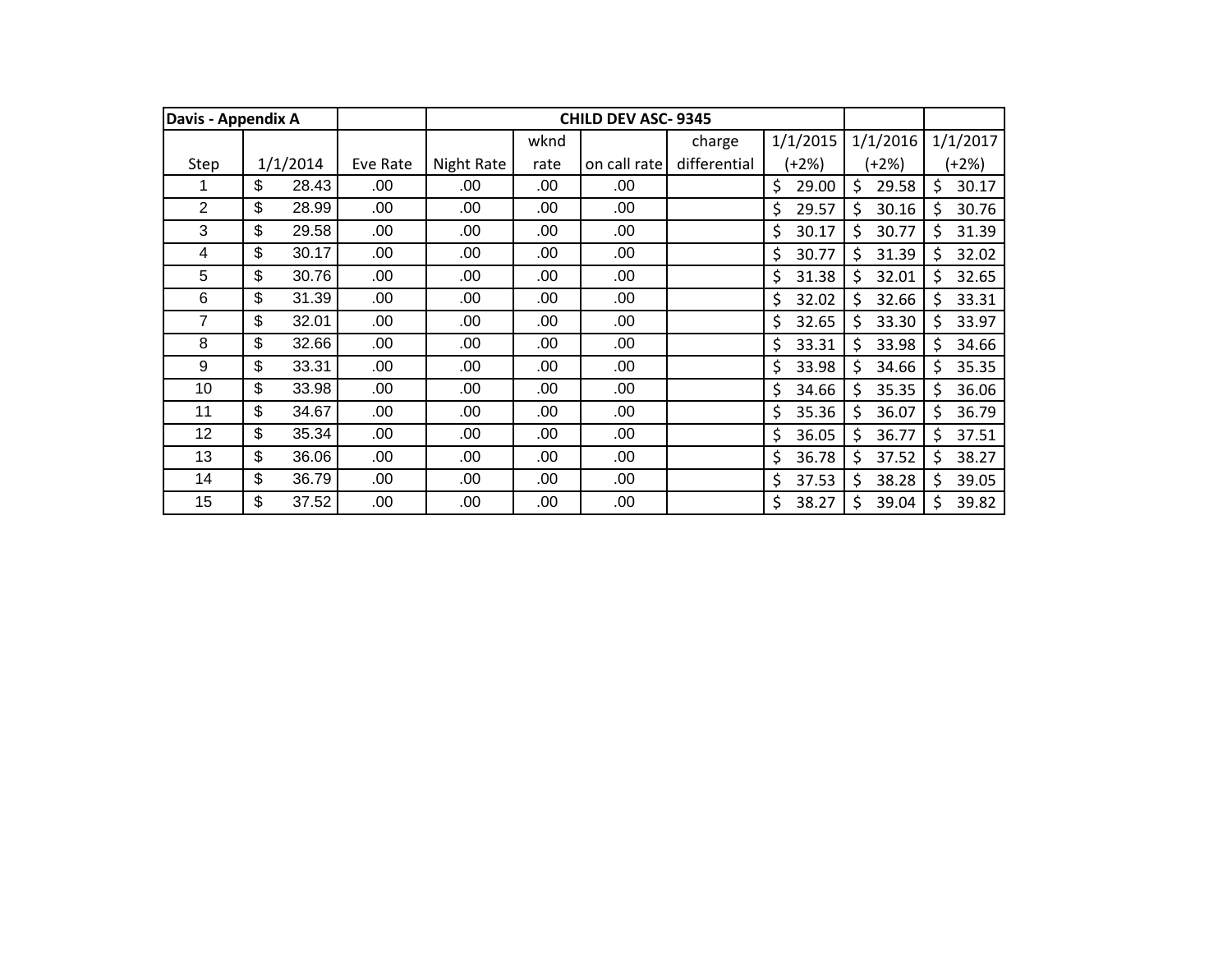| Davis - Appendix A | | | CHILD DEV ASC- 9345 | | | | | | |
|---|---|---|---|---|---|---|---|---|---|
| Step | 1/1/2014 | Eve Rate | Night Rate | wknd rate | on call rate | charge differential | 1/1/2015 (+2%) | 1/1/2016 (+2%) | 1/1/2017 (+2%) |
| 1 | $ 28.43 | .00 | .00 | .00 | .00 | | $ 29.00 | $ 29.58 | $ 30.17 |
| 2 | $ 28.99 | .00 | .00 | .00 | .00 | | $ 29.57 | $ 30.16 | $ 30.76 |
| 3 | $ 29.58 | .00 | .00 | .00 | .00 | | $ 30.17 | $ 30.77 | $ 31.39 |
| 4 | $ 30.17 | .00 | .00 | .00 | .00 | | $ 30.77 | $ 31.39 | $ 32.02 |
| 5 | $ 30.76 | .00 | .00 | .00 | .00 | | $ 31.38 | $ 32.01 | $ 32.65 |
| 6 | $ 31.39 | .00 | .00 | .00 | .00 | | $ 32.02 | $ 32.66 | $ 33.31 |
| 7 | $ 32.01 | .00 | .00 | .00 | .00 | | $ 32.65 | $ 33.30 | $ 33.97 |
| 8 | $ 32.66 | .00 | .00 | .00 | .00 | | $ 33.31 | $ 33.98 | $ 34.66 |
| 9 | $ 33.31 | .00 | .00 | .00 | .00 | | $ 33.98 | $ 34.66 | $ 35.35 |
| 10 | $ 33.98 | .00 | .00 | .00 | .00 | | $ 34.66 | $ 35.35 | $ 36.06 |
| 11 | $ 34.67 | .00 | .00 | .00 | .00 | | $ 35.36 | $ 36.07 | $ 36.79 |
| 12 | $ 35.34 | .00 | .00 | .00 | .00 | | $ 36.05 | $ 36.77 | $ 37.51 |
| 13 | $ 36.06 | .00 | .00 | .00 | .00 | | $ 36.78 | $ 37.52 | $ 38.27 |
| 14 | $ 36.79 | .00 | .00 | .00 | .00 | | $ 37.53 | $ 38.28 | $ 39.05 |
| 15 | $ 37.52 | .00 | .00 | .00 | .00 | | $ 38.27 | $ 39.04 | $ 39.82 |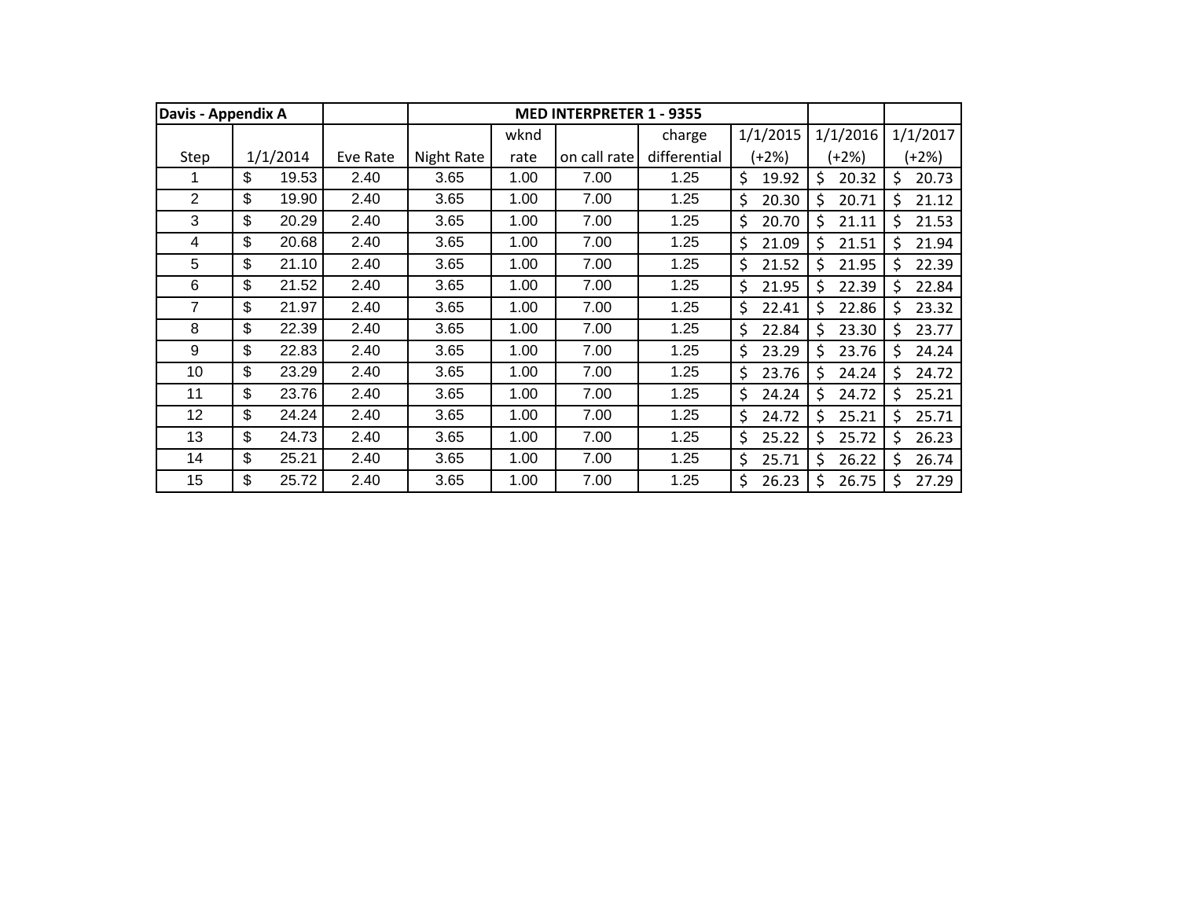| Davis - Appendix A | | | MED INTERPRETER 1 - 9355 | | | | | | |
|---|---|---|---|---|---|---|---|---|---|
| Step | 1/1/2014 | Eve Rate | Night Rate | wknd rate | on call rate | charge differential | 1/1/2015 (+2%) | 1/1/2016 (+2%) | 1/1/2017 (+2%) |
| 1 | $ 19.53 | 2.40 | 3.65 | 1.00 | 7.00 | 1.25 | $ 19.92 | $ 20.32 | $ 20.73 |
| 2 | $ 19.90 | 2.40 | 3.65 | 1.00 | 7.00 | 1.25 | $ 20.30 | $ 20.71 | $ 21.12 |
| 3 | $ 20.29 | 2.40 | 3.65 | 1.00 | 7.00 | 1.25 | $ 20.70 | $ 21.11 | $ 21.53 |
| 4 | $ 20.68 | 2.40 | 3.65 | 1.00 | 7.00 | 1.25 | $ 21.09 | $ 21.51 | $ 21.94 |
| 5 | $ 21.10 | 2.40 | 3.65 | 1.00 | 7.00 | 1.25 | $ 21.52 | $ 21.95 | $ 22.39 |
| 6 | $ 21.52 | 2.40 | 3.65 | 1.00 | 7.00 | 1.25 | $ 21.95 | $ 22.39 | $ 22.84 |
| 7 | $ 21.97 | 2.40 | 3.65 | 1.00 | 7.00 | 1.25 | $ 22.41 | $ 22.86 | $ 23.32 |
| 8 | $ 22.39 | 2.40 | 3.65 | 1.00 | 7.00 | 1.25 | $ 22.84 | $ 23.30 | $ 23.77 |
| 9 | $ 22.83 | 2.40 | 3.65 | 1.00 | 7.00 | 1.25 | $ 23.29 | $ 23.76 | $ 24.24 |
| 10 | $ 23.29 | 2.40 | 3.65 | 1.00 | 7.00 | 1.25 | $ 23.76 | $ 24.24 | $ 24.72 |
| 11 | $ 23.76 | 2.40 | 3.65 | 1.00 | 7.00 | 1.25 | $ 24.24 | $ 24.72 | $ 25.21 |
| 12 | $ 24.24 | 2.40 | 3.65 | 1.00 | 7.00 | 1.25 | $ 24.72 | $ 25.21 | $ 25.71 |
| 13 | $ 24.73 | 2.40 | 3.65 | 1.00 | 7.00 | 1.25 | $ 25.22 | $ 25.72 | $ 26.23 |
| 14 | $ 25.21 | 2.40 | 3.65 | 1.00 | 7.00 | 1.25 | $ 25.71 | $ 26.22 | $ 26.74 |
| 15 | $ 25.72 | 2.40 | 3.65 | 1.00 | 7.00 | 1.25 | $ 26.23 | $ 26.75 | $ 27.29 |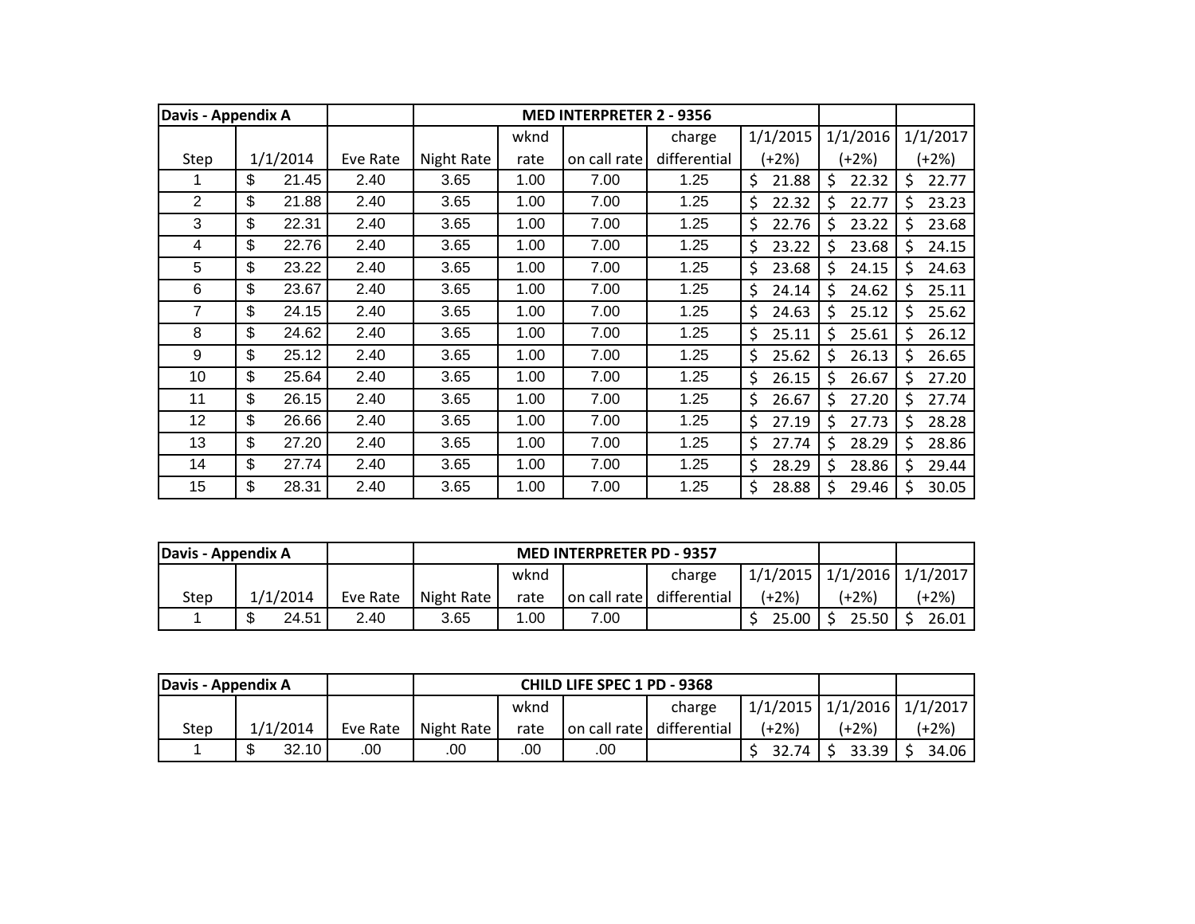| Davis - Appendix A | | | MED INTERPRETER 2 - 9356 | | | | | | |
|---|---|---|---|---|---|---|---|---|---|
| Step | 1/1/2014 | Eve Rate | Night Rate | wknd rate | on call rate | charge differential | 1/1/2015 (+2%) | 1/1/2016 (+2%) | 1/1/2017 (+2%) |
| 1 | $ 21.45 | 2.40 | 3.65 | 1.00 | 7.00 | 1.25 | $ 21.88 | $ 22.32 | $ 22.77 |
| 2 | $ 21.88 | 2.40 | 3.65 | 1.00 | 7.00 | 1.25 | $ 22.32 | $ 22.77 | $ 23.23 |
| 3 | $ 22.31 | 2.40 | 3.65 | 1.00 | 7.00 | 1.25 | $ 22.76 | $ 23.22 | $ 23.68 |
| 4 | $ 22.76 | 2.40 | 3.65 | 1.00 | 7.00 | 1.25 | $ 23.22 | $ 23.68 | $ 24.15 |
| 5 | $ 23.22 | 2.40 | 3.65 | 1.00 | 7.00 | 1.25 | $ 23.68 | $ 24.15 | $ 24.63 |
| 6 | $ 23.67 | 2.40 | 3.65 | 1.00 | 7.00 | 1.25 | $ 24.14 | $ 24.62 | $ 25.11 |
| 7 | $ 24.15 | 2.40 | 3.65 | 1.00 | 7.00 | 1.25 | $ 24.63 | $ 25.12 | $ 25.62 |
| 8 | $ 24.62 | 2.40 | 3.65 | 1.00 | 7.00 | 1.25 | $ 25.11 | $ 25.61 | $ 26.12 |
| 9 | $ 25.12 | 2.40 | 3.65 | 1.00 | 7.00 | 1.25 | $ 25.62 | $ 26.13 | $ 26.65 |
| 10 | $ 25.64 | 2.40 | 3.65 | 1.00 | 7.00 | 1.25 | $ 26.15 | $ 26.67 | $ 27.20 |
| 11 | $ 26.15 | 2.40 | 3.65 | 1.00 | 7.00 | 1.25 | $ 26.67 | $ 27.20 | $ 27.74 |
| 12 | $ 26.66 | 2.40 | 3.65 | 1.00 | 7.00 | 1.25 | $ 27.19 | $ 27.73 | $ 28.28 |
| 13 | $ 27.20 | 2.40 | 3.65 | 1.00 | 7.00 | 1.25 | $ 27.74 | $ 28.29 | $ 28.86 |
| 14 | $ 27.74 | 2.40 | 3.65 | 1.00 | 7.00 | 1.25 | $ 28.29 | $ 28.86 | $ 29.44 |
| 15 | $ 28.31 | 2.40 | 3.65 | 1.00 | 7.00 | 1.25 | $ 28.88 | $ 29.46 | $ 30.05 |

| Davis - Appendix A | | | MED INTERPRETER PD - 9357 | | | | | | |
|---|---|---|---|---|---|---|---|---|---|
| Step | 1/1/2014 | Eve Rate | Night Rate | wknd rate | on call rate | charge differential | 1/1/2015 (+2%) | 1/1/2016 (+2%) | 1/1/2017 (+2%) |
| 1 | $ 24.51 | 2.40 | 3.65 | 1.00 | 7.00 | | $ 25.00 | $ 25.50 | $ 26.01 |

| Davis - Appendix A | | | CHILD LIFE SPEC 1 PD - 9368 | | | | | | |
|---|---|---|---|---|---|---|---|---|---|
| Step | 1/1/2014 | Eve Rate | Night Rate | wknd rate | on call rate | charge differential | 1/1/2015 (+2%) | 1/1/2016 (+2%) | 1/1/2017 (+2%) |
| 1 | $ 32.10 | .00 | .00 | .00 | .00 | | $ 32.74 | $ 33.39 | $ 34.06 |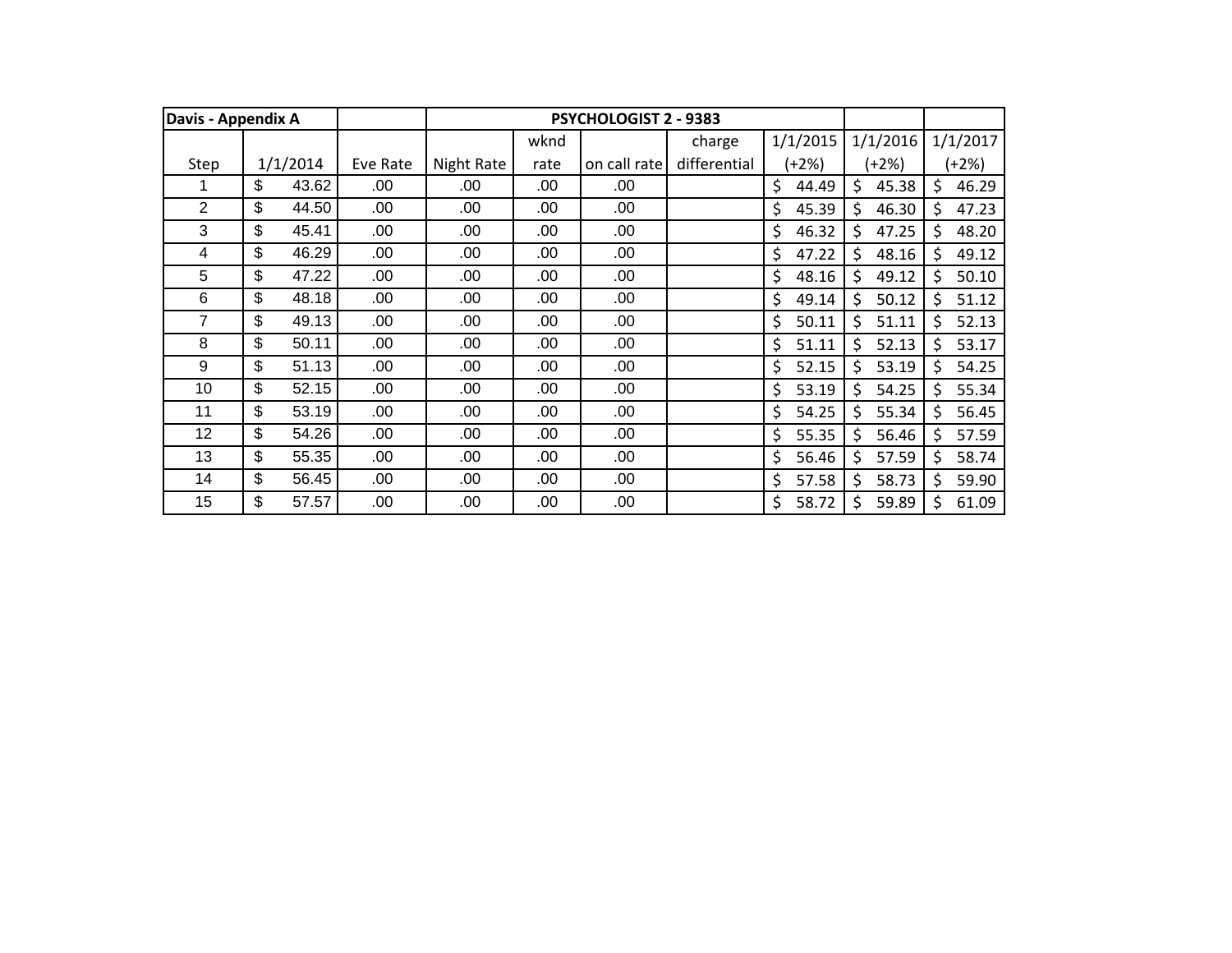| Davis - Appendix A | | | PSYCHOLOGIST 2 - 9383 | | | | | | |
|---|---|---|---|---|---|---|---|---|---|
| Step | 1/1/2014 | Eve Rate | Night Rate | wknd rate | on call rate | charge differential | 1/1/2015 (+2%) | 1/1/2016 (+2%) | 1/1/2017 (+2%) |
| 1 | $ 43.62 | .00 | .00 | .00 | .00 | | $ 44.49 | $ 45.38 | $ 46.29 |
| 2 | $ 44.50 | .00 | .00 | .00 | .00 | | $ 45.39 | $ 46.30 | $ 47.23 |
| 3 | $ 45.41 | .00 | .00 | .00 | .00 | | $ 46.32 | $ 47.25 | $ 48.20 |
| 4 | $ 46.29 | .00 | .00 | .00 | .00 | | $ 47.22 | $ 48.16 | $ 49.12 |
| 5 | $ 47.22 | .00 | .00 | .00 | .00 | | $ 48.16 | $ 49.12 | $ 50.10 |
| 6 | $ 48.18 | .00 | .00 | .00 | .00 | | $ 49.14 | $ 50.12 | $ 51.12 |
| 7 | $ 49.13 | .00 | .00 | .00 | .00 | | $ 50.11 | $ 51.11 | $ 52.13 |
| 8 | $ 50.11 | .00 | .00 | .00 | .00 | | $ 51.11 | $ 52.13 | $ 53.17 |
| 9 | $ 51.13 | .00 | .00 | .00 | .00 | | $ 52.15 | $ 53.19 | $ 54.25 |
| 10 | $ 52.15 | .00 | .00 | .00 | .00 | | $ 53.19 | $ 54.25 | $ 55.34 |
| 11 | $ 53.19 | .00 | .00 | .00 | .00 | | $ 54.25 | $ 55.34 | $ 56.45 |
| 12 | $ 54.26 | .00 | .00 | .00 | .00 | | $ 55.35 | $ 56.46 | $ 57.59 |
| 13 | $ 55.35 | .00 | .00 | .00 | .00 | | $ 56.46 | $ 57.59 | $ 58.74 |
| 14 | $ 56.45 | .00 | .00 | .00 | .00 | | $ 57.58 | $ 58.73 | $ 59.90 |
| 15 | $ 57.57 | .00 | .00 | .00 | .00 | | $ 58.72 | $ 59.89 | $ 61.09 |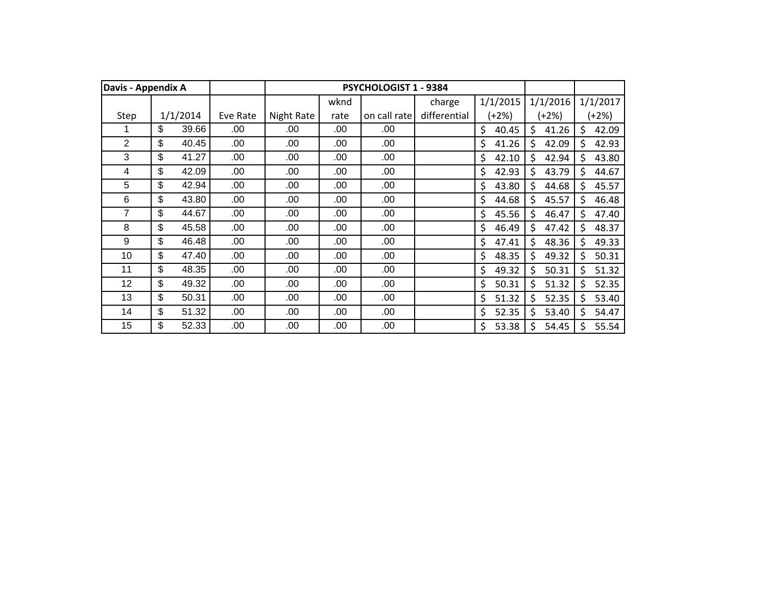| Davis - Appendix A | | | PSYCHOLOGIST 1 - 9384 | | | | | | |
|---|---|---|---|---|---|---|---|---|---|
| Step | 1/1/2014 | Eve Rate | Night Rate | wknd rate | on call rate | charge differential | 1/1/2015 (+2%) | 1/1/2016 (+2%) | 1/1/2017 (+2%) |
| 1 | $ 39.66 | .00 | .00 | .00 | .00 | | $ 40.45 | $ 41.26 | $ 42.09 |
| 2 | $ 40.45 | .00 | .00 | .00 | .00 | | $ 41.26 | $ 42.09 | $ 42.93 |
| 3 | $ 41.27 | .00 | .00 | .00 | .00 | | $ 42.10 | $ 42.94 | $ 43.80 |
| 4 | $ 42.09 | .00 | .00 | .00 | .00 | | $ 42.93 | $ 43.79 | $ 44.67 |
| 5 | $ 42.94 | .00 | .00 | .00 | .00 | | $ 43.80 | $ 44.68 | $ 45.57 |
| 6 | $ 43.80 | .00 | .00 | .00 | .00 | | $ 44.68 | $ 45.57 | $ 46.48 |
| 7 | $ 44.67 | .00 | .00 | .00 | .00 | | $ 45.56 | $ 46.47 | $ 47.40 |
| 8 | $ 45.58 | .00 | .00 | .00 | .00 | | $ 46.49 | $ 47.42 | $ 48.37 |
| 9 | $ 46.48 | .00 | .00 | .00 | .00 | | $ 47.41 | $ 48.36 | $ 49.33 |
| 10 | $ 47.40 | .00 | .00 | .00 | .00 | | $ 48.35 | $ 49.32 | $ 50.31 |
| 11 | $ 48.35 | .00 | .00 | .00 | .00 | | $ 49.32 | $ 50.31 | $ 51.32 |
| 12 | $ 49.32 | .00 | .00 | .00 | .00 | | $ 50.31 | $ 51.32 | $ 52.35 |
| 13 | $ 50.31 | .00 | .00 | .00 | .00 | | $ 51.32 | $ 52.35 | $ 53.40 |
| 14 | $ 51.32 | .00 | .00 | .00 | .00 | | $ 52.35 | $ 53.40 | $ 54.47 |
| 15 | $ 52.33 | .00 | .00 | .00 | .00 | | $ 53.38 | $ 54.45 | $ 55.54 |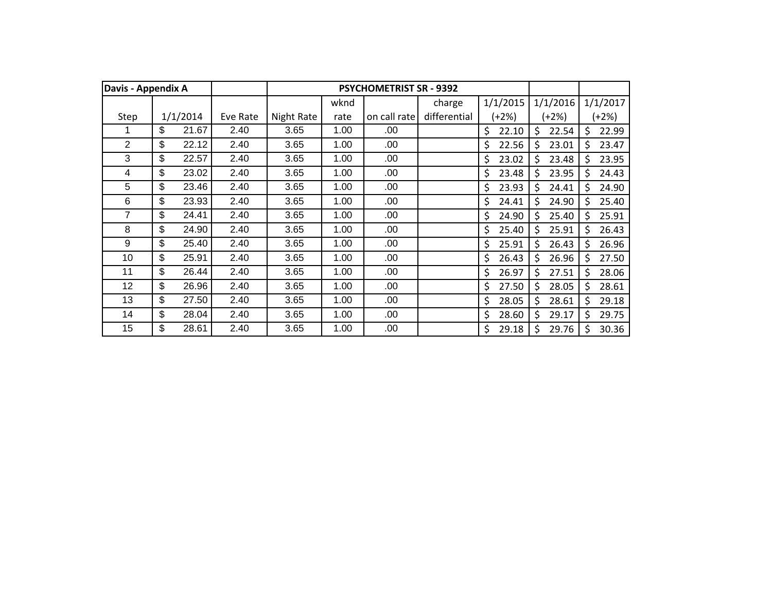| Davis - Appendix A | | | PSYCHOMETRIST SR - 9392 | | | | | | |
|---|---|---|---|---|---|---|---|---|---|
| Step | 1/1/2014 | Eve Rate | Night Rate | wknd rate | on call rate | charge differential | 1/1/2015 (+2%) | 1/1/2016 (+2%) | 1/1/2017 (+2%) |
| 1 | $ 21.67 | 2.40 | 3.65 | 1.00 | .00 | | $ 22.10 | $ 22.54 | $ 22.99 |
| 2 | $ 22.12 | 2.40 | 3.65 | 1.00 | .00 | | $ 22.56 | $ 23.01 | $ 23.47 |
| 3 | $ 22.57 | 2.40 | 3.65 | 1.00 | .00 | | $ 23.02 | $ 23.48 | $ 23.95 |
| 4 | $ 23.02 | 2.40 | 3.65 | 1.00 | .00 | | $ 23.48 | $ 23.95 | $ 24.43 |
| 5 | $ 23.46 | 2.40 | 3.65 | 1.00 | .00 | | $ 23.93 | $ 24.41 | $ 24.90 |
| 6 | $ 23.93 | 2.40 | 3.65 | 1.00 | .00 | | $ 24.41 | $ 24.90 | $ 25.40 |
| 7 | $ 24.41 | 2.40 | 3.65 | 1.00 | .00 | | $ 24.90 | $ 25.40 | $ 25.91 |
| 8 | $ 24.90 | 2.40 | 3.65 | 1.00 | .00 | | $ 25.40 | $ 25.91 | $ 26.43 |
| 9 | $ 25.40 | 2.40 | 3.65 | 1.00 | .00 | | $ 25.91 | $ 26.43 | $ 26.96 |
| 10 | $ 25.91 | 2.40 | 3.65 | 1.00 | .00 | | $ 26.43 | $ 26.96 | $ 27.50 |
| 11 | $ 26.44 | 2.40 | 3.65 | 1.00 | .00 | | $ 26.97 | $ 27.51 | $ 28.06 |
| 12 | $ 26.96 | 2.40 | 3.65 | 1.00 | .00 | | $ 27.50 | $ 28.05 | $ 28.61 |
| 13 | $ 27.50 | 2.40 | 3.65 | 1.00 | .00 | | $ 28.05 | $ 28.61 | $ 29.18 |
| 14 | $ 28.04 | 2.40 | 3.65 | 1.00 | .00 | | $ 28.60 | $ 29.17 | $ 29.75 |
| 15 | $ 28.61 | 2.40 | 3.65 | 1.00 | .00 | | $ 29.18 | $ 29.76 | $ 30.36 |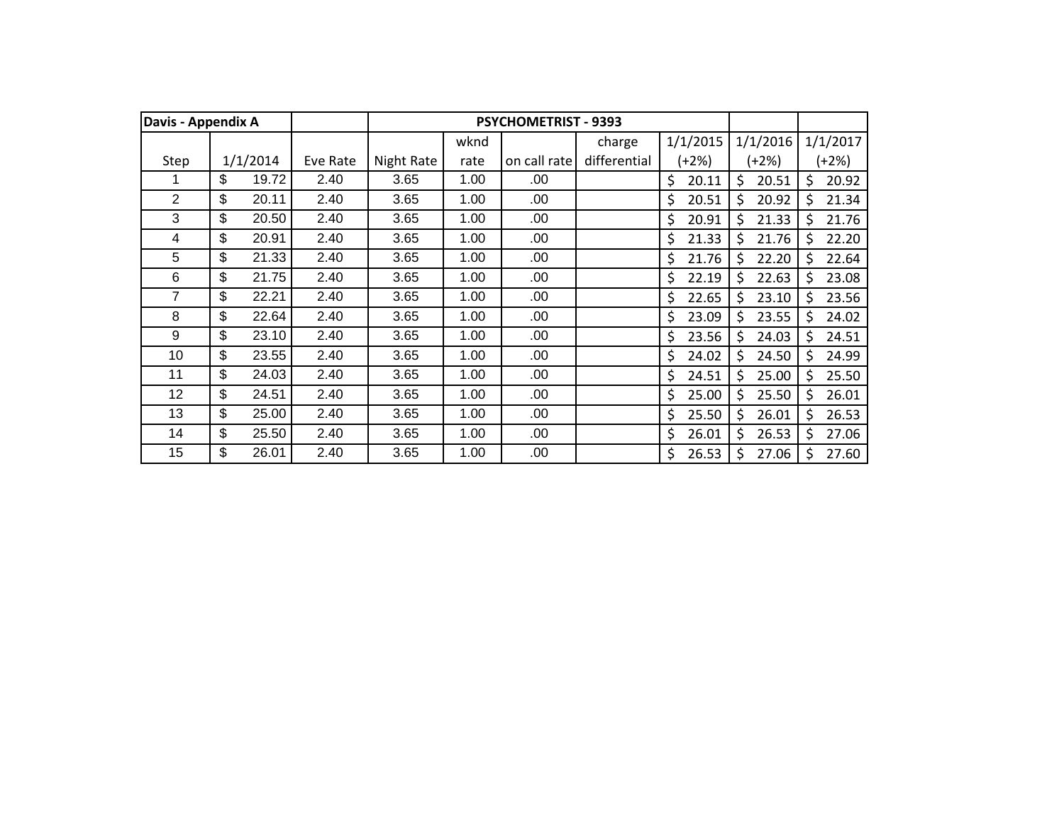| Davis - Appendix A | | | PSYCHOMETRIST - 9393 | | | | | | |
|---|---|---|---|---|---|---|---|---|---|
| Step | 1/1/2014 | Eve Rate | Night Rate | wknd rate | on call rate | charge differential | 1/1/2015 (+2%) | 1/1/2016 (+2%) | 1/1/2017 (+2%) |
| 1 | $ 19.72 | 2.40 | 3.65 | 1.00 | .00 | | $ 20.11 | $ 20.51 | $ 20.92 |
| 2 | $ 20.11 | 2.40 | 3.65 | 1.00 | .00 | | $ 20.51 | $ 20.92 | $ 21.34 |
| 3 | $ 20.50 | 2.40 | 3.65 | 1.00 | .00 | | $ 20.91 | $ 21.33 | $ 21.76 |
| 4 | $ 20.91 | 2.40 | 3.65 | 1.00 | .00 | | $ 21.33 | $ 21.76 | $ 22.20 |
| 5 | $ 21.33 | 2.40 | 3.65 | 1.00 | .00 | | $ 21.76 | $ 22.20 | $ 22.64 |
| 6 | $ 21.75 | 2.40 | 3.65 | 1.00 | .00 | | $ 22.19 | $ 22.63 | $ 23.08 |
| 7 | $ 22.21 | 2.40 | 3.65 | 1.00 | .00 | | $ 22.65 | $ 23.10 | $ 23.56 |
| 8 | $ 22.64 | 2.40 | 3.65 | 1.00 | .00 | | $ 23.09 | $ 23.55 | $ 24.02 |
| 9 | $ 23.10 | 2.40 | 3.65 | 1.00 | .00 | | $ 23.56 | $ 24.03 | $ 24.51 |
| 10 | $ 23.55 | 2.40 | 3.65 | 1.00 | .00 | | $ 24.02 | $ 24.50 | $ 24.99 |
| 11 | $ 24.03 | 2.40 | 3.65 | 1.00 | .00 | | $ 24.51 | $ 25.00 | $ 25.50 |
| 12 | $ 24.51 | 2.40 | 3.65 | 1.00 | .00 | | $ 25.00 | $ 25.50 | $ 26.01 |
| 13 | $ 25.00 | 2.40 | 3.65 | 1.00 | .00 | | $ 25.50 | $ 26.01 | $ 26.53 |
| 14 | $ 25.50 | 2.40 | 3.65 | 1.00 | .00 | | $ 26.01 | $ 26.53 | $ 27.06 |
| 15 | $ 26.01 | 2.40 | 3.65 | 1.00 | .00 | | $ 26.53 | $ 27.06 | $ 27.60 |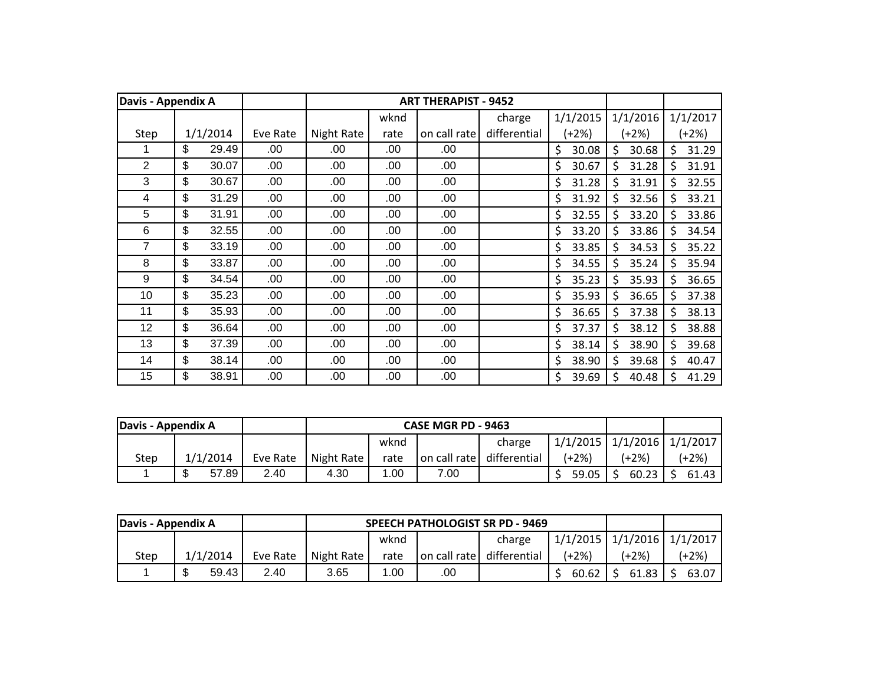| Davis - Appendix A | | | ART THERAPIST - 9452 | | | | | | |
|---|---|---|---|---|---|---|---|---|---|
| Step | 1/1/2014 | Eve Rate | Night Rate | wknd rate | on call rate | charge differential | 1/1/2015 (+2%) | 1/1/2016 (+2%) | 1/1/2017 (+2%) |
| 1 | $ 29.49 | .00 | .00 | .00 | .00 | | $ 30.08 | $ 30.68 | $ 31.29 |
| 2 | $ 30.07 | .00 | .00 | .00 | .00 | | $ 30.67 | $ 31.28 | $ 31.91 |
| 3 | $ 30.67 | .00 | .00 | .00 | .00 | | $ 31.28 | $ 31.91 | $ 32.55 |
| 4 | $ 31.29 | .00 | .00 | .00 | .00 | | $ 31.92 | $ 32.56 | $ 33.21 |
| 5 | $ 31.91 | .00 | .00 | .00 | .00 | | $ 32.55 | $ 33.20 | $ 33.86 |
| 6 | $ 32.55 | .00 | .00 | .00 | .00 | | $ 33.20 | $ 33.86 | $ 34.54 |
| 7 | $ 33.19 | .00 | .00 | .00 | .00 | | $ 33.85 | $ 34.53 | $ 35.22 |
| 8 | $ 33.87 | .00 | .00 | .00 | .00 | | $ 34.55 | $ 35.24 | $ 35.94 |
| 9 | $ 34.54 | .00 | .00 | .00 | .00 | | $ 35.23 | $ 35.93 | $ 36.65 |
| 10 | $ 35.23 | .00 | .00 | .00 | .00 | | $ 35.93 | $ 36.65 | $ 37.38 |
| 11 | $ 35.93 | .00 | .00 | .00 | .00 | | $ 36.65 | $ 37.38 | $ 38.13 |
| 12 | $ 36.64 | .00 | .00 | .00 | .00 | | $ 37.37 | $ 38.12 | $ 38.88 |
| 13 | $ 37.39 | .00 | .00 | .00 | .00 | | $ 38.14 | $ 38.90 | $ 39.68 |
| 14 | $ 38.14 | .00 | .00 | .00 | .00 | | $ 38.90 | $ 39.68 | $ 40.47 |
| 15 | $ 38.91 | .00 | .00 | .00 | .00 | | $ 39.69 | $ 40.48 | $ 41.29 |

| Davis - Appendix A | | | CASE MGR PD - 9463 | | | | | | |
|---|---|---|---|---|---|---|---|---|---|
| Step | 1/1/2014 | Eve Rate | Night Rate | wknd rate | on call rate | charge differential | 1/1/2015 (+2%) | 1/1/2016 (+2%) | 1/1/2017 (+2%) |
| 1 | $ 57.89 | 2.40 | 4.30 | 1.00 | 7.00 | | $ 59.05 | $ 60.23 | $ 61.43 |

| Davis - Appendix A | | | SPEECH PATHOLOGIST SR PD - 9469 | | | | | | |
|---|---|---|---|---|---|---|---|---|---|
| Step | 1/1/2014 | Eve Rate | Night Rate | wknd rate | on call rate | charge differential | 1/1/2015 (+2%) | 1/1/2016 (+2%) | 1/1/2017 (+2%) |
| 1 | $ 59.43 | 2.40 | 3.65 | 1.00 | .00 | | $ 60.62 | $ 61.83 | $ 63.07 |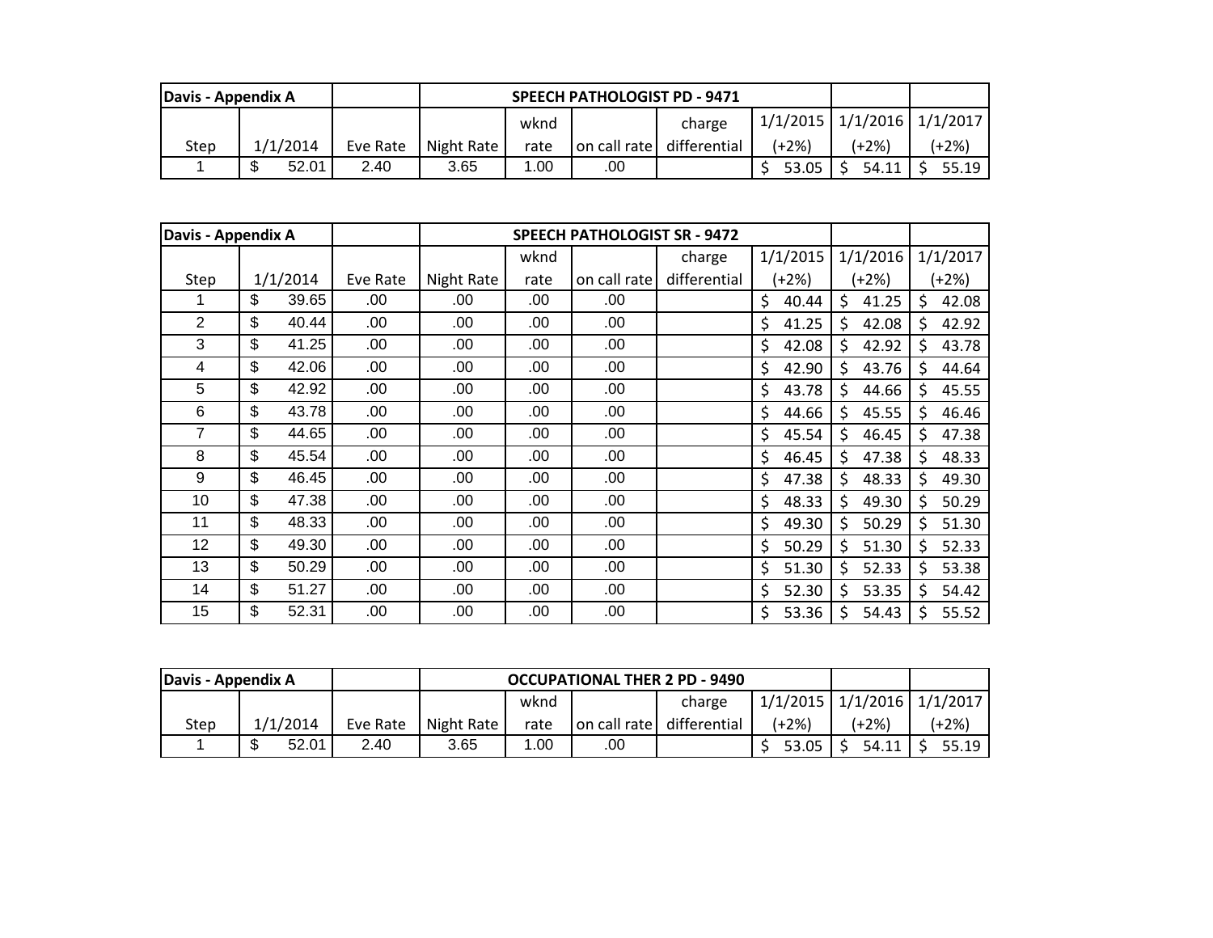| Davis - Appendix A | | | SPEECH PATHOLOGIST PD - 9471 | | | | | | |
|---|---|---|---|---|---|---|---|---|---|
| Step | 1/1/2014 | Eve Rate | Night Rate | wknd rate | on call rate | charge differential | 1/1/2015 (+2%) | 1/1/2016 (+2%) | 1/1/2017 (+2%) |
| 1 | $ 52.01 | 2.40 | 3.65 | 1.00 | .00 | | $ 53.05 | $ 54.11 | $ 55.19 |

| Davis - Appendix A | | | SPEECH PATHOLOGIST SR - 9472 | | | | | | |
|---|---|---|---|---|---|---|---|---|---|
| Step | 1/1/2014 | Eve Rate | Night Rate | wknd rate | on call rate | charge differential | 1/1/2015 (+2%) | 1/1/2016 (+2%) | 1/1/2017 (+2%) |
| 1 | $ 39.65 | .00 | .00 | .00 | .00 | | $ 40.44 | $ 41.25 | $ 42.08 |
| 2 | $ 40.44 | .00 | .00 | .00 | .00 | | $ 41.25 | $ 42.08 | $ 42.92 |
| 3 | $ 41.25 | .00 | .00 | .00 | .00 | | $ 42.08 | $ 42.92 | $ 43.78 |
| 4 | $ 42.06 | .00 | .00 | .00 | .00 | | $ 42.90 | $ 43.76 | $ 44.64 |
| 5 | $ 42.92 | .00 | .00 | .00 | .00 | | $ 43.78 | $ 44.66 | $ 45.55 |
| 6 | $ 43.78 | .00 | .00 | .00 | .00 | | $ 44.66 | $ 45.55 | $ 46.46 |
| 7 | $ 44.65 | .00 | .00 | .00 | .00 | | $ 45.54 | $ 46.45 | $ 47.38 |
| 8 | $ 45.54 | .00 | .00 | .00 | .00 | | $ 46.45 | $ 47.38 | $ 48.33 |
| 9 | $ 46.45 | .00 | .00 | .00 | .00 | | $ 47.38 | $ 48.33 | $ 49.30 |
| 10 | $ 47.38 | .00 | .00 | .00 | .00 | | $ 48.33 | $ 49.30 | $ 50.29 |
| 11 | $ 48.33 | .00 | .00 | .00 | .00 | | $ 49.30 | $ 50.29 | $ 51.30 |
| 12 | $ 49.30 | .00 | .00 | .00 | .00 | | $ 50.29 | $ 51.30 | $ 52.33 |
| 13 | $ 50.29 | .00 | .00 | .00 | .00 | | $ 51.30 | $ 52.33 | $ 53.38 |
| 14 | $ 51.27 | .00 | .00 | .00 | .00 | | $ 52.30 | $ 53.35 | $ 54.42 |
| 15 | $ 52.31 | .00 | .00 | .00 | .00 | | $ 53.36 | $ 54.43 | $ 55.52 |

| Davis - Appendix A | | | OCCUPATIONAL THER 2 PD - 9490 | | | | | | |
|---|---|---|---|---|---|---|---|---|---|
| Step | 1/1/2014 | Eve Rate | Night Rate | wknd rate | on call rate | charge differential | 1/1/2015 (+2%) | 1/1/2016 (+2%) | 1/1/2017 (+2%) |
| 1 | $ 52.01 | 2.40 | 3.65 | 1.00 | .00 | | $ 53.05 | $ 54.11 | $ 55.19 |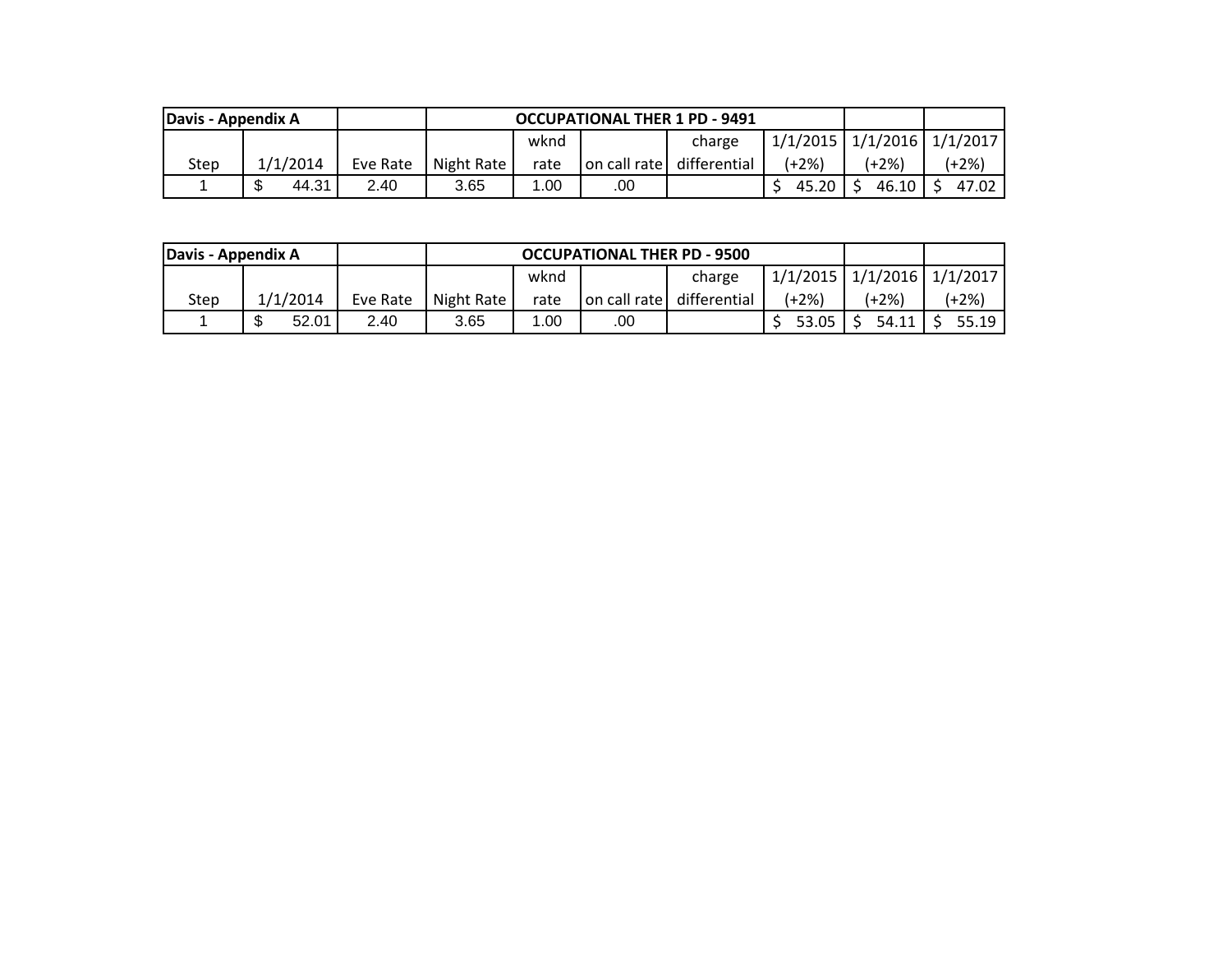| Davis - Appendix A | | | OCCUPATIONAL THER 1 PD - 9491 | | | | | | |
|---|---|---|---|---|---|---|---|---|---|
| Step | 1/1/2014 | Eve Rate | Night Rate | wknd rate | on call rate | charge differential | 1/1/2015 (+2%) | 1/1/2016 (+2%) | 1/1/2017 (+2%) |
| 1 | $ 44.31 | 2.40 | 3.65 | 1.00 | .00 | | $ 45.20 | $ 46.10 | $ 47.02 |

| Davis - Appendix A | | | OCCUPATIONAL THER PD - 9500 | | | | | | |
|---|---|---|---|---|---|---|---|---|---|
| Step | 1/1/2014 | Eve Rate | Night Rate | wknd rate | on call rate | charge differential | 1/1/2015 (+2%) | 1/1/2016 (+2%) | 1/1/2017 (+2%) |
| 1 | $ 52.01 | 2.40 | 3.65 | 1.00 | .00 | | $ 53.05 | $ 54.11 | $ 55.19 |